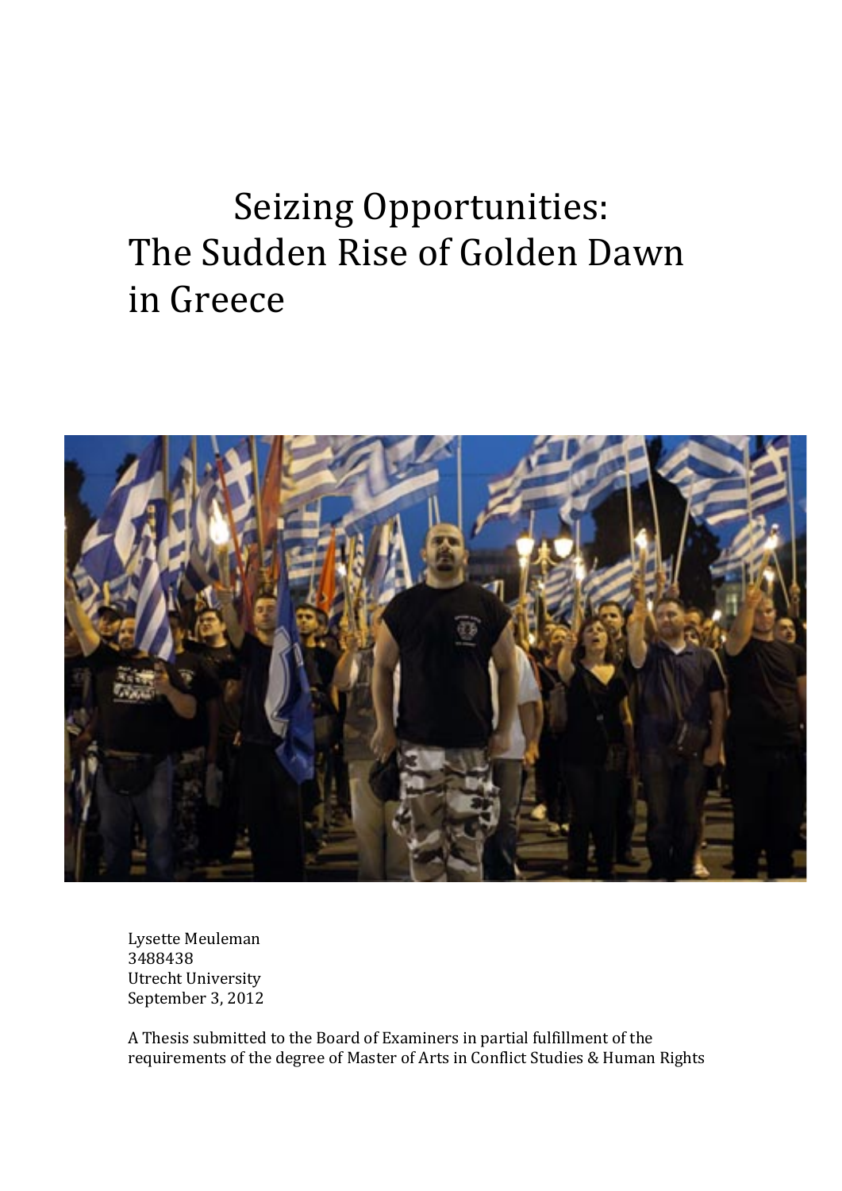# Seizing Opportunities: The Sudden Rise of Golden Dawn in Greece

Lysette Meuleman
3488438
Utrecht University
September 3, 2012

A Thesis submitted to the Board of Examiners in partial fulfillment of the requirements of the degree of Master of Arts in Conflict Studies & Human Rights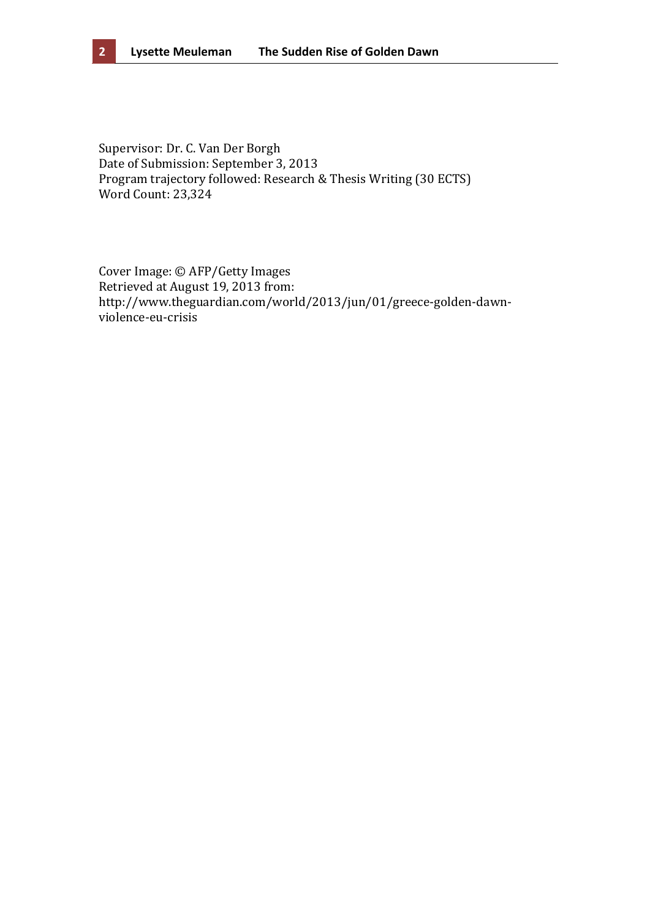Supervisor: Dr. C. Van Der Borgh
Date of Submission: September 3, 2013
Program trajectory followed: Research & Thesis Writing (30 ECTS)
Word Count: 23,324

Cover Image: © AFP/Getty Images
Retrieved at August 19, 2013 from:
http://www.theguardian.com/world/2013/jun/01/greece-golden-dawn-violence-eu-crisis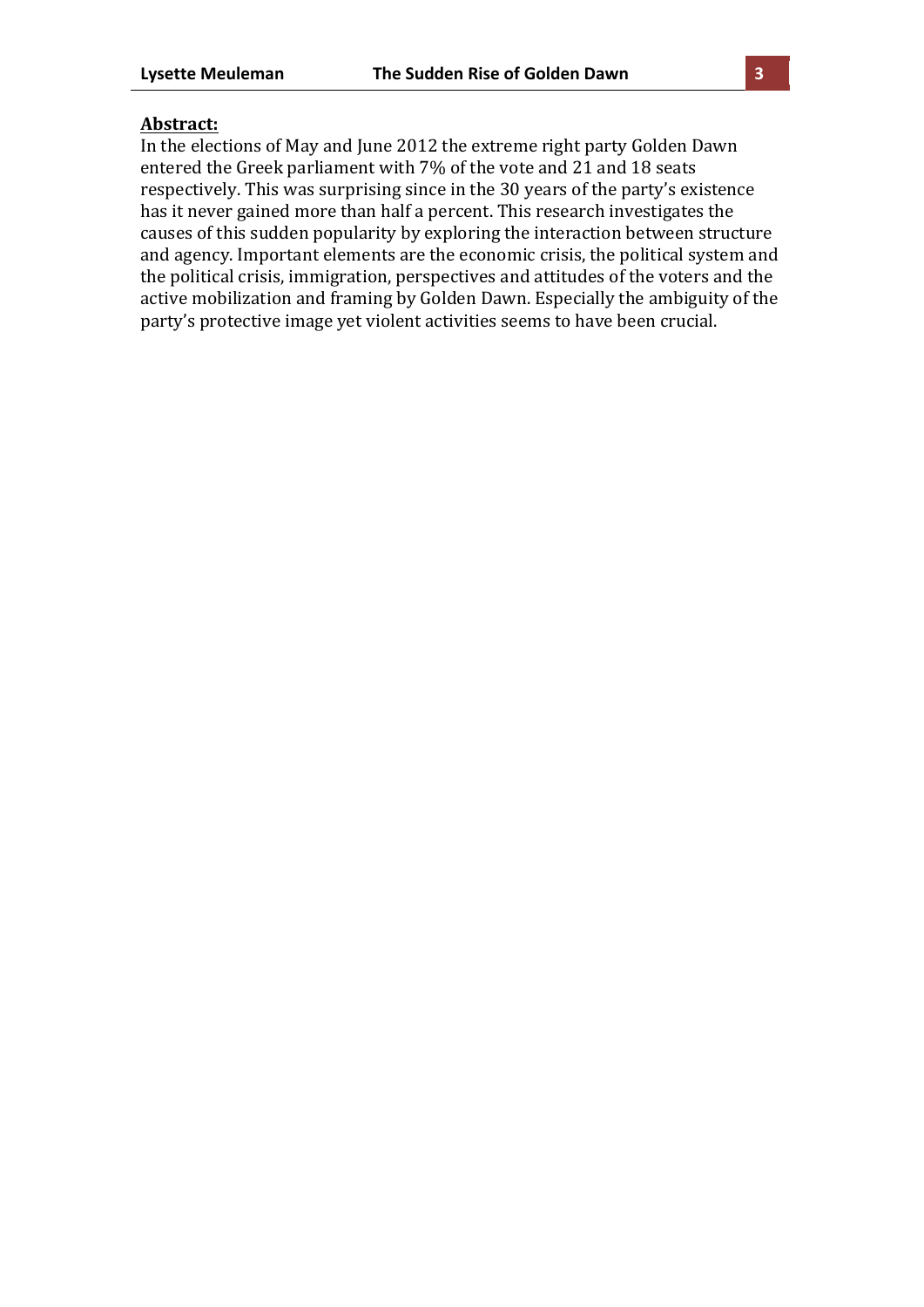**Abstract:**

In the elections of May and June 2012 the extreme right party Golden Dawn entered the Greek parliament with 7% of the vote and 21 and 18 seats respectively. This was surprising since in the 30 years of the party's existence has it never gained more than half a percent. This research investigates the causes of this sudden popularity by exploring the interaction between structure and agency. Important elements are the economic crisis, the political system and the political crisis, immigration, perspectives and attitudes of the voters and the active mobilization and framing by Golden Dawn. Especially the ambiguity of the party's protective image yet violent activities seems to have been crucial.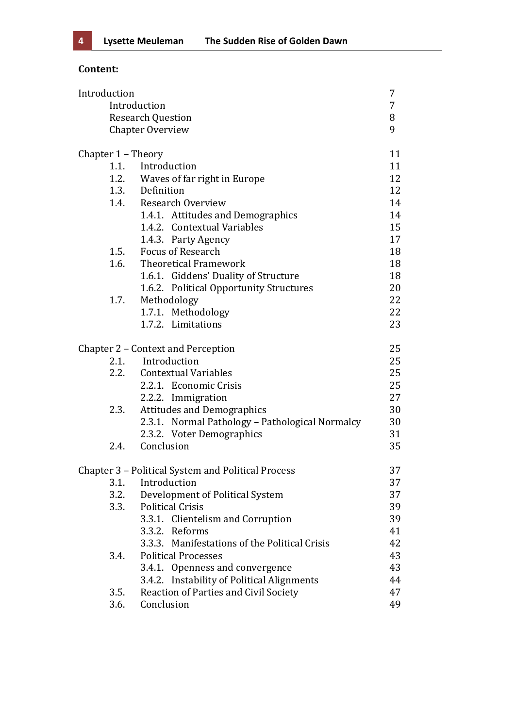**Content:**

| | |
|---|---|
| Introduction | 7 |
| Introduction | 7 |
| Research Question | 8 |
| Chapter Overview | 9 |
| | |
| Chapter 1 – Theory | 11 |
| 1.1. Introduction | 11 |
| 1.2. Waves of far right in Europe | 12 |
| 1.3. Definition | 12 |
| 1.4. Research Overview | 14 |
| 1.4.1. Attitudes and Demographics | 14 |
| 1.4.2. Contextual Variables | 15 |
| 1.4.3. Party Agency | 17 |
| 1.5. Focus of Research | 18 |
| 1.6. Theoretical Framework | 18 |
| 1.6.1. Giddens' Duality of Structure | 18 |
| 1.6.2. Political Opportunity Structures | 20 |
| 1.7. Methodology | 22 |
| 1.7.1. Methodology | 22 |
| 1.7.2. Limitations | 23 |
| | |
| Chapter 2 – Context and Perception | 25 |
| 2.1. Introduction | 25 |
| 2.2. Contextual Variables | 25 |
| 2.2.1. Economic Crisis | 25 |
| 2.2.2. Immigration | 27 |
| 2.3. Attitudes and Demographics | 30 |
| 2.3.1. Normal Pathology – Pathological Normalcy | 30 |
| 2.3.2. Voter Demographics | 31 |
| 2.4. Conclusion | 35 |
| | |
| Chapter 3 – Political System and Political Process | 37 |
| 3.1. Introduction | 37 |
| 3.2. Development of Political System | 37 |
| 3.3. Political Crisis | 39 |
| 3.3.1. Clientelism and Corruption | 39 |
| 3.3.2. Reforms | 41 |
| 3.3.3. Manifestations of the Political Crisis | 42 |
| 3.4. Political Processes | 43 |
| 3.4.1. Openness and convergence | 43 |
| 3.4.2. Instability of Political Alignments | 44 |
| 3.5. Reaction of Parties and Civil Society | 47 |
| 3.6. Conclusion | 49 |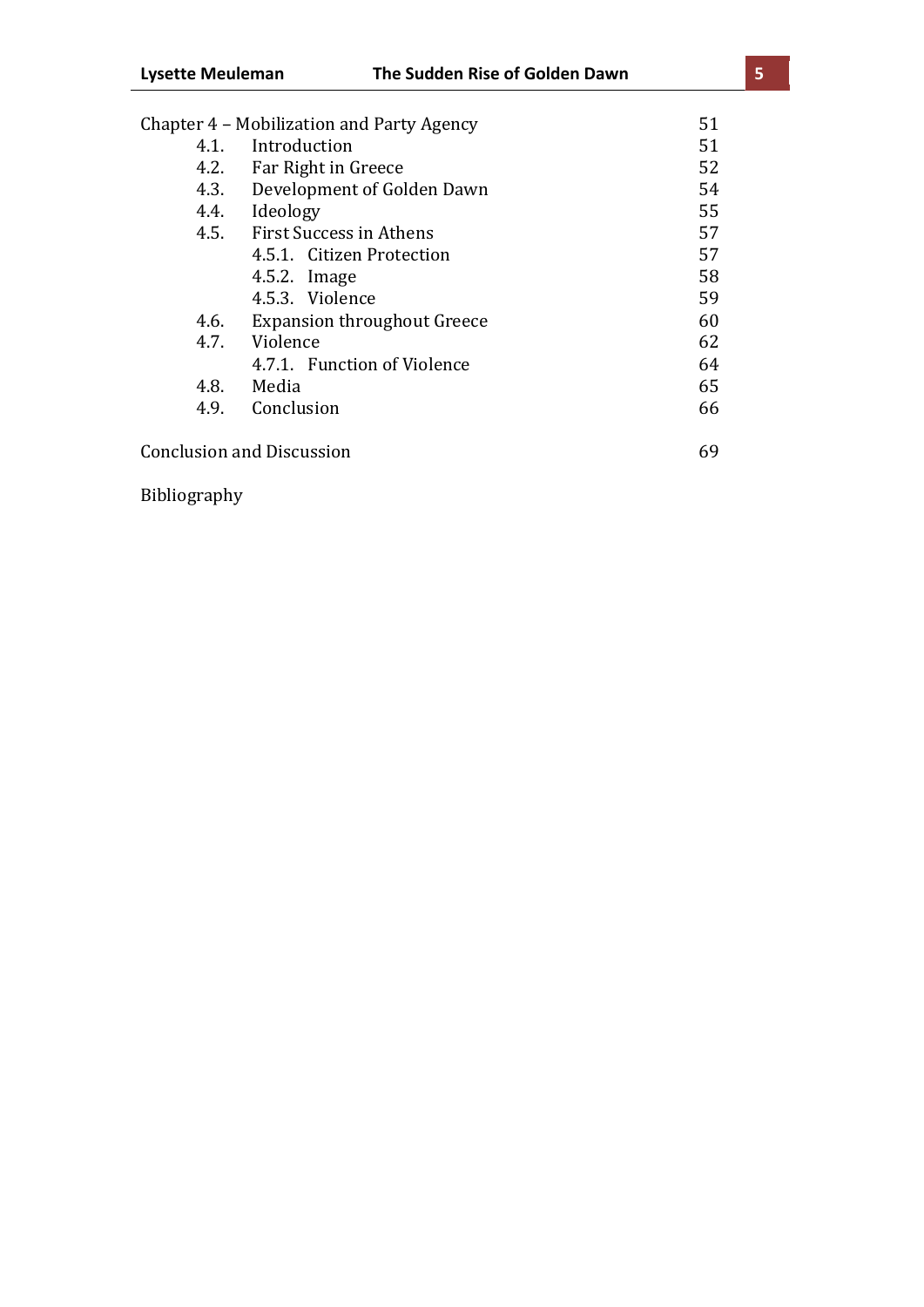| | | |
|---|---|---|
| Chapter 4 – Mobilization and Party Agency | | 51 |
| 4.1. | Introduction | 51 |
| 4.2. | Far Right in Greece | 52 |
| 4.3. | Development of Golden Dawn | 54 |
| 4.4. | Ideology | 55 |
| 4.5. | First Success in Athens | 57 |
| | 4.5.1. Citizen Protection | 57 |
| | 4.5.2. Image | 58 |
| | 4.5.3. Violence | 59 |
| 4.6. | Expansion throughout Greece | 60 |
| 4.7. | Violence | 62 |
| | 4.7.1. Function of Violence | 64 |
| 4.8. | Media | 65 |
| 4.9. | Conclusion | 66 |
| Conclusion and Discussion | | 69 |
| Bibliography | | |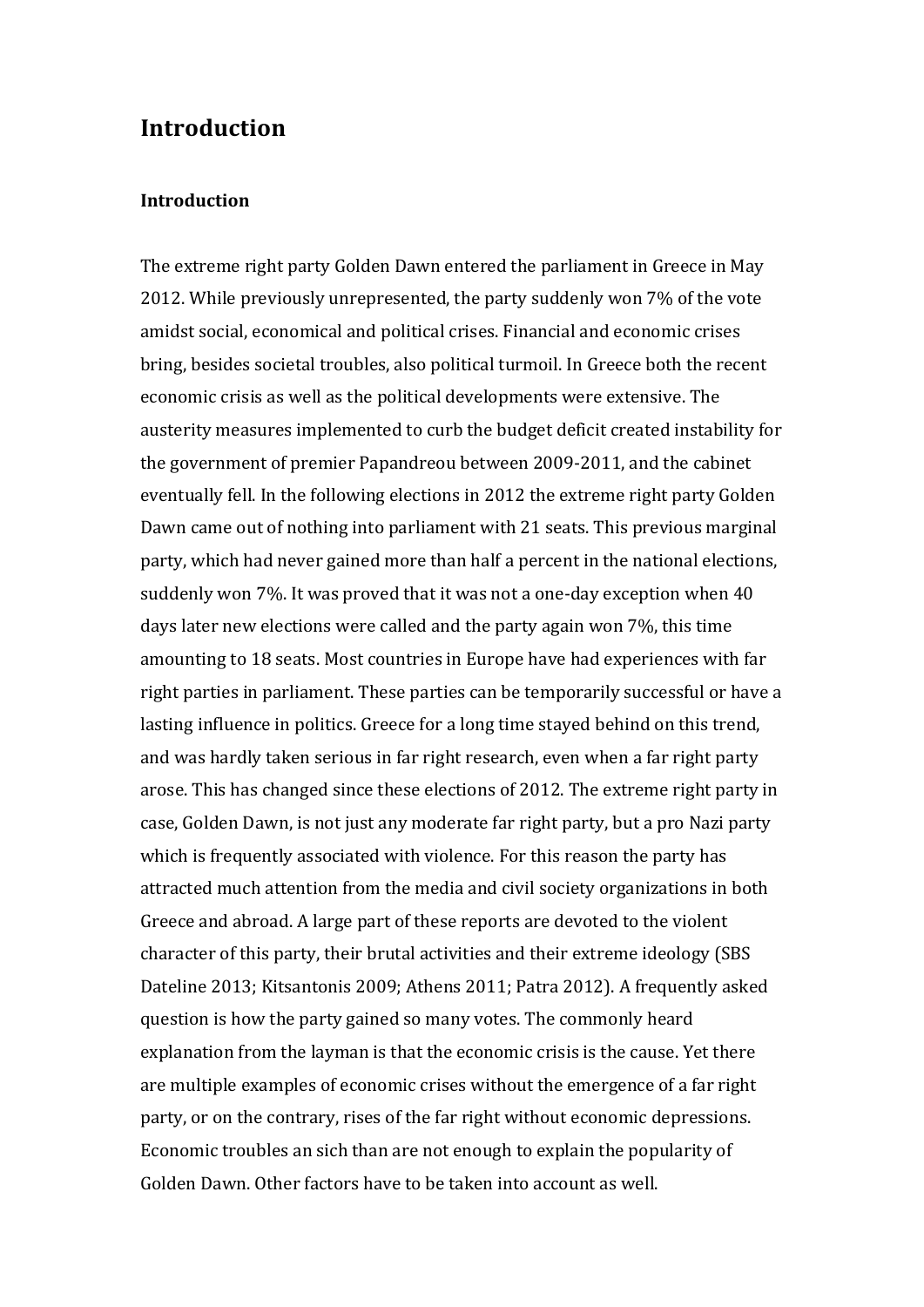# Introduction

### Introduction

The extreme right party Golden Dawn entered the parliament in Greece in May 2012. While previously unrepresented, the party suddenly won 7% of the vote amidst social, economical and political crises. Financial and economic crises bring, besides societal troubles, also political turmoil. In Greece both the recent economic crisis as well as the political developments were extensive. The austerity measures implemented to curb the budget deficit created instability for the government of premier Papandreou between 2009-2011, and the cabinet eventually fell. In the following elections in 2012 the extreme right party Golden Dawn came out of nothing into parliament with 21 seats. This previous marginal party, which had never gained more than half a percent in the national elections, suddenly won 7%. It was proved that it was not a one-day exception when 40 days later new elections were called and the party again won 7%, this time amounting to 18 seats. Most countries in Europe have had experiences with far right parties in parliament. These parties can be temporarily successful or have a lasting influence in politics. Greece for a long time stayed behind on this trend, and was hardly taken serious in far right research, even when a far right party arose. This has changed since these elections of 2012. The extreme right party in case, Golden Dawn, is not just any moderate far right party, but a pro Nazi party which is frequently associated with violence. For this reason the party has attracted much attention from the media and civil society organizations in both Greece and abroad. A large part of these reports are devoted to the violent character of this party, their brutal activities and their extreme ideology (SBS Dateline 2013; Kitsantonis 2009; Athens 2011; Patra 2012). A frequently asked question is how the party gained so many votes. The commonly heard explanation from the layman is that the economic crisis is the cause. Yet there are multiple examples of economic crises without the emergence of a far right party, or on the contrary, rises of the far right without economic depressions. Economic troubles an sich than are not enough to explain the popularity of Golden Dawn. Other factors have to be taken into account as well.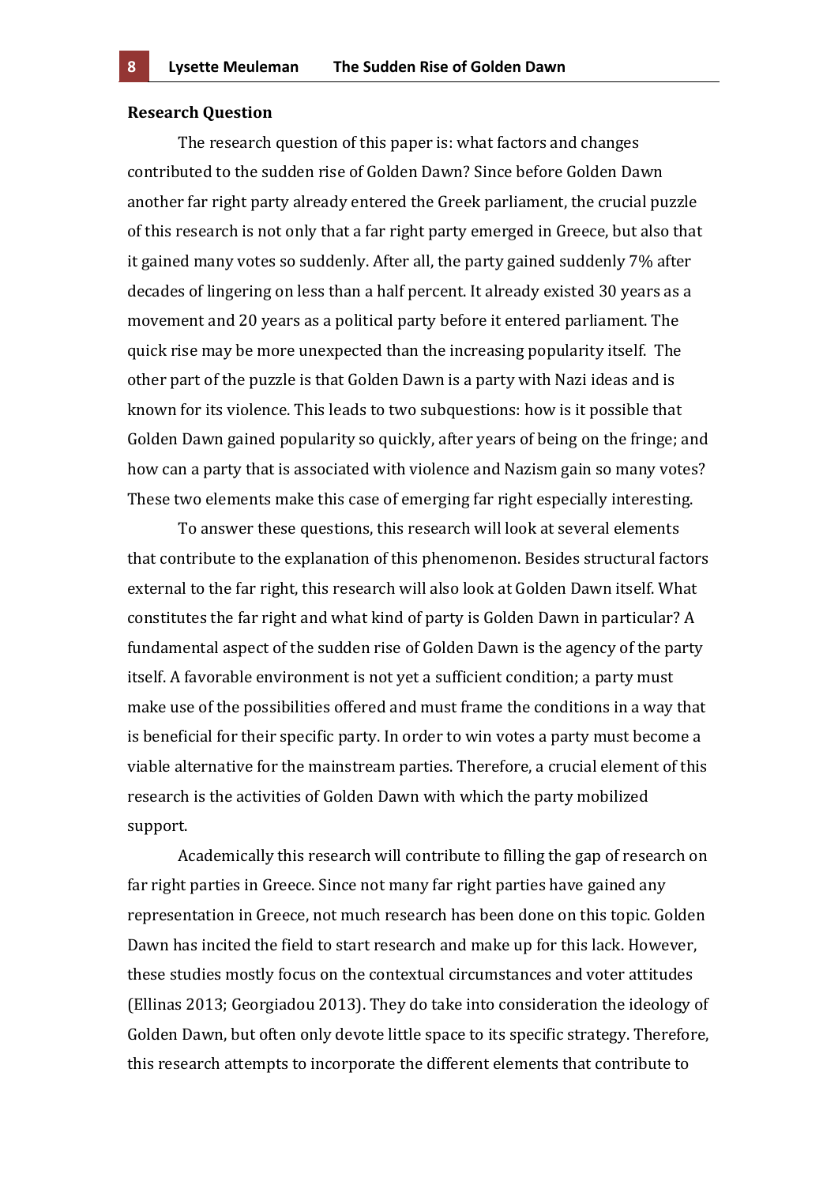**Research Question**

The research question of this paper is: what factors and changes contributed to the sudden rise of Golden Dawn? Since before Golden Dawn another far right party already entered the Greek parliament, the crucial puzzle of this research is not only that a far right party emerged in Greece, but also that it gained many votes so suddenly. After all, the party gained suddenly 7% after decades of lingering on less than a half percent. It already existed 30 years as a movement and 20 years as a political party before it entered parliament. The quick rise may be more unexpected than the increasing popularity itself. The other part of the puzzle is that Golden Dawn is a party with Nazi ideas and is known for its violence. This leads to two subquestions: how is it possible that Golden Dawn gained popularity so quickly, after years of being on the fringe; and how can a party that is associated with violence and Nazism gain so many votes? These two elements make this case of emerging far right especially interesting.

To answer these questions, this research will look at several elements that contribute to the explanation of this phenomenon. Besides structural factors external to the far right, this research will also look at Golden Dawn itself. What constitutes the far right and what kind of party is Golden Dawn in particular? A fundamental aspect of the sudden rise of Golden Dawn is the agency of the party itself. A favorable environment is not yet a sufficient condition; a party must make use of the possibilities offered and must frame the conditions in a way that is beneficial for their specific party. In order to win votes a party must become a viable alternative for the mainstream parties. Therefore, a crucial element of this research is the activities of Golden Dawn with which the party mobilized support.

Academically this research will contribute to filling the gap of research on far right parties in Greece. Since not many far right parties have gained any representation in Greece, not much research has been done on this topic. Golden Dawn has incited the field to start research and make up for this lack. However, these studies mostly focus on the contextual circumstances and voter attitudes (Ellinas 2013; Georgiadou 2013). They do take into consideration the ideology of Golden Dawn, but often only devote little space to its specific strategy. Therefore, this research attempts to incorporate the different elements that contribute to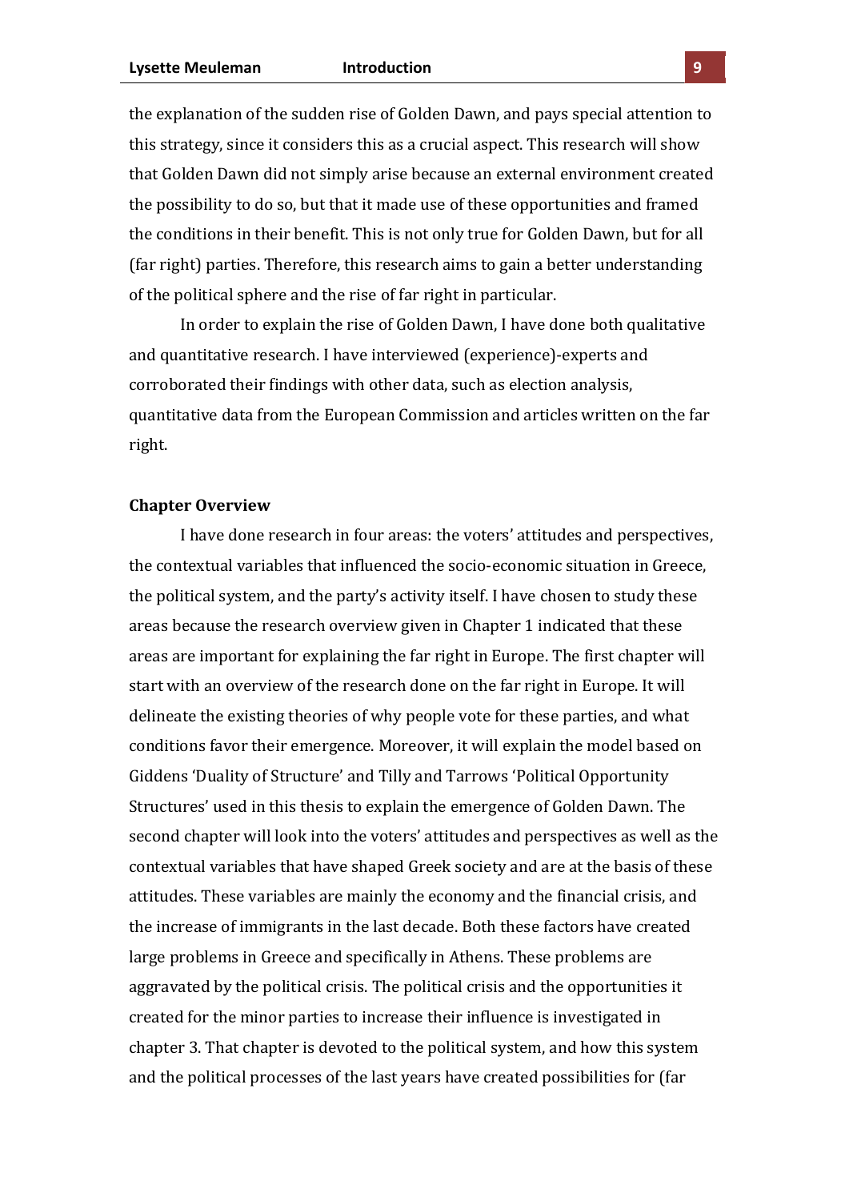the explanation of the sudden rise of Golden Dawn, and pays special attention to this strategy, since it considers this as a crucial aspect. This research will show that Golden Dawn did not simply arise because an external environment created the possibility to do so, but that it made use of these opportunities and framed the conditions in their benefit. This is not only true for Golden Dawn, but for all (far right) parties. Therefore, this research aims to gain a better understanding of the political sphere and the rise of far right in particular.

In order to explain the rise of Golden Dawn, I have done both qualitative and quantitative research. I have interviewed (experience)-experts and corroborated their findings with other data, such as election analysis, quantitative data from the European Commission and articles written on the far right.

### Chapter Overview

I have done research in four areas: the voters' attitudes and perspectives, the contextual variables that influenced the socio-economic situation in Greece, the political system, and the party's activity itself. I have chosen to study these areas because the research overview given in Chapter 1 indicated that these areas are important for explaining the far right in Europe. The first chapter will start with an overview of the research done on the far right in Europe. It will delineate the existing theories of why people vote for these parties, and what conditions favor their emergence. Moreover, it will explain the model based on Giddens 'Duality of Structure' and Tilly and Tarrows 'Political Opportunity Structures' used in this thesis to explain the emergence of Golden Dawn. The second chapter will look into the voters' attitudes and perspectives as well as the contextual variables that have shaped Greek society and are at the basis of these attitudes. These variables are mainly the economy and the financial crisis, and the increase of immigrants in the last decade. Both these factors have created large problems in Greece and specifically in Athens. These problems are aggravated by the political crisis. The political crisis and the opportunities it created for the minor parties to increase their influence is investigated in chapter 3. That chapter is devoted to the political system, and how this system and the political processes of the last years have created possibilities for (far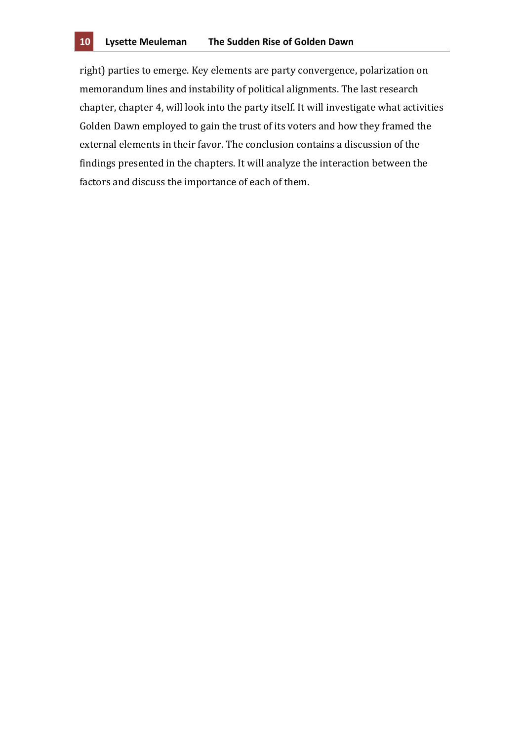right) parties to emerge. Key elements are party convergence, polarization on memorandum lines and instability of political alignments. The last research chapter, chapter 4, will look into the party itself. It will investigate what activities Golden Dawn employed to gain the trust of its voters and how they framed the external elements in their favor. The conclusion contains a discussion of the findings presented in the chapters. It will analyze the interaction between the factors and discuss the importance of each of them.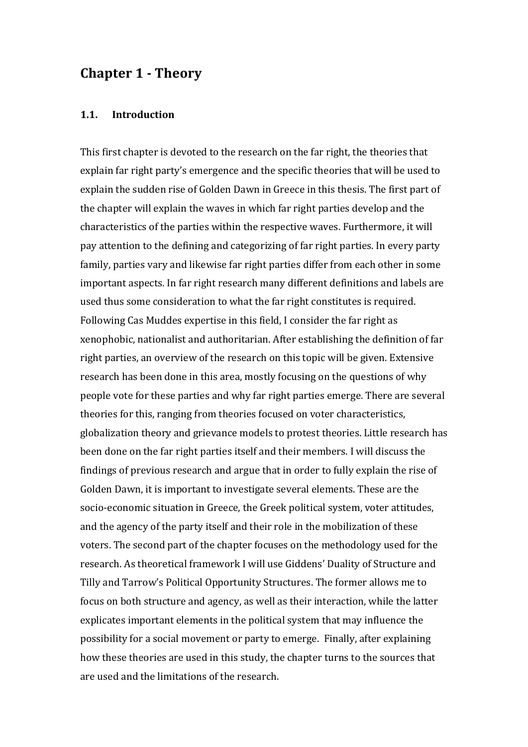# Chapter 1 - Theory

## 1.1. Introduction

This first chapter is devoted to the research on the far right, the theories that explain far right party's emergence and the specific theories that will be used to explain the sudden rise of Golden Dawn in Greece in this thesis. The first part of the chapter will explain the waves in which far right parties develop and the characteristics of the parties within the respective waves. Furthermore, it will pay attention to the defining and categorizing of far right parties. In every party family, parties vary and likewise far right parties differ from each other in some important aspects. In far right research many different definitions and labels are used thus some consideration to what the far right constitutes is required. Following Cas Muddes expertise in this field, I consider the far right as xenophobic, nationalist and authoritarian. After establishing the definition of far right parties, an overview of the research on this topic will be given. Extensive research has been done in this area, mostly focusing on the questions of why people vote for these parties and why far right parties emerge. There are several theories for this, ranging from theories focused on voter characteristics, globalization theory and grievance models to protest theories. Little research has been done on the far right parties itself and their members. I will discuss the findings of previous research and argue that in order to fully explain the rise of Golden Dawn, it is important to investigate several elements. These are the socio-economic situation in Greece, the Greek political system, voter attitudes, and the agency of the party itself and their role in the mobilization of these voters. The second part of the chapter focuses on the methodology used for the research. As theoretical framework I will use Giddens' Duality of Structure and Tilly and Tarrow's Political Opportunity Structures. The former allows me to focus on both structure and agency, as well as their interaction, while the latter explicates important elements in the political system that may influence the possibility for a social movement or party to emerge. Finally, after explaining how these theories are used in this study, the chapter turns to the sources that are used and the limitations of the research.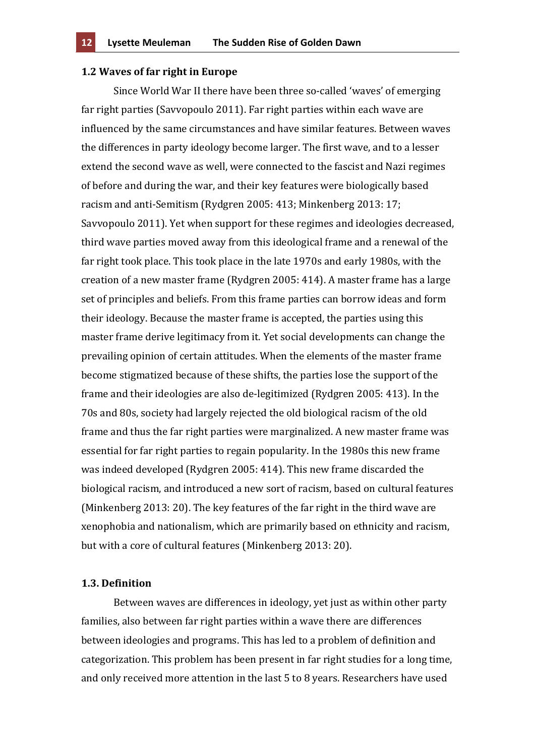### 1.2 Waves of far right in Europe

Since World War II there have been three so-called 'waves' of emerging far right parties (Savvopoulo 2011). Far right parties within each wave are influenced by the same circumstances and have similar features. Between waves the differences in party ideology become larger. The first wave, and to a lesser extend the second wave as well, were connected to the fascist and Nazi regimes of before and during the war, and their key features were biologically based racism and anti-Semitism (Rydgren 2005: 413; Minkenberg 2013: 17; Savvopoulo 2011). Yet when support for these regimes and ideologies decreased, third wave parties moved away from this ideological frame and a renewal of the far right took place. This took place in the late 1970s and early 1980s, with the creation of a new master frame (Rydgren 2005: 414). A master frame has a large set of principles and beliefs. From this frame parties can borrow ideas and form their ideology. Because the master frame is accepted, the parties using this master frame derive legitimacy from it. Yet social developments can change the prevailing opinion of certain attitudes. When the elements of the master frame become stigmatized because of these shifts, the parties lose the support of the frame and their ideologies are also de-legitimized (Rydgren 2005: 413). In the 70s and 80s, society had largely rejected the old biological racism of the old frame and thus the far right parties were marginalized. A new master frame was essential for far right parties to regain popularity. In the 1980s this new frame was indeed developed (Rydgren 2005: 414). This new frame discarded the biological racism, and introduced a new sort of racism, based on cultural features (Minkenberg 2013: 20). The key features of the far right in the third wave are xenophobia and nationalism, which are primarily based on ethnicity and racism, but with a core of cultural features (Minkenberg 2013: 20).

### 1.3. Definition

Between waves are differences in ideology, yet just as within other party families, also between far right parties within a wave there are differences between ideologies and programs. This has led to a problem of definition and categorization. This problem has been present in far right studies for a long time, and only received more attention in the last 5 to 8 years. Researchers have used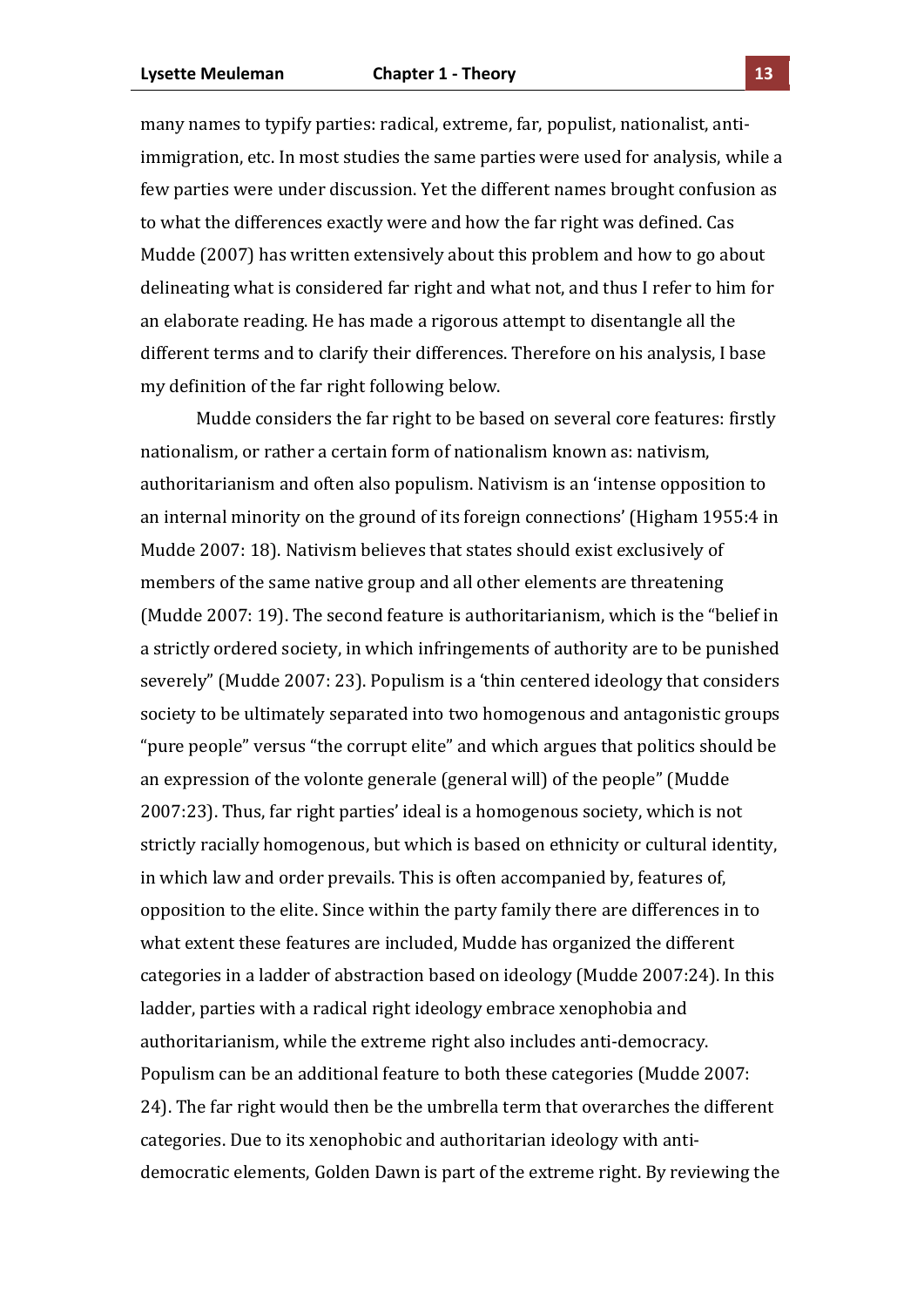many names to typify parties: radical, extreme, far, populist, nationalist, anti-immigration, etc. In most studies the same parties were used for analysis, while a few parties were under discussion. Yet the different names brought confusion as to what the differences exactly were and how the far right was defined. Cas Mudde (2007) has written extensively about this problem and how to go about delineating what is considered far right and what not, and thus I refer to him for an elaborate reading. He has made a rigorous attempt to disentangle all the different terms and to clarify their differences. Therefore on his analysis, I base my definition of the far right following below.

Mudde considers the far right to be based on several core features: firstly nationalism, or rather a certain form of nationalism known as: nativism, authoritarianism and often also populism. Nativism is an 'intense opposition to an internal minority on the ground of its foreign connections' (Higham 1955:4 in Mudde 2007: 18). Nativism believes that states should exist exclusively of members of the same native group and all other elements are threatening (Mudde 2007: 19). The second feature is authoritarianism, which is the "belief in a strictly ordered society, in which infringements of authority are to be punished severely" (Mudde 2007: 23). Populism is a 'thin centered ideology that considers society to be ultimately separated into two homogenous and antagonistic groups "pure people" versus "the corrupt elite" and which argues that politics should be an expression of the volonte generale (general will) of the people" (Mudde 2007:23). Thus, far right parties' ideal is a homogenous society, which is not strictly racially homogenous, but which is based on ethnicity or cultural identity, in which law and order prevails. This is often accompanied by, features of, opposition to the elite. Since within the party family there are differences in to what extent these features are included, Mudde has organized the different categories in a ladder of abstraction based on ideology (Mudde 2007:24). In this ladder, parties with a radical right ideology embrace xenophobia and authoritarianism, while the extreme right also includes anti-democracy. Populism can be an additional feature to both these categories (Mudde 2007: 24). The far right would then be the umbrella term that overarches the different categories. Due to its xenophobic and authoritarian ideology with anti-democratic elements, Golden Dawn is part of the extreme right. By reviewing the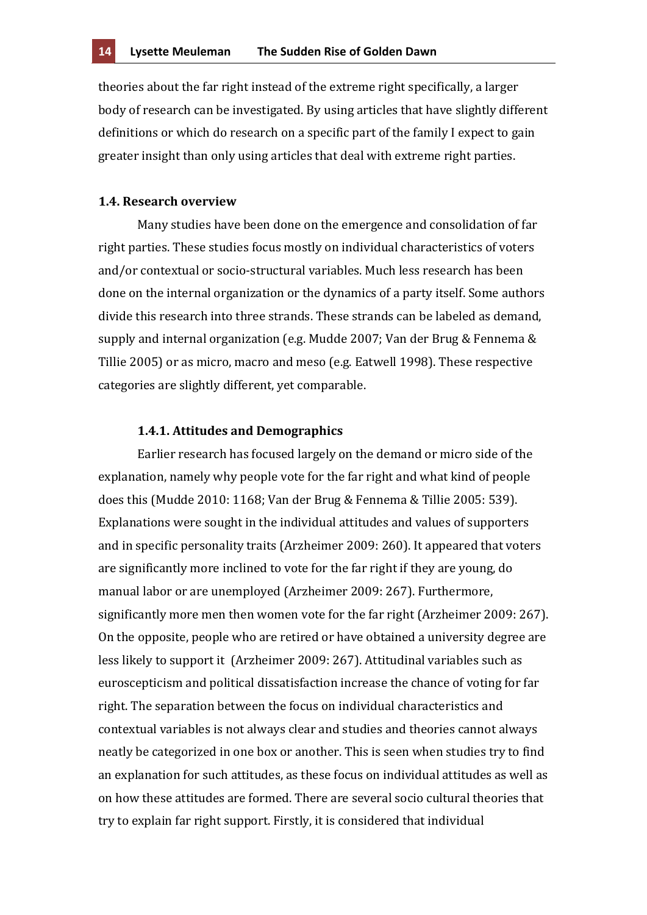theories about the far right instead of the extreme right specifically, a larger body of research can be investigated. By using articles that have slightly different definitions or which do research on a specific part of the family I expect to gain greater insight than only using articles that deal with extreme right parties.

## 1.4. Research overview

Many studies have been done on the emergence and consolidation of far right parties. These studies focus mostly on individual characteristics of voters and/or contextual or socio-structural variables. Much less research has been done on the internal organization or the dynamics of a party itself. Some authors divide this research into three strands. These strands can be labeled as demand, supply and internal organization (e.g. Mudde 2007; Van der Brug & Fennema & Tillie 2005) or as micro, macro and meso (e.g. Eatwell 1998). These respective categories are slightly different, yet comparable.

### 1.4.1. Attitudes and Demographics

Earlier research has focused largely on the demand or micro side of the explanation, namely why people vote for the far right and what kind of people does this (Mudde 2010: 1168; Van der Brug & Fennema & Tillie 2005: 539). Explanations were sought in the individual attitudes and values of supporters and in specific personality traits (Arzheimer 2009: 260). It appeared that voters are significantly more inclined to vote for the far right if they are young, do manual labor or are unemployed (Arzheimer 2009: 267). Furthermore, significantly more men then women vote for the far right (Arzheimer 2009: 267). On the opposite, people who are retired or have obtained a university degree are less likely to support it (Arzheimer 2009: 267). Attitudinal variables such as euroscepticism and political dissatisfaction increase the chance of voting for far right. The separation between the focus on individual characteristics and contextual variables is not always clear and studies and theories cannot always neatly be categorized in one box or another. This is seen when studies try to find an explanation for such attitudes, as these focus on individual attitudes as well as on how these attitudes are formed. There are several socio cultural theories that try to explain far right support. Firstly, it is considered that individual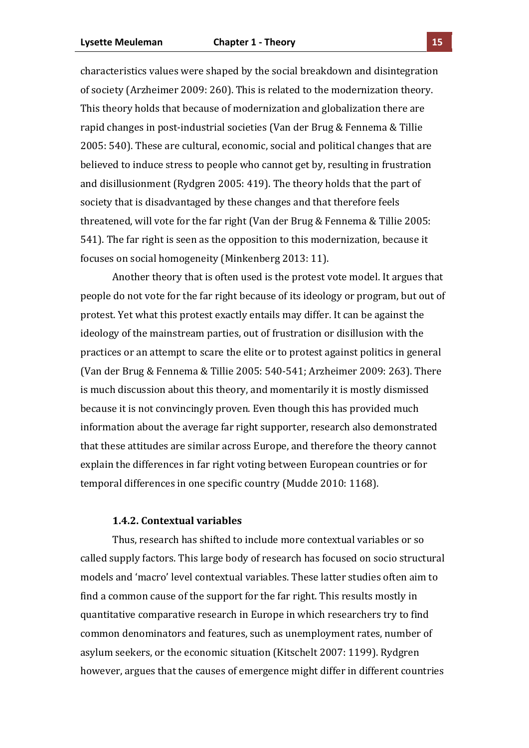characteristics values were shaped by the social breakdown and disintegration of society (Arzheimer 2009: 260). This is related to the modernization theory. This theory holds that because of modernization and globalization there are rapid changes in post-industrial societies (Van der Brug & Fennema & Tillie 2005: 540). These are cultural, economic, social and political changes that are believed to induce stress to people who cannot get by, resulting in frustration and disillusionment (Rydgren 2005: 419). The theory holds that the part of society that is disadvantaged by these changes and that therefore feels threatened, will vote for the far right (Van der Brug & Fennema & Tillie 2005: 541). The far right is seen as the opposition to this modernization, because it focuses on social homogeneity (Minkenberg 2013: 11).

Another theory that is often used is the protest vote model. It argues that people do not vote for the far right because of its ideology or program, but out of protest. Yet what this protest exactly entails may differ. It can be against the ideology of the mainstream parties, out of frustration or disillusion with the practices or an attempt to scare the elite or to protest against politics in general (Van der Brug & Fennema & Tillie 2005: 540-541; Arzheimer 2009: 263). There is much discussion about this theory, and momentarily it is mostly dismissed because it is not convincingly proven. Even though this has provided much information about the average far right supporter, research also demonstrated that these attitudes are similar across Europe, and therefore the theory cannot explain the differences in far right voting between European countries or for temporal differences in one specific country (Mudde 2010: 1168).

### 1.4.2. Contextual variables

Thus, research has shifted to include more contextual variables or so called supply factors. This large body of research has focused on socio structural models and 'macro' level contextual variables. These latter studies often aim to find a common cause of the support for the far right. This results mostly in quantitative comparative research in Europe in which researchers try to find common denominators and features, such as unemployment rates, number of asylum seekers, or the economic situation (Kitschelt 2007: 1199). Rydgren however, argues that the causes of emergence might differ in different countries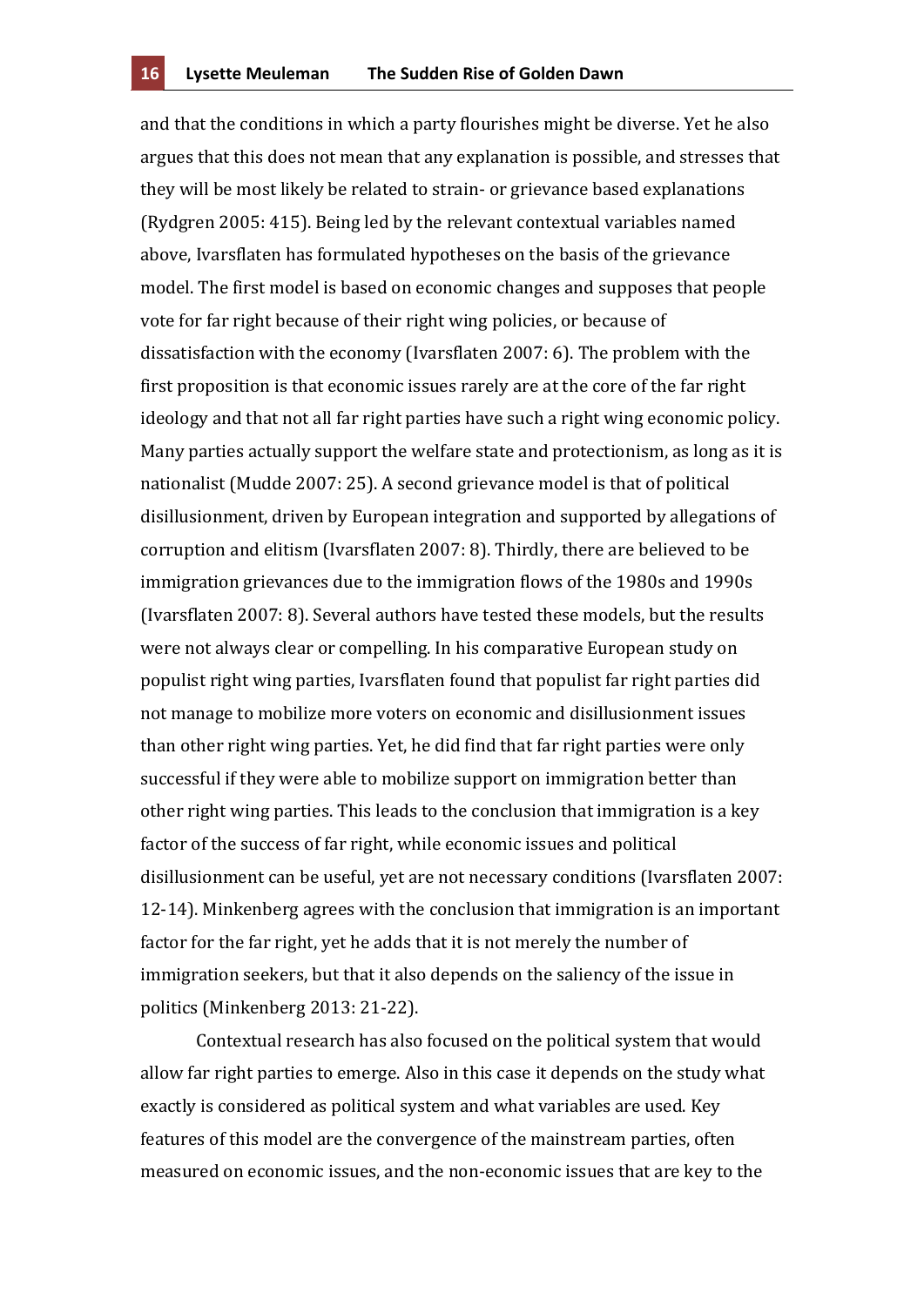and that the conditions in which a party flourishes might be diverse. Yet he also argues that this does not mean that any explanation is possible, and stresses that they will be most likely be related to strain- or grievance based explanations (Rydgren 2005: 415). Being led by the relevant contextual variables named above, Ivarsflaten has formulated hypotheses on the basis of the grievance model. The first model is based on economic changes and supposes that people vote for far right because of their right wing policies, or because of dissatisfaction with the economy (Ivarsflaten 2007: 6). The problem with the first proposition is that economic issues rarely are at the core of the far right ideology and that not all far right parties have such a right wing economic policy. Many parties actually support the welfare state and protectionism, as long as it is nationalist (Mudde 2007: 25). A second grievance model is that of political disillusionment, driven by European integration and supported by allegations of corruption and elitism (Ivarsflaten 2007: 8). Thirdly, there are believed to be immigration grievances due to the immigration flows of the 1980s and 1990s (Ivarsflaten 2007: 8). Several authors have tested these models, but the results were not always clear or compelling. In his comparative European study on populist right wing parties, Ivarsflaten found that populist far right parties did not manage to mobilize more voters on economic and disillusionment issues than other right wing parties. Yet, he did find that far right parties were only successful if they were able to mobilize support on immigration better than other right wing parties. This leads to the conclusion that immigration is a key factor of the success of far right, while economic issues and political disillusionment can be useful, yet are not necessary conditions (Ivarsflaten 2007: 12-14). Minkenberg agrees with the conclusion that immigration is an important factor for the far right, yet he adds that it is not merely the number of immigration seekers, but that it also depends on the saliency of the issue in politics (Minkenberg 2013: 21-22).

Contextual research has also focused on the political system that would allow far right parties to emerge. Also in this case it depends on the study what exactly is considered as political system and what variables are used. Key features of this model are the convergence of the mainstream parties, often measured on economic issues, and the non-economic issues that are key to the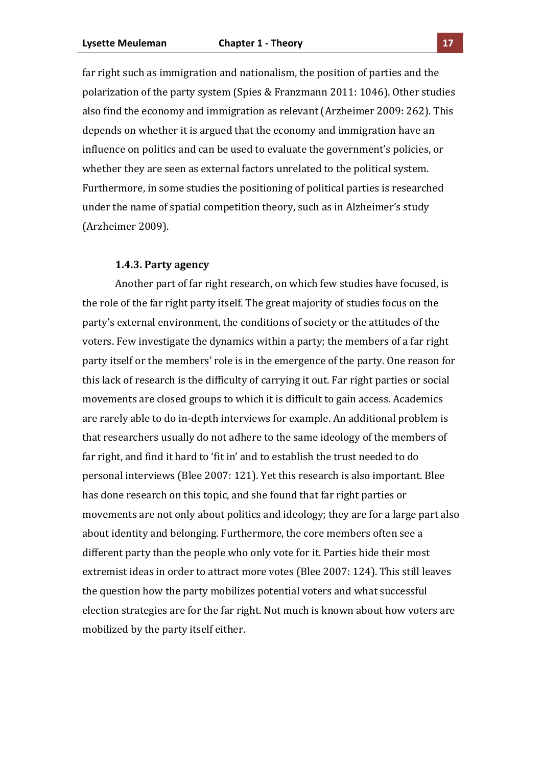far right such as immigration and nationalism, the position of parties and the polarization of the party system (Spies & Franzmann 2011: 1046). Other studies also find the economy and immigration as relevant (Arzheimer 2009: 262). This depends on whether it is argued that the economy and immigration have an influence on politics and can be used to evaluate the government's policies, or whether they are seen as external factors unrelated to the political system. Furthermore, in some studies the positioning of political parties is researched under the name of spatial competition theory, such as in Alzheimer's study (Arzheimer 2009).

### 1.4.3. Party agency

Another part of far right research, on which few studies have focused, is the role of the far right party itself. The great majority of studies focus on the party's external environment, the conditions of society or the attitudes of the voters. Few investigate the dynamics within a party; the members of a far right party itself or the members' role is in the emergence of the party. One reason for this lack of research is the difficulty of carrying it out. Far right parties or social movements are closed groups to which it is difficult to gain access. Academics are rarely able to do in-depth interviews for example. An additional problem is that researchers usually do not adhere to the same ideology of the members of far right, and find it hard to 'fit in' and to establish the trust needed to do personal interviews (Blee 2007: 121). Yet this research is also important. Blee has done research on this topic, and she found that far right parties or movements are not only about politics and ideology; they are for a large part also about identity and belonging. Furthermore, the core members often see a different party than the people who only vote for it. Parties hide their most extremist ideas in order to attract more votes (Blee 2007: 124). This still leaves the question how the party mobilizes potential voters and what successful election strategies are for the far right. Not much is known about how voters are mobilized by the party itself either.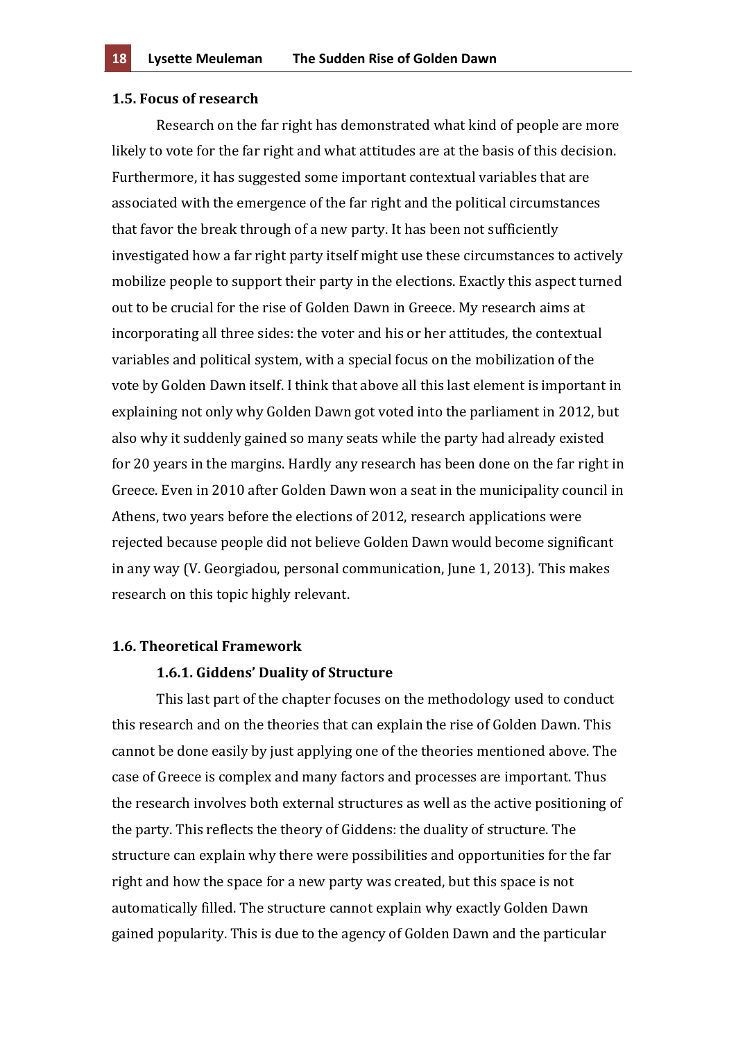### 1.5. Focus of research

Research on the far right has demonstrated what kind of people are more likely to vote for the far right and what attitudes are at the basis of this decision. Furthermore, it has suggested some important contextual variables that are associated with the emergence of the far right and the political circumstances that favor the break through of a new party. It has been not sufficiently investigated how a far right party itself might use these circumstances to actively mobilize people to support their party in the elections. Exactly this aspect turned out to be crucial for the rise of Golden Dawn in Greece. My research aims at incorporating all three sides: the voter and his or her attitudes, the contextual variables and political system, with a special focus on the mobilization of the vote by Golden Dawn itself. I think that above all this last element is important in explaining not only why Golden Dawn got voted into the parliament in 2012, but also why it suddenly gained so many seats while the party had already existed for 20 years in the margins. Hardly any research has been done on the far right in Greece. Even in 2010 after Golden Dawn won a seat in the municipality council in Athens, two years before the elections of 2012, research applications were rejected because people did not believe Golden Dawn would become significant in any way (V. Georgiadou, personal communication, June 1, 2013). This makes research on this topic highly relevant.

### 1.6. Theoretical Framework

#### 1.6.1. Giddens' Duality of Structure

This last part of the chapter focuses on the methodology used to conduct this research and on the theories that can explain the rise of Golden Dawn. This cannot be done easily by just applying one of the theories mentioned above. The case of Greece is complex and many factors and processes are important. Thus the research involves both external structures as well as the active positioning of the party. This reflects the theory of Giddens: the duality of structure. The structure can explain why there were possibilities and opportunities for the far right and how the space for a new party was created, but this space is not automatically filled. The structure cannot explain why exactly Golden Dawn gained popularity. This is due to the agency of Golden Dawn and the particular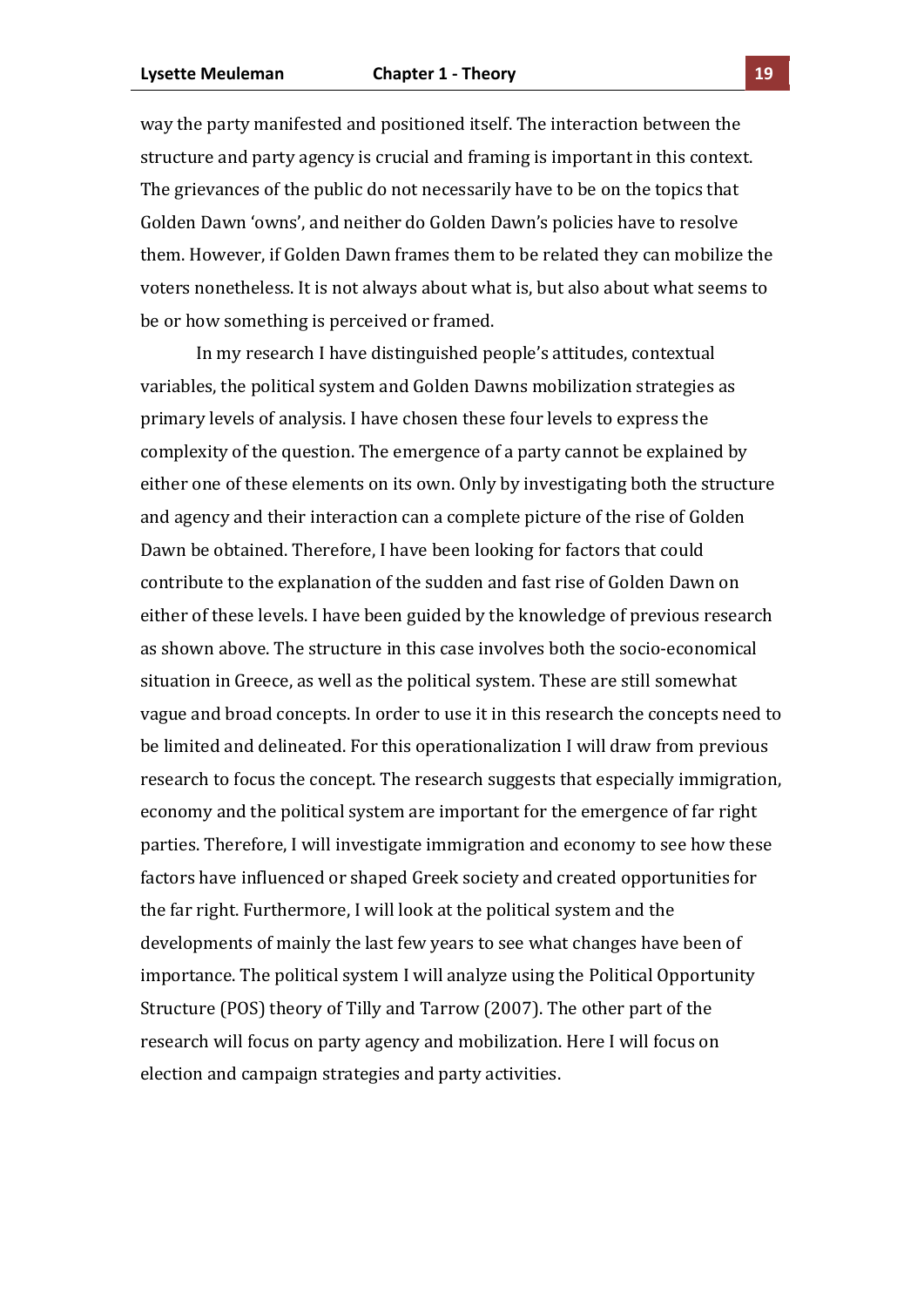way the party manifested and positioned itself. The interaction between the structure and party agency is crucial and framing is important in this context. The grievances of the public do not necessarily have to be on the topics that Golden Dawn 'owns', and neither do Golden Dawn's policies have to resolve them. However, if Golden Dawn frames them to be related they can mobilize the voters nonetheless. It is not always about what is, but also about what seems to be or how something is perceived or framed.

In my research I have distinguished people's attitudes, contextual variables, the political system and Golden Dawns mobilization strategies as primary levels of analysis. I have chosen these four levels to express the complexity of the question. The emergence of a party cannot be explained by either one of these elements on its own. Only by investigating both the structure and agency and their interaction can a complete picture of the rise of Golden Dawn be obtained. Therefore, I have been looking for factors that could contribute to the explanation of the sudden and fast rise of Golden Dawn on either of these levels. I have been guided by the knowledge of previous research as shown above. The structure in this case involves both the socio-economical situation in Greece, as well as the political system. These are still somewhat vague and broad concepts. In order to use it in this research the concepts need to be limited and delineated. For this operationalization I will draw from previous research to focus the concept. The research suggests that especially immigration, economy and the political system are important for the emergence of far right parties. Therefore, I will investigate immigration and economy to see how these factors have influenced or shaped Greek society and created opportunities for the far right. Furthermore, I will look at the political system and the developments of mainly the last few years to see what changes have been of importance. The political system I will analyze using the Political Opportunity Structure (POS) theory of Tilly and Tarrow (2007). The other part of the research will focus on party agency and mobilization. Here I will focus on election and campaign strategies and party activities.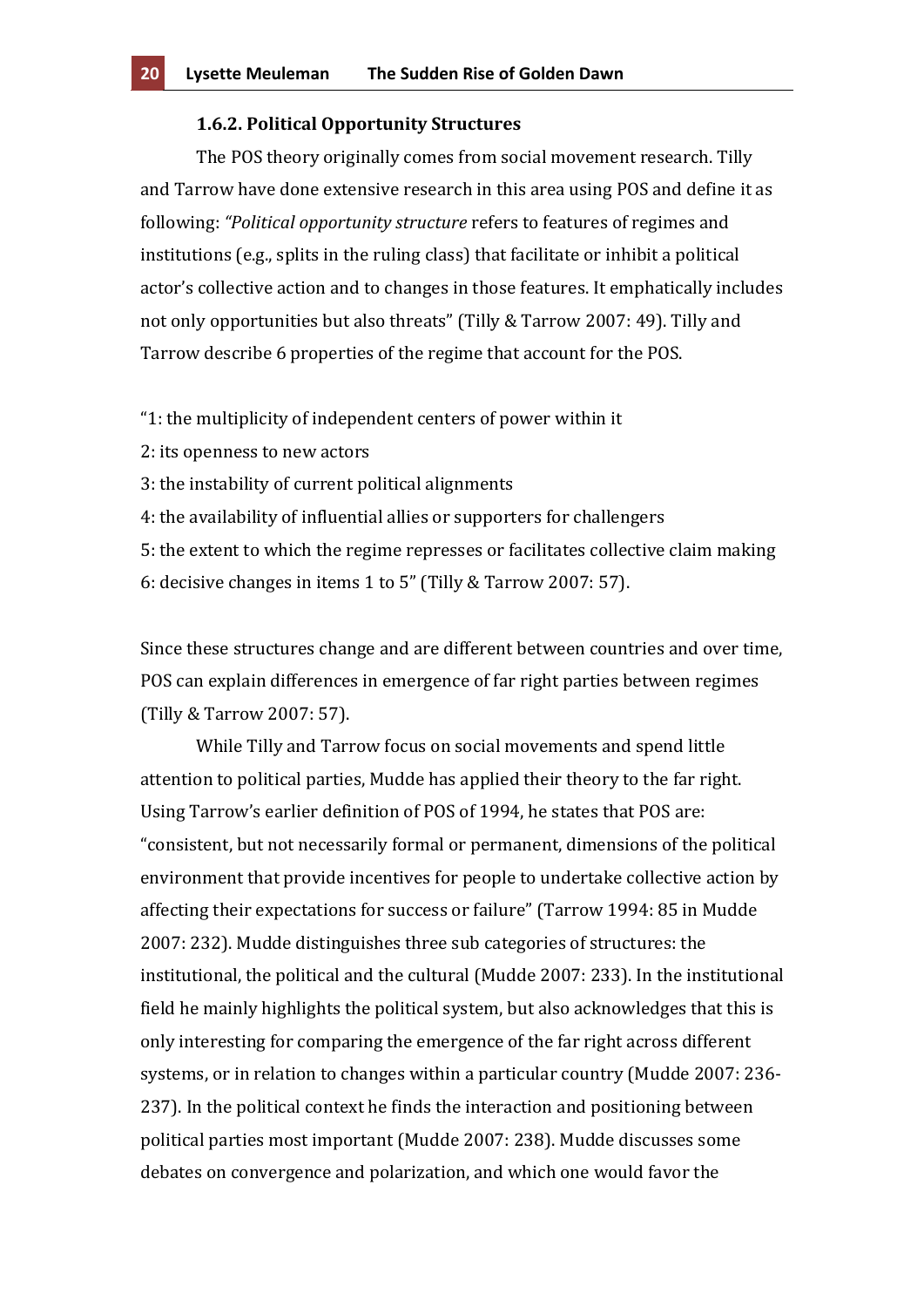### 1.6.2. Political Opportunity Structures

The POS theory originally comes from social movement research. Tilly and Tarrow have done extensive research in this area using POS and define it as following: *"Political opportunity structure* refers to features of regimes and institutions (e.g., splits in the ruling class) that facilitate or inhibit a political actor's collective action and to changes in those features. It emphatically includes not only opportunities but also threats" (Tilly & Tarrow 2007: 49). Tilly and Tarrow describe 6 properties of the regime that account for the POS.

"1: the multiplicity of independent centers of power within it

2: its openness to new actors

3: the instability of current political alignments

4: the availability of influential allies or supporters for challengers

5: the extent to which the regime represses or facilitates collective claim making

6: decisive changes in items 1 to 5" (Tilly & Tarrow 2007: 57).

Since these structures change and are different between countries and over time, POS can explain differences in emergence of far right parties between regimes (Tilly & Tarrow 2007: 57).

While Tilly and Tarrow focus on social movements and spend little attention to political parties, Mudde has applied their theory to the far right. Using Tarrow's earlier definition of POS of 1994, he states that POS are: "consistent, but not necessarily formal or permanent, dimensions of the political environment that provide incentives for people to undertake collective action by affecting their expectations for success or failure" (Tarrow 1994: 85 in Mudde 2007: 232). Mudde distinguishes three sub categories of structures: the institutional, the political and the cultural (Mudde 2007: 233). In the institutional field he mainly highlights the political system, but also acknowledges that this is only interesting for comparing the emergence of the far right across different systems, or in relation to changes within a particular country (Mudde 2007: 236-237). In the political context he finds the interaction and positioning between political parties most important (Mudde 2007: 238). Mudde discusses some debates on convergence and polarization, and which one would favor the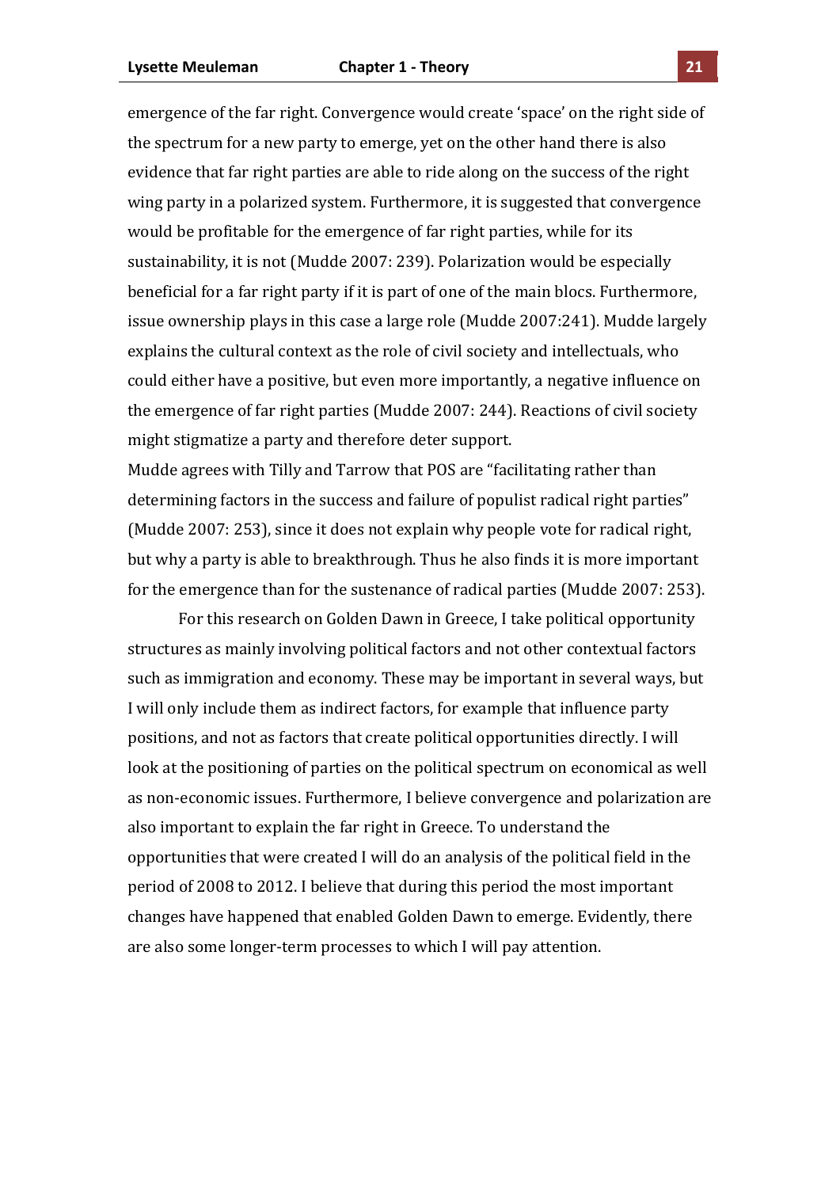emergence of the far right. Convergence would create 'space' on the right side of the spectrum for a new party to emerge, yet on the other hand there is also evidence that far right parties are able to ride along on the success of the right wing party in a polarized system. Furthermore, it is suggested that convergence would be profitable for the emergence of far right parties, while for its sustainability, it is not (Mudde 2007: 239). Polarization would be especially beneficial for a far right party if it is part of one of the main blocs. Furthermore, issue ownership plays in this case a large role (Mudde 2007:241). Mudde largely explains the cultural context as the role of civil society and intellectuals, who could either have a positive, but even more importantly, a negative influence on the emergence of far right parties (Mudde 2007: 244). Reactions of civil society might stigmatize a party and therefore deter support.
Mudde agrees with Tilly and Tarrow that POS are "facilitating rather than determining factors in the success and failure of populist radical right parties" (Mudde 2007: 253), since it does not explain why people vote for radical right, but why a party is able to breakthrough. Thus he also finds it is more important for the emergence than for the sustenance of radical parties (Mudde 2007: 253).

For this research on Golden Dawn in Greece, I take political opportunity structures as mainly involving political factors and not other contextual factors such as immigration and economy. These may be important in several ways, but I will only include them as indirect factors, for example that influence party positions, and not as factors that create political opportunities directly. I will look at the positioning of parties on the political spectrum on economical as well as non-economic issues. Furthermore, I believe convergence and polarization are also important to explain the far right in Greece. To understand the opportunities that were created I will do an analysis of the political field in the period of 2008 to 2012. I believe that during this period the most important changes have happened that enabled Golden Dawn to emerge. Evidently, there are also some longer-term processes to which I will pay attention.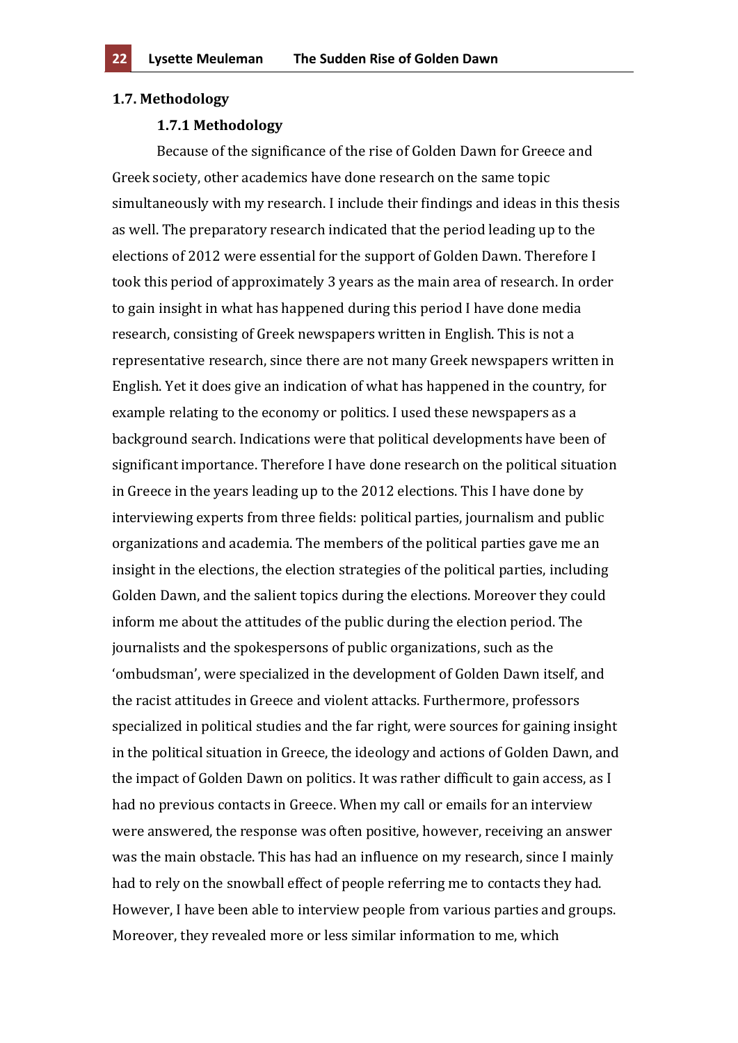## 1.7. Methodology

### 1.7.1 Methodology

Because of the significance of the rise of Golden Dawn for Greece and Greek society, other academics have done research on the same topic simultaneously with my research. I include their findings and ideas in this thesis as well. The preparatory research indicated that the period leading up to the elections of 2012 were essential for the support of Golden Dawn. Therefore I took this period of approximately 3 years as the main area of research. In order to gain insight in what has happened during this period I have done media research, consisting of Greek newspapers written in English. This is not a representative research, since there are not many Greek newspapers written in English. Yet it does give an indication of what has happened in the country, for example relating to the economy or politics. I used these newspapers as a background search. Indications were that political developments have been of significant importance. Therefore I have done research on the political situation in Greece in the years leading up to the 2012 elections. This I have done by interviewing experts from three fields: political parties, journalism and public organizations and academia. The members of the political parties gave me an insight in the elections, the election strategies of the political parties, including Golden Dawn, and the salient topics during the elections. Moreover they could inform me about the attitudes of the public during the election period. The journalists and the spokespersons of public organizations, such as the 'ombudsman', were specialized in the development of Golden Dawn itself, and the racist attitudes in Greece and violent attacks. Furthermore, professors specialized in political studies and the far right, were sources for gaining insight in the political situation in Greece, the ideology and actions of Golden Dawn, and the impact of Golden Dawn on politics. It was rather difficult to gain access, as I had no previous contacts in Greece. When my call or emails for an interview were answered, the response was often positive, however, receiving an answer was the main obstacle. This has had an influence on my research, since I mainly had to rely on the snowball effect of people referring me to contacts they had. However, I have been able to interview people from various parties and groups. Moreover, they revealed more or less similar information to me, which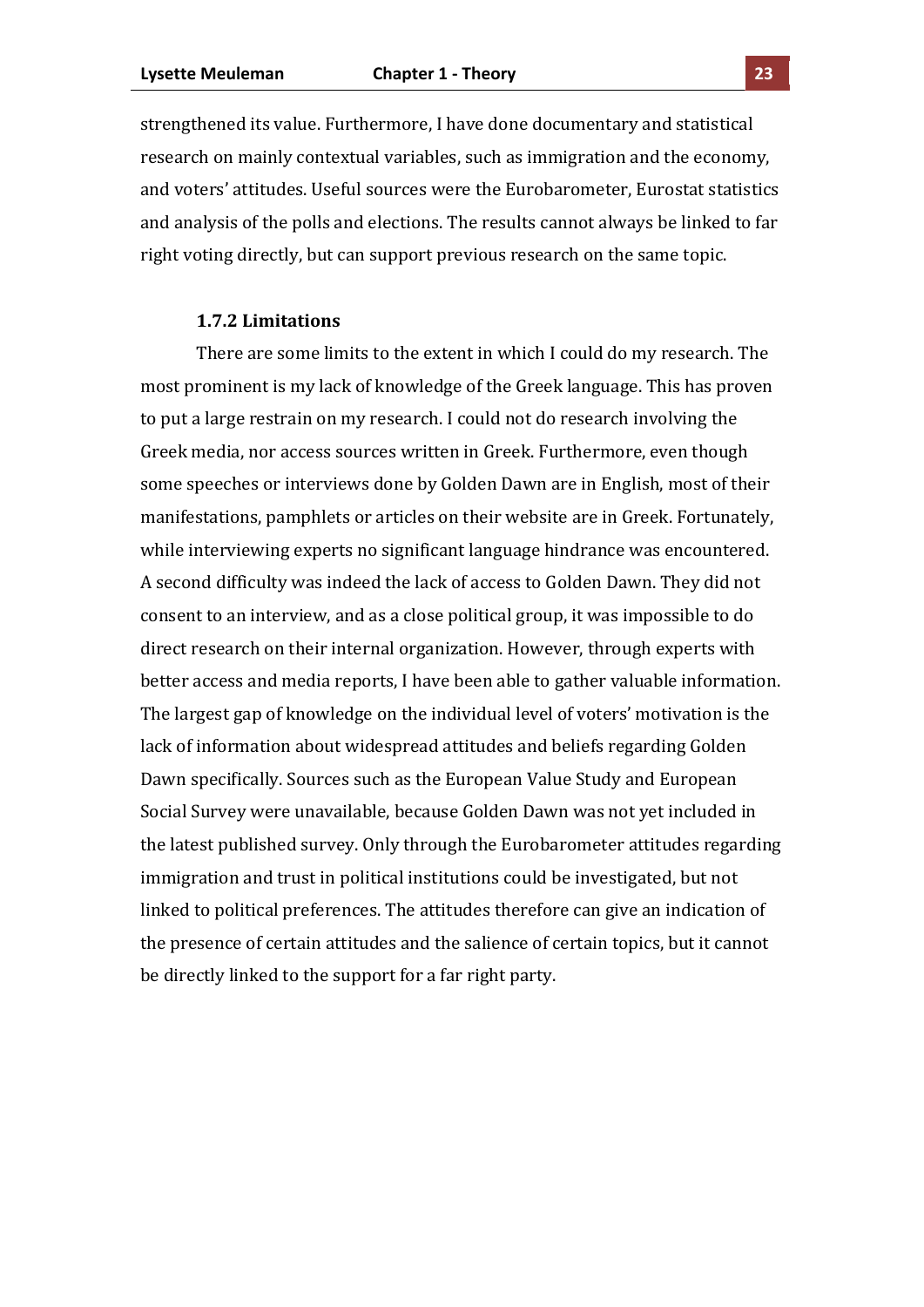strengthened its value. Furthermore, I have done documentary and statistical research on mainly contextual variables, such as immigration and the economy, and voters' attitudes. Useful sources were the Eurobarometer, Eurostat statistics and analysis of the polls and elections. The results cannot always be linked to far right voting directly, but can support previous research on the same topic.

### 1.7.2 Limitations

There are some limits to the extent in which I could do my research. The most prominent is my lack of knowledge of the Greek language. This has proven to put a large restrain on my research. I could not do research involving the Greek media, nor access sources written in Greek. Furthermore, even though some speeches or interviews done by Golden Dawn are in English, most of their manifestations, pamphlets or articles on their website are in Greek. Fortunately, while interviewing experts no significant language hindrance was encountered. A second difficulty was indeed the lack of access to Golden Dawn. They did not consent to an interview, and as a close political group, it was impossible to do direct research on their internal organization. However, through experts with better access and media reports, I have been able to gather valuable information. The largest gap of knowledge on the individual level of voters' motivation is the lack of information about widespread attitudes and beliefs regarding Golden Dawn specifically. Sources such as the European Value Study and European Social Survey were unavailable, because Golden Dawn was not yet included in the latest published survey. Only through the Eurobarometer attitudes regarding immigration and trust in political institutions could be investigated, but not linked to political preferences. The attitudes therefore can give an indication of the presence of certain attitudes and the salience of certain topics, but it cannot be directly linked to the support for a far right party.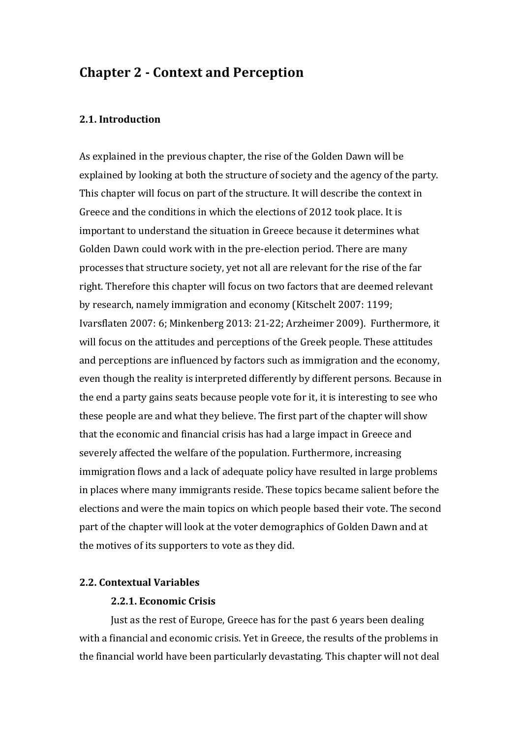# Chapter 2 - Context and Perception

## 2.1. Introduction

As explained in the previous chapter, the rise of the Golden Dawn will be explained by looking at both the structure of society and the agency of the party. This chapter will focus on part of the structure. It will describe the context in Greece and the conditions in which the elections of 2012 took place. It is important to understand the situation in Greece because it determines what Golden Dawn could work with in the pre-election period. There are many processes that structure society, yet not all are relevant for the rise of the far right. Therefore this chapter will focus on two factors that are deemed relevant by research, namely immigration and economy (Kitschelt 2007: 1199; Ivarsflaten 2007: 6; Minkenberg 2013: 21-22; Arzheimer 2009). Furthermore, it will focus on the attitudes and perceptions of the Greek people. These attitudes and perceptions are influenced by factors such as immigration and the economy, even though the reality is interpreted differently by different persons. Because in the end a party gains seats because people vote for it, it is interesting to see who these people are and what they believe. The first part of the chapter will show that the economic and financial crisis has had a large impact in Greece and severely affected the welfare of the population. Furthermore, increasing immigration flows and a lack of adequate policy have resulted in large problems in places where many immigrants reside. These topics became salient before the elections and were the main topics on which people based their vote. The second part of the chapter will look at the voter demographics of Golden Dawn and at the motives of its supporters to vote as they did.

## 2.2. Contextual Variables

### 2.2.1. Economic Crisis

Just as the rest of Europe, Greece has for the past 6 years been dealing with a financial and economic crisis. Yet in Greece, the results of the problems in the financial world have been particularly devastating. This chapter will not deal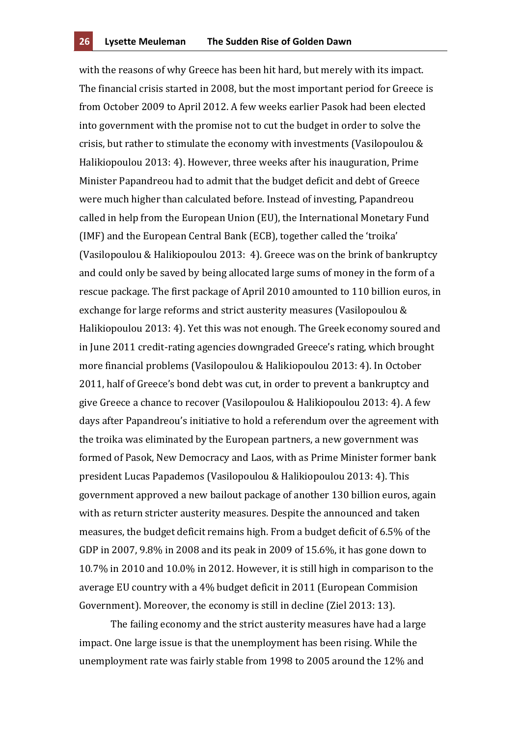with the reasons of why Greece has been hit hard, but merely with its impact. The financial crisis started in 2008, but the most important period for Greece is from October 2009 to April 2012. A few weeks earlier Pasok had been elected into government with the promise not to cut the budget in order to solve the crisis, but rather to stimulate the economy with investments (Vasilopoulou & Halikiopoulou 2013: 4). However, three weeks after his inauguration, Prime Minister Papandreou had to admit that the budget deficit and debt of Greece were much higher than calculated before. Instead of investing, Papandreou called in help from the European Union (EU), the International Monetary Fund (IMF) and the European Central Bank (ECB), together called the 'troika' (Vasilopoulou & Halikiopoulou 2013: 4). Greece was on the brink of bankruptcy and could only be saved by being allocated large sums of money in the form of a rescue package. The first package of April 2010 amounted to 110 billion euros, in exchange for large reforms and strict austerity measures (Vasilopoulou & Halikiopoulou 2013: 4). Yet this was not enough. The Greek economy soured and in June 2011 credit-rating agencies downgraded Greece's rating, which brought more financial problems (Vasilopoulou & Halikiopoulou 2013: 4). In October 2011, half of Greece's bond debt was cut, in order to prevent a bankruptcy and give Greece a chance to recover (Vasilopoulou & Halikiopoulou 2013: 4). A few days after Papandreou's initiative to hold a referendum over the agreement with the troika was eliminated by the European partners, a new government was formed of Pasok, New Democracy and Laos, with as Prime Minister former bank president Lucas Papademos (Vasilopoulou & Halikiopoulou 2013: 4). This government approved a new bailout package of another 130 billion euros, again with as return stricter austerity measures. Despite the announced and taken measures, the budget deficit remains high. From a budget deficit of 6.5% of the GDP in 2007, 9.8% in 2008 and its peak in 2009 of 15.6%, it has gone down to 10.7% in 2010 and 10.0% in 2012. However, it is still high in comparison to the average EU country with a 4% budget deficit in 2011 (European Commision Government). Moreover, the economy is still in decline (Ziel 2013: 13).

The failing economy and the strict austerity measures have had a large impact. One large issue is that the unemployment has been rising. While the unemployment rate was fairly stable from 1998 to 2005 around the 12% and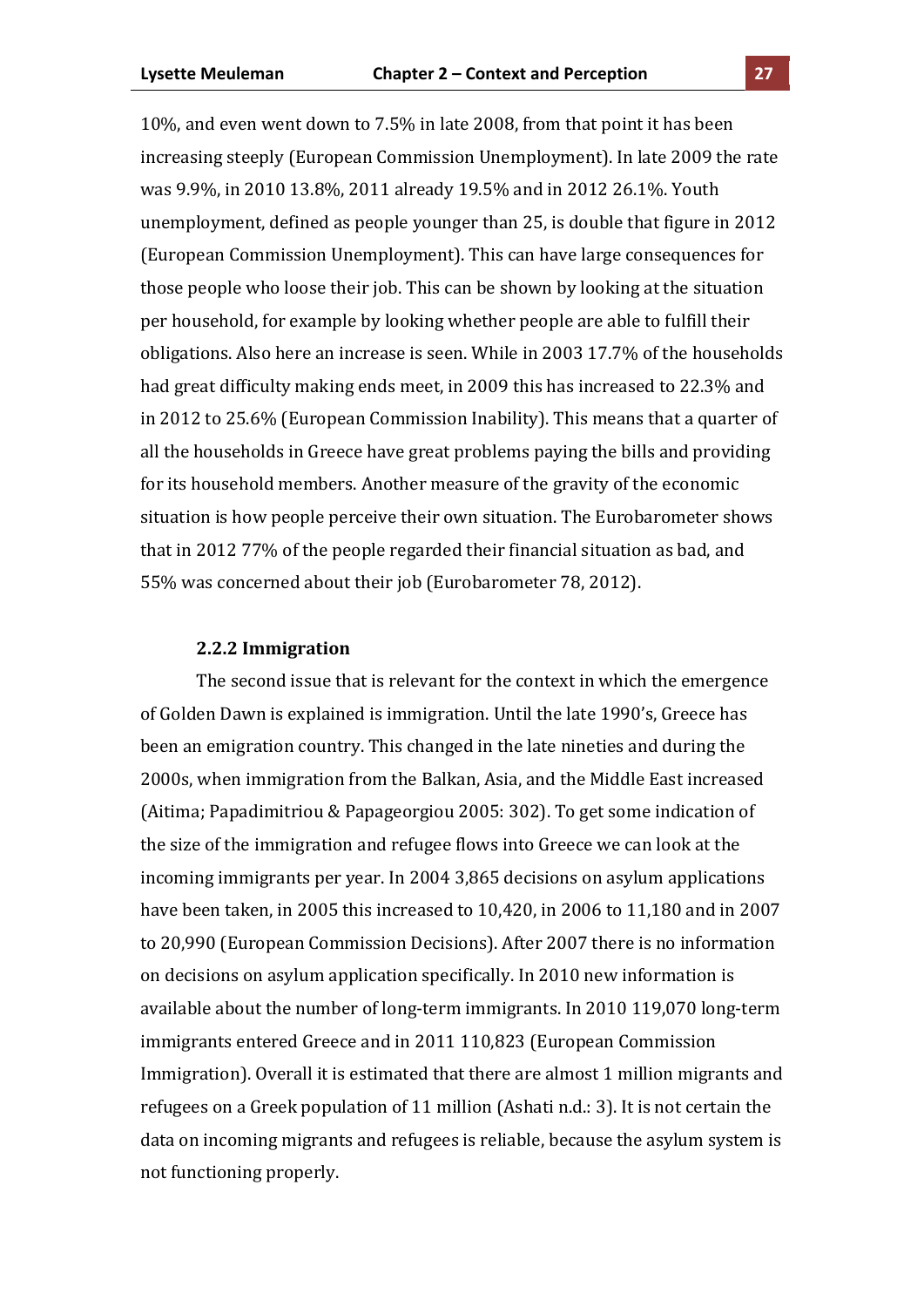10%, and even went down to 7.5% in late 2008, from that point it has been increasing steeply (European Commission Unemployment). In late 2009 the rate was 9.9%, in 2010 13.8%, 2011 already 19.5% and in 2012 26.1%. Youth unemployment, defined as people younger than 25, is double that figure in 2012 (European Commission Unemployment). This can have large consequences for those people who loose their job. This can be shown by looking at the situation per household, for example by looking whether people are able to fulfill their obligations. Also here an increase is seen. While in 2003 17.7% of the households had great difficulty making ends meet, in 2009 this has increased to 22.3% and in 2012 to 25.6% (European Commission Inability). This means that a quarter of all the households in Greece have great problems paying the bills and providing for its household members. Another measure of the gravity of the economic situation is how people perceive their own situation. The Eurobarometer shows that in 2012 77% of the people regarded their financial situation as bad, and 55% was concerned about their job (Eurobarometer 78, 2012).

### 2.2.2 Immigration

The second issue that is relevant for the context in which the emergence of Golden Dawn is explained is immigration. Until the late 1990's, Greece has been an emigration country. This changed in the late nineties and during the 2000s, when immigration from the Balkan, Asia, and the Middle East increased (Aitima; Papadimitriou & Papageorgiou 2005: 302). To get some indication of the size of the immigration and refugee flows into Greece we can look at the incoming immigrants per year. In 2004 3,865 decisions on asylum applications have been taken, in 2005 this increased to 10,420, in 2006 to 11,180 and in 2007 to 20,990 (European Commission Decisions). After 2007 there is no information on decisions on asylum application specifically. In 2010 new information is available about the number of long-term immigrants. In 2010 119,070 long-term immigrants entered Greece and in 2011 110,823 (European Commission Immigration). Overall it is estimated that there are almost 1 million migrants and refugees on a Greek population of 11 million (Ashati n.d.: 3). It is not certain the data on incoming migrants and refugees is reliable, because the asylum system is not functioning properly.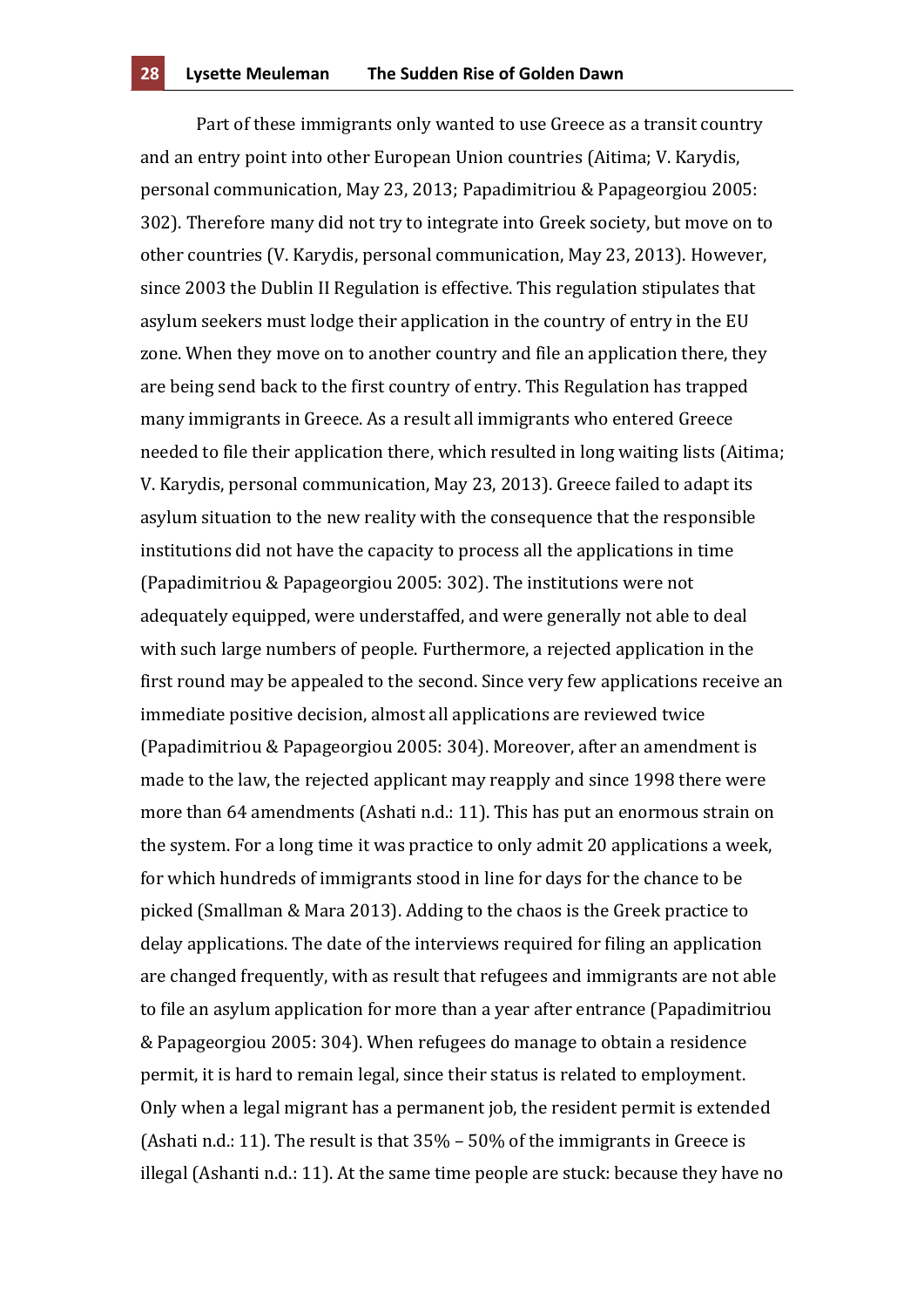Part of these immigrants only wanted to use Greece as a transit country and an entry point into other European Union countries (Aitima; V. Karydis, personal communication, May 23, 2013; Papadimitriou & Papageorgiou 2005: 302). Therefore many did not try to integrate into Greek society, but move on to other countries (V. Karydis, personal communication, May 23, 2013). However, since 2003 the Dublin II Regulation is effective. This regulation stipulates that asylum seekers must lodge their application in the country of entry in the EU zone. When they move on to another country and file an application there, they are being send back to the first country of entry. This Regulation has trapped many immigrants in Greece. As a result all immigrants who entered Greece needed to file their application there, which resulted in long waiting lists (Aitima; V. Karydis, personal communication, May 23, 2013). Greece failed to adapt its asylum situation to the new reality with the consequence that the responsible institutions did not have the capacity to process all the applications in time (Papadimitriou & Papageorgiou 2005: 302). The institutions were not adequately equipped, were understaffed, and were generally not able to deal with such large numbers of people. Furthermore, a rejected application in the first round may be appealed to the second. Since very few applications receive an immediate positive decision, almost all applications are reviewed twice (Papadimitriou & Papageorgiou 2005: 304). Moreover, after an amendment is made to the law, the rejected applicant may reapply and since 1998 there were more than 64 amendments (Ashati n.d.: 11). This has put an enormous strain on the system. For a long time it was practice to only admit 20 applications a week, for which hundreds of immigrants stood in line for days for the chance to be picked (Smallman & Mara 2013). Adding to the chaos is the Greek practice to delay applications. The date of the interviews required for filing an application are changed frequently, with as result that refugees and immigrants are not able to file an asylum application for more than a year after entrance (Papadimitriou & Papageorgiou 2005: 304). When refugees do manage to obtain a residence permit, it is hard to remain legal, since their status is related to employment. Only when a legal migrant has a permanent job, the resident permit is extended (Ashati n.d.: 11). The result is that 35% – 50% of the immigrants in Greece is illegal (Ashanti n.d.: 11). At the same time people are stuck: because they have no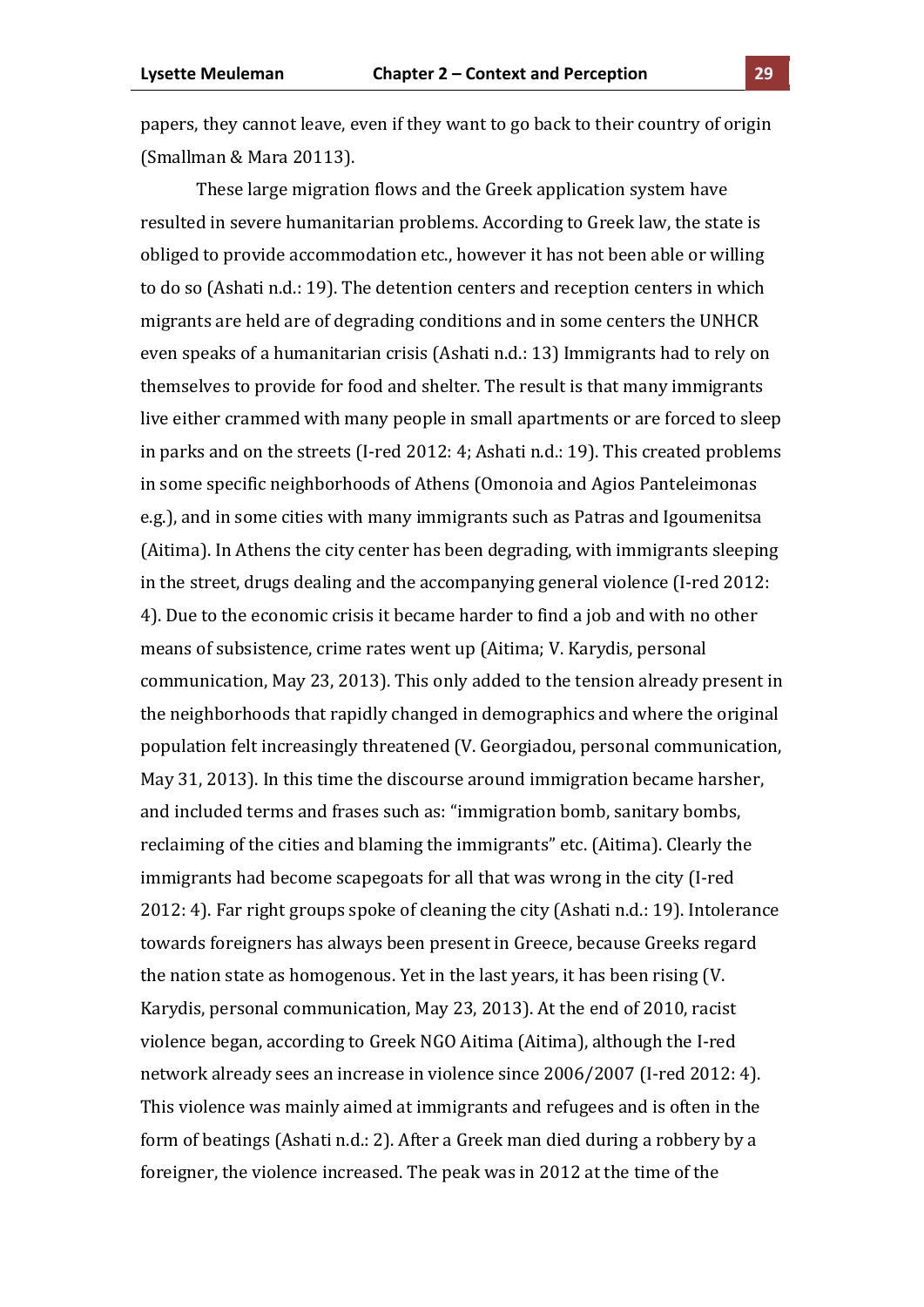papers, they cannot leave, even if they want to go back to their country of origin (Smallman & Mara 20113).

These large migration flows and the Greek application system have resulted in severe humanitarian problems. According to Greek law, the state is obliged to provide accommodation etc., however it has not been able or willing to do so (Ashati n.d.: 19). The detention centers and reception centers in which migrants are held are of degrading conditions and in some centers the UNHCR even speaks of a humanitarian crisis (Ashati n.d.: 13) Immigrants had to rely on themselves to provide for food and shelter. The result is that many immigrants live either crammed with many people in small apartments or are forced to sleep in parks and on the streets (I-red 2012: 4; Ashati n.d.: 19). This created problems in some specific neighborhoods of Athens (Omonoia and Agios Panteleimonas e.g.), and in some cities with many immigrants such as Patras and Igoumenitsa (Aitima). In Athens the city center has been degrading, with immigrants sleeping in the street, drugs dealing and the accompanying general violence (I-red 2012: 4). Due to the economic crisis it became harder to find a job and with no other means of subsistence, crime rates went up (Aitima; V. Karydis, personal communication, May 23, 2013). This only added to the tension already present in the neighborhoods that rapidly changed in demographics and where the original population felt increasingly threatened (V. Georgiadou, personal communication, May 31, 2013). In this time the discourse around immigration became harsher, and included terms and frases such as: "immigration bomb, sanitary bombs, reclaiming of the cities and blaming the immigrants" etc. (Aitima). Clearly the immigrants had become scapegoats for all that was wrong in the city (I-red 2012: 4). Far right groups spoke of cleaning the city (Ashati n.d.: 19). Intolerance towards foreigners has always been present in Greece, because Greeks regard the nation state as homogenous. Yet in the last years, it has been rising (V. Karydis, personal communication, May 23, 2013). At the end of 2010, racist violence began, according to Greek NGO Aitima (Aitima), although the I-red network already sees an increase in violence since 2006/2007 (I-red 2012: 4). This violence was mainly aimed at immigrants and refugees and is often in the form of beatings (Ashati n.d.: 2). After a Greek man died during a robbery by a foreigner, the violence increased. The peak was in 2012 at the time of the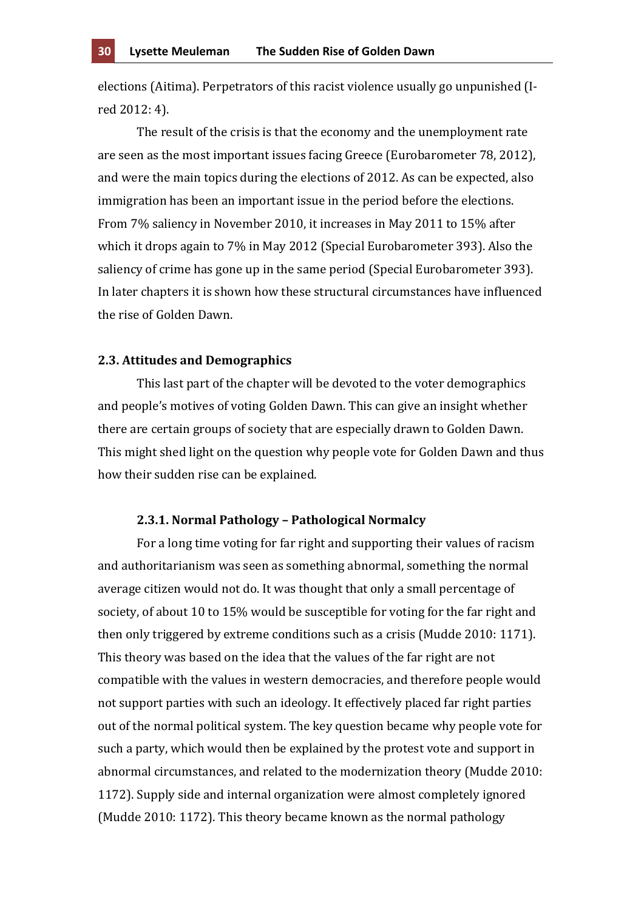elections (Aitima). Perpetrators of this racist violence usually go unpunished (I-red 2012: 4).

The result of the crisis is that the economy and the unemployment rate are seen as the most important issues facing Greece (Eurobarometer 78, 2012), and were the main topics during the elections of 2012. As can be expected, also immigration has been an important issue in the period before the elections. From 7% saliency in November 2010, it increases in May 2011 to 15% after which it drops again to 7% in May 2012 (Special Eurobarometer 393). Also the saliency of crime has gone up in the same period (Special Eurobarometer 393). In later chapters it is shown how these structural circumstances have influenced the rise of Golden Dawn.

### 2.3. Attitudes and Demographics

This last part of the chapter will be devoted to the voter demographics and people's motives of voting Golden Dawn. This can give an insight whether there are certain groups of society that are especially drawn to Golden Dawn. This might shed light on the question why people vote for Golden Dawn and thus how their sudden rise can be explained.

#### 2.3.1. Normal Pathology – Pathological Normalcy

For a long time voting for far right and supporting their values of racism and authoritarianism was seen as something abnormal, something the normal average citizen would not do. It was thought that only a small percentage of society, of about 10 to 15% would be susceptible for voting for the far right and then only triggered by extreme conditions such as a crisis (Mudde 2010: 1171). This theory was based on the idea that the values of the far right are not compatible with the values in western democracies, and therefore people would not support parties with such an ideology. It effectively placed far right parties out of the normal political system. The key question became why people vote for such a party, which would then be explained by the protest vote and support in abnormal circumstances, and related to the modernization theory (Mudde 2010: 1172). Supply side and internal organization were almost completely ignored (Mudde 2010: 1172). This theory became known as the normal pathology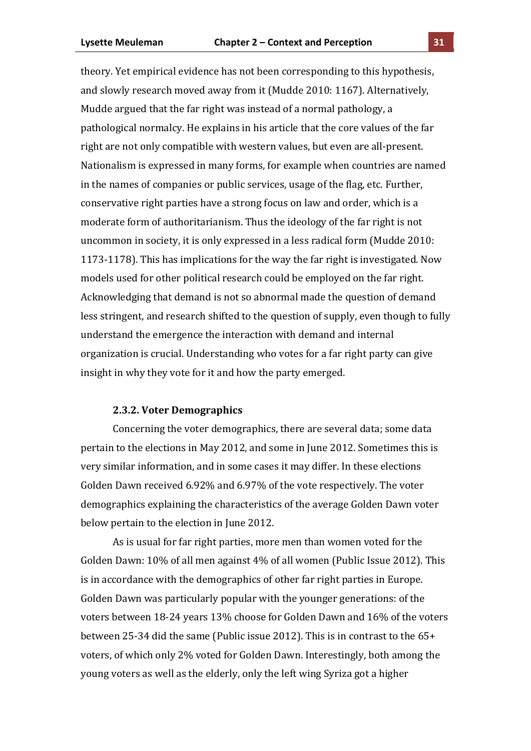theory. Yet empirical evidence has not been corresponding to this hypothesis, and slowly research moved away from it (Mudde 2010: 1167). Alternatively, Mudde argued that the far right was instead of a normal pathology, a pathological normalcy. He explains in his article that the core values of the far right are not only compatible with western values, but even are all-present. Nationalism is expressed in many forms, for example when countries are named in the names of companies or public services, usage of the flag, etc. Further, conservative right parties have a strong focus on law and order, which is a moderate form of authoritarianism. Thus the ideology of the far right is not uncommon in society, it is only expressed in a less radical form (Mudde 2010: 1173-1178). This has implications for the way the far right is investigated. Now models used for other political research could be employed on the far right. Acknowledging that demand is not so abnormal made the question of demand less stringent, and research shifted to the question of supply, even though to fully understand the emergence the interaction with demand and internal organization is crucial. Understanding who votes for a far right party can give insight in why they vote for it and how the party emerged.

### 2.3.2. Voter Demographics

Concerning the voter demographics, there are several data; some data pertain to the elections in May 2012, and some in June 2012. Sometimes this is very similar information, and in some cases it may differ. In these elections Golden Dawn received 6.92% and 6.97% of the vote respectively. The voter demographics explaining the characteristics of the average Golden Dawn voter below pertain to the election in June 2012.

As is usual for far right parties, more men than women voted for the Golden Dawn: 10% of all men against 4% of all women (Public Issue 2012). This is in accordance with the demographics of other far right parties in Europe. Golden Dawn was particularly popular with the younger generations: of the voters between 18-24 years 13% choose for Golden Dawn and 16% of the voters between 25-34 did the same (Public issue 2012). This is in contrast to the 65+ voters, of which only 2% voted for Golden Dawn. Interestingly, both among the young voters as well as the elderly, only the left wing Syriza got a higher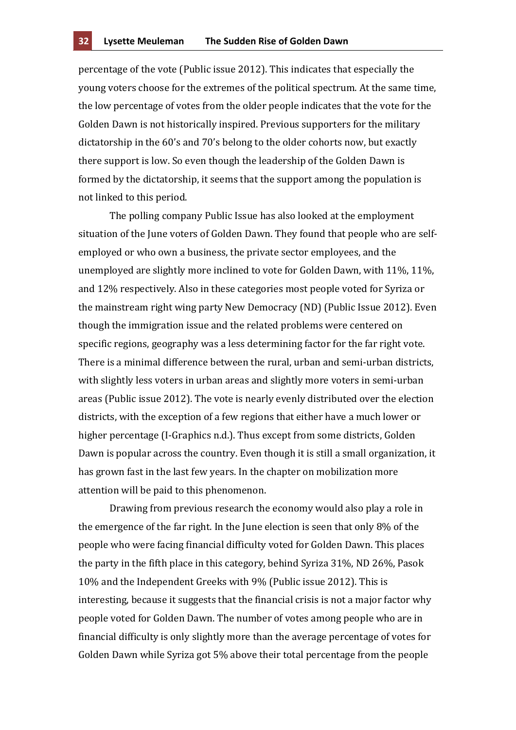percentage of the vote (Public issue 2012). This indicates that especially the young voters choose for the extremes of the political spectrum. At the same time, the low percentage of votes from the older people indicates that the vote for the Golden Dawn is not historically inspired. Previous supporters for the military dictatorship in the 60's and 70's belong to the older cohorts now, but exactly there support is low. So even though the leadership of the Golden Dawn is formed by the dictatorship, it seems that the support among the population is not linked to this period.

The polling company Public Issue has also looked at the employment situation of the June voters of Golden Dawn. They found that people who are self-employed or who own a business, the private sector employees, and the unemployed are slightly more inclined to vote for Golden Dawn, with 11%, 11%, and 12% respectively. Also in these categories most people voted for Syriza or the mainstream right wing party New Democracy (ND) (Public Issue 2012). Even though the immigration issue and the related problems were centered on specific regions, geography was a less determining factor for the far right vote. There is a minimal difference between the rural, urban and semi-urban districts, with slightly less voters in urban areas and slightly more voters in semi-urban areas (Public issue 2012). The vote is nearly evenly distributed over the election districts, with the exception of a few regions that either have a much lower or higher percentage (I-Graphics n.d.). Thus except from some districts, Golden Dawn is popular across the country. Even though it is still a small organization, it has grown fast in the last few years. In the chapter on mobilization more attention will be paid to this phenomenon.

Drawing from previous research the economy would also play a role in the emergence of the far right. In the June election is seen that only 8% of the people who were facing financial difficulty voted for Golden Dawn. This places the party in the fifth place in this category, behind Syriza 31%, ND 26%, Pasok 10% and the Independent Greeks with 9% (Public issue 2012). This is interesting, because it suggests that the financial crisis is not a major factor why people voted for Golden Dawn. The number of votes among people who are in financial difficulty is only slightly more than the average percentage of votes for Golden Dawn while Syriza got 5% above their total percentage from the people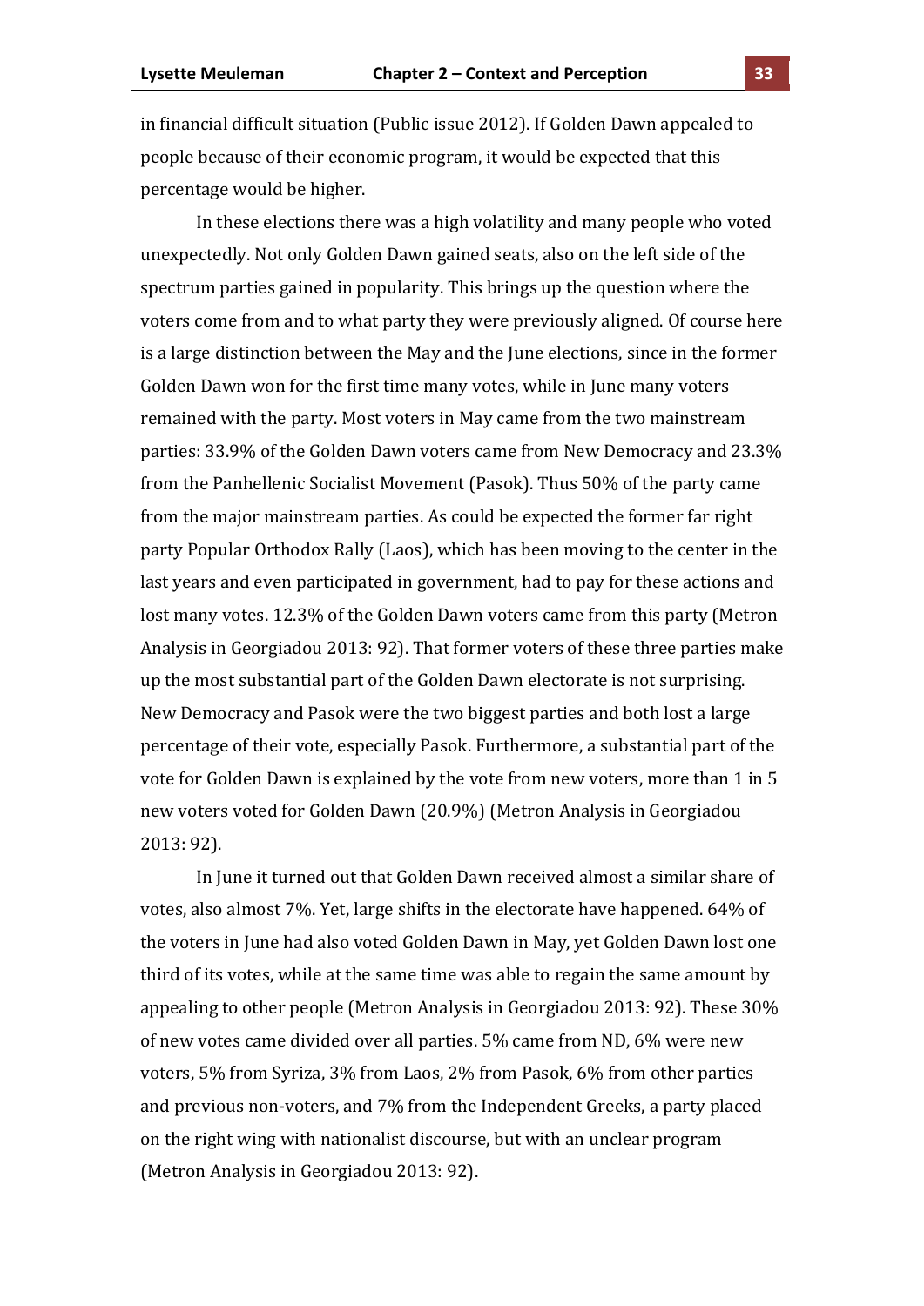in financial difficult situation (Public issue 2012). If Golden Dawn appealed to people because of their economic program, it would be expected that this percentage would be higher.

In these elections there was a high volatility and many people who voted unexpectedly. Not only Golden Dawn gained seats, also on the left side of the spectrum parties gained in popularity. This brings up the question where the voters come from and to what party they were previously aligned. Of course here is a large distinction between the May and the June elections, since in the former Golden Dawn won for the first time many votes, while in June many voters remained with the party. Most voters in May came from the two mainstream parties: 33.9% of the Golden Dawn voters came from New Democracy and 23.3% from the Panhellenic Socialist Movement (Pasok). Thus 50% of the party came from the major mainstream parties. As could be expected the former far right party Popular Orthodox Rally (Laos), which has been moving to the center in the last years and even participated in government, had to pay for these actions and lost many votes. 12.3% of the Golden Dawn voters came from this party (Metron Analysis in Georgiadou 2013: 92). That former voters of these three parties make up the most substantial part of the Golden Dawn electorate is not surprising. New Democracy and Pasok were the two biggest parties and both lost a large percentage of their vote, especially Pasok. Furthermore, a substantial part of the vote for Golden Dawn is explained by the vote from new voters, more than 1 in 5 new voters voted for Golden Dawn (20.9%) (Metron Analysis in Georgiadou 2013: 92).

In June it turned out that Golden Dawn received almost a similar share of votes, also almost 7%. Yet, large shifts in the electorate have happened. 64% of the voters in June had also voted Golden Dawn in May, yet Golden Dawn lost one third of its votes, while at the same time was able to regain the same amount by appealing to other people (Metron Analysis in Georgiadou 2013: 92). These 30% of new votes came divided over all parties. 5% came from ND, 6% were new voters, 5% from Syriza, 3% from Laos, 2% from Pasok, 6% from other parties and previous non-voters, and 7% from the Independent Greeks, a party placed on the right wing with nationalist discourse, but with an unclear program (Metron Analysis in Georgiadou 2013: 92).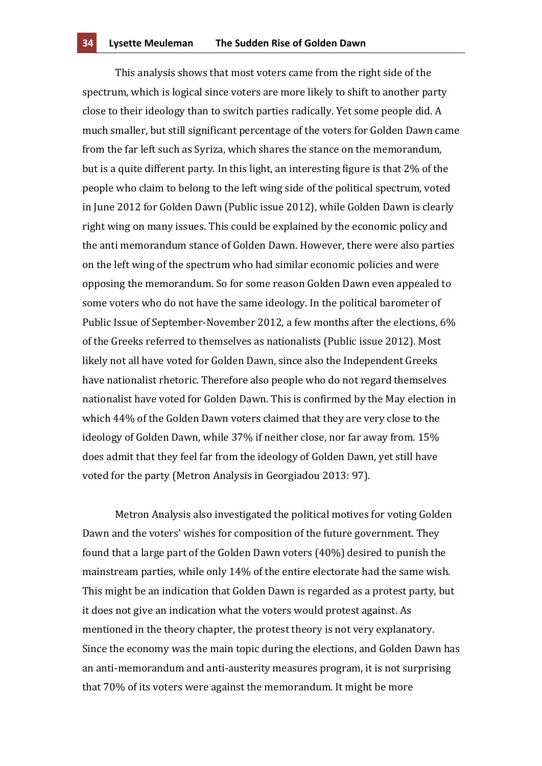This analysis shows that most voters came from the right side of the spectrum, which is logical since voters are more likely to shift to another party close to their ideology than to switch parties radically. Yet some people did. A much smaller, but still significant percentage of the voters for Golden Dawn came from the far left such as Syriza, which shares the stance on the memorandum, but is a quite different party. In this light, an interesting figure is that 2% of the people who claim to belong to the left wing side of the political spectrum, voted in June 2012 for Golden Dawn (Public issue 2012), while Golden Dawn is clearly right wing on many issues. This could be explained by the economic policy and the anti memorandum stance of Golden Dawn. However, there were also parties on the left wing of the spectrum who had similar economic policies and were opposing the memorandum. So for some reason Golden Dawn even appealed to some voters who do not have the same ideology. In the political barometer of Public Issue of September-November 2012, a few months after the elections, 6% of the Greeks referred to themselves as nationalists (Public issue 2012). Most likely not all have voted for Golden Dawn, since also the Independent Greeks have nationalist rhetoric. Therefore also people who do not regard themselves nationalist have voted for Golden Dawn. This is confirmed by the May election in which 44% of the Golden Dawn voters claimed that they are very close to the ideology of Golden Dawn, while 37% if neither close, nor far away from. 15% does admit that they feel far from the ideology of Golden Dawn, yet still have voted for the party (Metron Analysis in Georgiadou 2013: 97).

Metron Analysis also investigated the political motives for voting Golden Dawn and the voters' wishes for composition of the future government. They found that a large part of the Golden Dawn voters (40%) desired to punish the mainstream parties, while only 14% of the entire electorate had the same wish. This might be an indication that Golden Dawn is regarded as a protest party, but it does not give an indication what the voters would protest against. As mentioned in the theory chapter, the protest theory is not very explanatory. Since the economy was the main topic during the elections, and Golden Dawn has an anti-memorandum and anti-austerity measures program, it is not surprising that 70% of its voters were against the memorandum. It might be more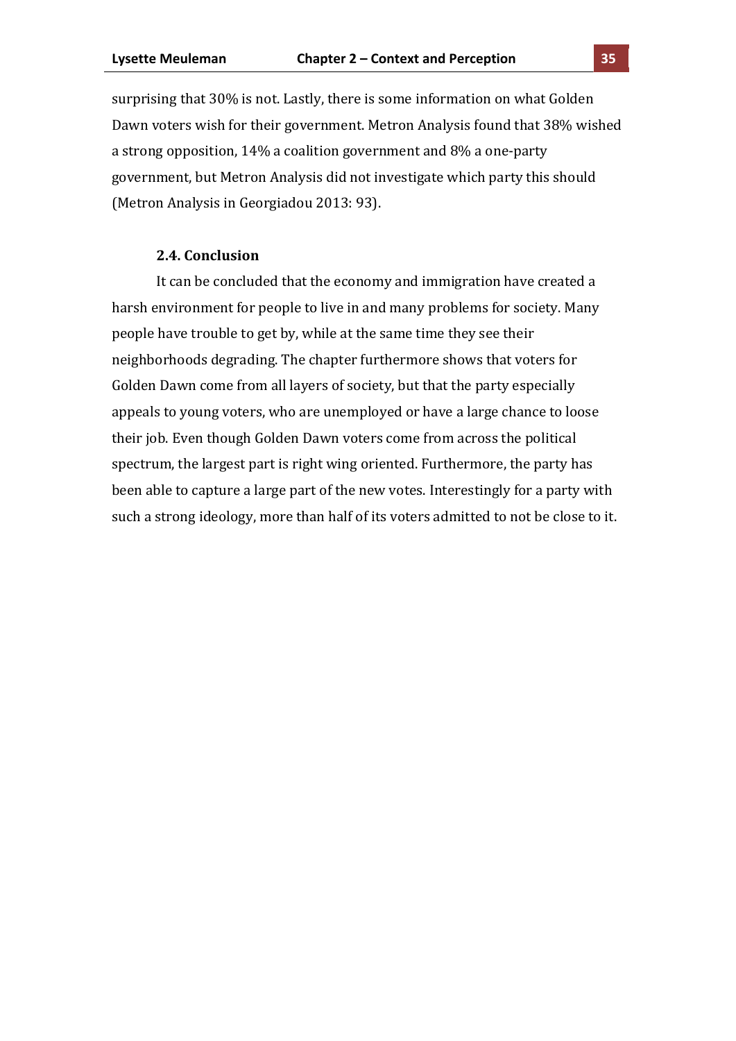surprising that 30% is not. Lastly, there is some information on what Golden Dawn voters wish for their government. Metron Analysis found that 38% wished a strong opposition, 14% a coalition government and 8% a one-party government, but Metron Analysis did not investigate which party this should (Metron Analysis in Georgiadou 2013: 93).

### 2.4. Conclusion

It can be concluded that the economy and immigration have created a harsh environment for people to live in and many problems for society. Many people have trouble to get by, while at the same time they see their neighborhoods degrading. The chapter furthermore shows that voters for Golden Dawn come from all layers of society, but that the party especially appeals to young voters, who are unemployed or have a large chance to loose their job. Even though Golden Dawn voters come from across the political spectrum, the largest part is right wing oriented. Furthermore, the party has been able to capture a large part of the new votes. Interestingly for a party with such a strong ideology, more than half of its voters admitted to not be close to it.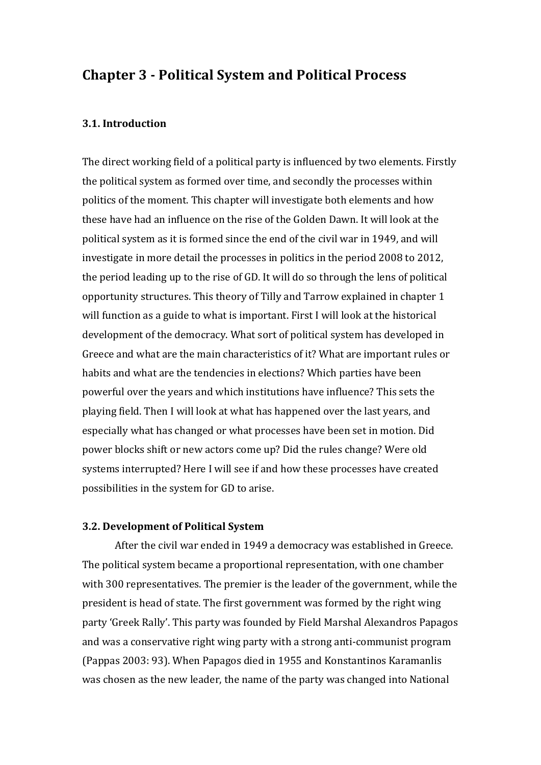# Chapter 3 - Political System and Political Process

## 3.1. Introduction

The direct working field of a political party is influenced by two elements. Firstly the political system as formed over time, and secondly the processes within politics of the moment. This chapter will investigate both elements and how these have had an influence on the rise of the Golden Dawn. It will look at the political system as it is formed since the end of the civil war in 1949, and will investigate in more detail the processes in politics in the period 2008 to 2012, the period leading up to the rise of GD. It will do so through the lens of political opportunity structures. This theory of Tilly and Tarrow explained in chapter 1 will function as a guide to what is important. First I will look at the historical development of the democracy. What sort of political system has developed in Greece and what are the main characteristics of it? What are important rules or habits and what are the tendencies in elections? Which parties have been powerful over the years and which institutions have influence? This sets the playing field. Then I will look at what has happened over the last years, and especially what has changed or what processes have been set in motion. Did power blocks shift or new actors come up? Did the rules change? Were old systems interrupted? Here I will see if and how these processes have created possibilities in the system for GD to arise.

## 3.2. Development of Political System

After the civil war ended in 1949 a democracy was established in Greece. The political system became a proportional representation, with one chamber with 300 representatives. The premier is the leader of the government, while the president is head of state. The first government was formed by the right wing party 'Greek Rally'. This party was founded by Field Marshal Alexandros Papagos and was a conservative right wing party with a strong anti-communist program (Pappas 2003: 93). When Papagos died in 1955 and Konstantinos Karamanlis was chosen as the new leader, the name of the party was changed into National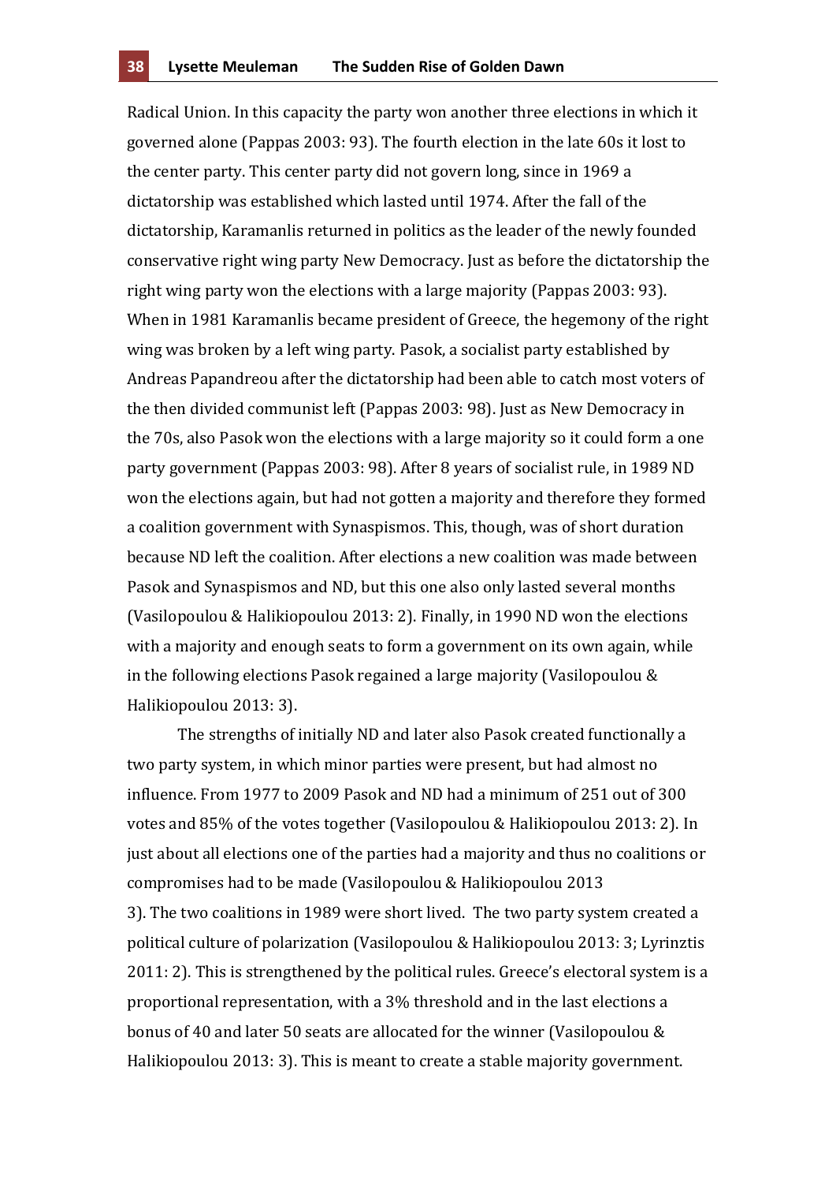Radical Union. In this capacity the party won another three elections in which it governed alone (Pappas 2003: 93). The fourth election in the late 60s it lost to the center party. This center party did not govern long, since in 1969 a dictatorship was established which lasted until 1974. After the fall of the dictatorship, Karamanlis returned in politics as the leader of the newly founded conservative right wing party New Democracy. Just as before the dictatorship the right wing party won the elections with a large majority (Pappas 2003: 93). When in 1981 Karamanlis became president of Greece, the hegemony of the right wing was broken by a left wing party. Pasok, a socialist party established by Andreas Papandreou after the dictatorship had been able to catch most voters of the then divided communist left (Pappas 2003: 98). Just as New Democracy in the 70s, also Pasok won the elections with a large majority so it could form a one party government (Pappas 2003: 98). After 8 years of socialist rule, in 1989 ND won the elections again, but had not gotten a majority and therefore they formed a coalition government with Synaspismos. This, though, was of short duration because ND left the coalition. After elections a new coalition was made between Pasok and Synaspismos and ND, but this one also only lasted several months (Vasilopoulou & Halikiopoulou 2013: 2). Finally, in 1990 ND won the elections with a majority and enough seats to form a government on its own again, while in the following elections Pasok regained a large majority (Vasilopoulou & Halikiopoulou 2013: 3).

The strengths of initially ND and later also Pasok created functionally a two party system, in which minor parties were present, but had almost no influence. From 1977 to 2009 Pasok and ND had a minimum of 251 out of 300 votes and 85% of the votes together (Vasilopoulou & Halikiopoulou 2013: 2). In just about all elections one of the parties had a majority and thus no coalitions or compromises had to be made (Vasilopoulou & Halikiopoulou 2013 3). The two coalitions in 1989 were short lived. The two party system created a political culture of polarization (Vasilopoulou & Halikiopoulou 2013: 3; Lyrinztis 2011: 2). This is strengthened by the political rules. Greece's electoral system is a proportional representation, with a 3% threshold and in the last elections a bonus of 40 and later 50 seats are allocated for the winner (Vasilopoulou & Halikiopoulou 2013: 3). This is meant to create a stable majority government.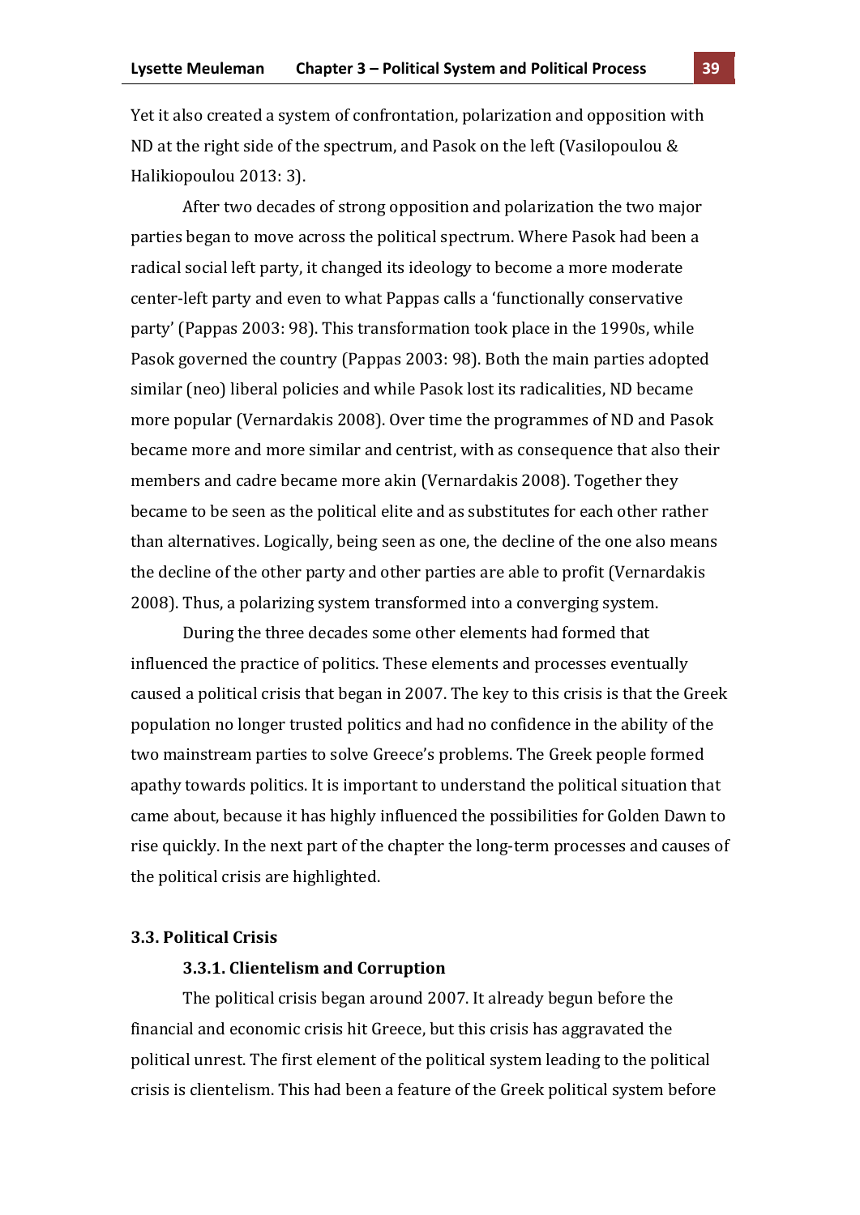Yet it also created a system of confrontation, polarization and opposition with ND at the right side of the spectrum, and Pasok on the left (Vasilopoulou & Halikiopoulou 2013: 3).

After two decades of strong opposition and polarization the two major parties began to move across the political spectrum. Where Pasok had been a radical social left party, it changed its ideology to become a more moderate center-left party and even to what Pappas calls a 'functionally conservative party' (Pappas 2003: 98). This transformation took place in the 1990s, while Pasok governed the country (Pappas 2003: 98). Both the main parties adopted similar (neo) liberal policies and while Pasok lost its radicalities, ND became more popular (Vernardakis 2008). Over time the programmes of ND and Pasok became more and more similar and centrist, with as consequence that also their members and cadre became more akin (Vernardakis 2008). Together they became to be seen as the political elite and as substitutes for each other rather than alternatives. Logically, being seen as one, the decline of the one also means the decline of the other party and other parties are able to profit (Vernardakis 2008). Thus, a polarizing system transformed into a converging system.

During the three decades some other elements had formed that influenced the practice of politics. These elements and processes eventually caused a political crisis that began in 2007. The key to this crisis is that the Greek population no longer trusted politics and had no confidence in the ability of the two mainstream parties to solve Greece's problems. The Greek people formed apathy towards politics. It is important to understand the political situation that came about, because it has highly influenced the possibilities for Golden Dawn to rise quickly. In the next part of the chapter the long-term processes and causes of the political crisis are highlighted.

## 3.3. Political Crisis

### 3.3.1. Clientelism and Corruption

The political crisis began around 2007. It already begun before the financial and economic crisis hit Greece, but this crisis has aggravated the political unrest. The first element of the political system leading to the political crisis is clientelism. This had been a feature of the Greek political system before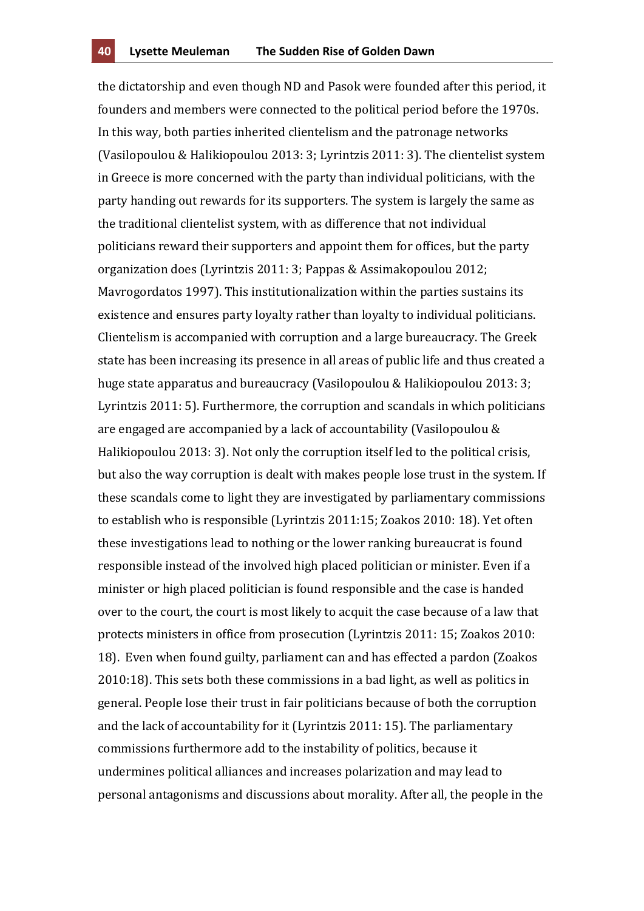the dictatorship and even though ND and Pasok were founded after this period, it founders and members were connected to the political period before the 1970s. In this way, both parties inherited clientelism and the patronage networks (Vasilopoulou & Halikiopoulou 2013: 3; Lyrintzis 2011: 3). The clientelist system in Greece is more concerned with the party than individual politicians, with the party handing out rewards for its supporters. The system is largely the same as the traditional clientelist system, with as difference that not individual politicians reward their supporters and appoint them for offices, but the party organization does (Lyrintzis 2011: 3; Pappas & Assimakopoulou 2012; Mavrogordatos 1997). This institutionalization within the parties sustains its existence and ensures party loyalty rather than loyalty to individual politicians. Clientelism is accompanied with corruption and a large bureaucracy. The Greek state has been increasing its presence in all areas of public life and thus created a huge state apparatus and bureaucracy (Vasilopoulou & Halikiopoulou 2013: 3; Lyrintzis 2011: 5). Furthermore, the corruption and scandals in which politicians are engaged are accompanied by a lack of accountability (Vasilopoulou & Halikiopoulou 2013: 3). Not only the corruption itself led to the political crisis, but also the way corruption is dealt with makes people lose trust in the system. If these scandals come to light they are investigated by parliamentary commissions to establish who is responsible (Lyrintzis 2011:15; Zoakos 2010: 18). Yet often these investigations lead to nothing or the lower ranking bureaucrat is found responsible instead of the involved high placed politician or minister. Even if a minister or high placed politician is found responsible and the case is handed over to the court, the court is most likely to acquit the case because of a law that protects ministers in office from prosecution (Lyrintzis 2011: 15; Zoakos 2010: 18). Even when found guilty, parliament can and has effected a pardon (Zoakos 2010:18). This sets both these commissions in a bad light, as well as politics in general. People lose their trust in fair politicians because of both the corruption and the lack of accountability for it (Lyrintzis 2011: 15). The parliamentary commissions furthermore add to the instability of politics, because it undermines political alliances and increases polarization and may lead to personal antagonisms and discussions about morality. After all, the people in the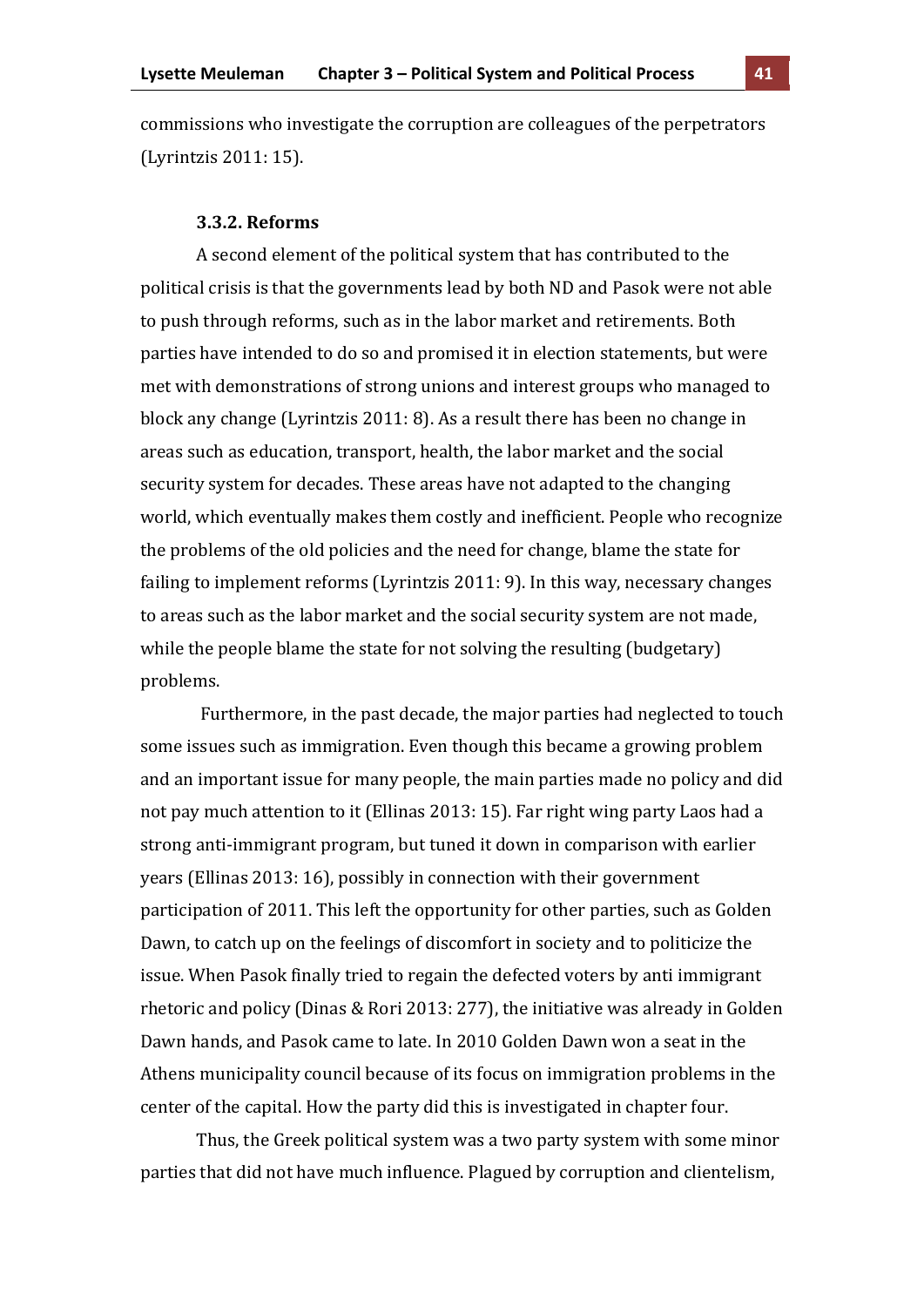commissions who investigate the corruption are colleagues of the perpetrators (Lyrintzis 2011: 15).

### 3.3.2. Reforms

A second element of the political system that has contributed to the political crisis is that the governments lead by both ND and Pasok were not able to push through reforms, such as in the labor market and retirements. Both parties have intended to do so and promised it in election statements, but were met with demonstrations of strong unions and interest groups who managed to block any change (Lyrintzis 2011: 8). As a result there has been no change in areas such as education, transport, health, the labor market and the social security system for decades. These areas have not adapted to the changing world, which eventually makes them costly and inefficient. People who recognize the problems of the old policies and the need for change, blame the state for failing to implement reforms (Lyrintzis 2011: 9). In this way, necessary changes to areas such as the labor market and the social security system are not made, while the people blame the state for not solving the resulting (budgetary) problems.

Furthermore, in the past decade, the major parties had neglected to touch some issues such as immigration. Even though this became a growing problem and an important issue for many people, the main parties made no policy and did not pay much attention to it (Ellinas 2013: 15). Far right wing party Laos had a strong anti-immigrant program, but tuned it down in comparison with earlier years (Ellinas 2013: 16), possibly in connection with their government participation of 2011. This left the opportunity for other parties, such as Golden Dawn, to catch up on the feelings of discomfort in society and to politicize the issue. When Pasok finally tried to regain the defected voters by anti immigrant rhetoric and policy (Dinas & Rori 2013: 277), the initiative was already in Golden Dawn hands, and Pasok came to late. In 2010 Golden Dawn won a seat in the Athens municipality council because of its focus on immigration problems in the center of the capital. How the party did this is investigated in chapter four.

Thus, the Greek political system was a two party system with some minor parties that did not have much influence. Plagued by corruption and clientelism,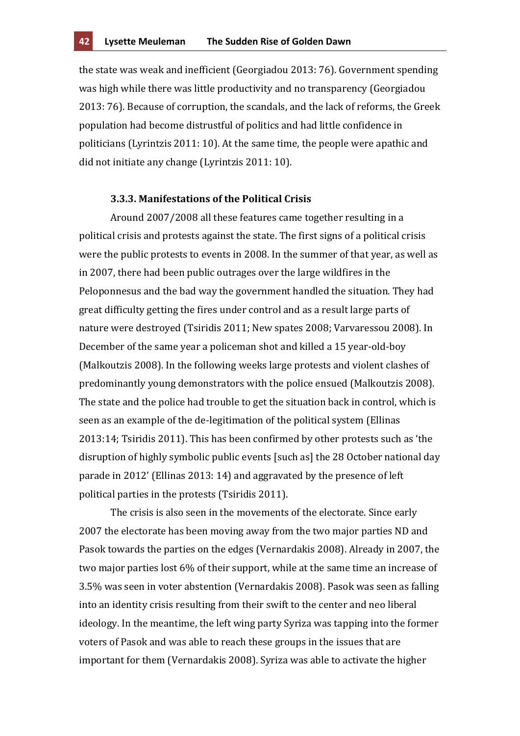the state was weak and inefficient (Georgiadou 2013: 76). Government spending was high while there was little productivity and no transparency (Georgiadou 2013: 76). Because of corruption, the scandals, and the lack of reforms, the Greek population had become distrustful of politics and had little confidence in politicians (Lyrintzis 2011: 10). At the same time, the people were apathic and did not initiate any change (Lyrintzis 2011: 10).

### 3.3.3. Manifestations of the Political Crisis

Around 2007/2008 all these features came together resulting in a political crisis and protests against the state. The first signs of a political crisis were the public protests to events in 2008. In the summer of that year, as well as in 2007, there had been public outrages over the large wildfires in the Peloponnesus and the bad way the government handled the situation. They had great difficulty getting the fires under control and as a result large parts of nature were destroyed (Tsiridis 2011; New spates 2008; Varvaressou 2008). In December of the same year a policeman shot and killed a 15 year-old-boy (Malkoutzis 2008). In the following weeks large protests and violent clashes of predominantly young demonstrators with the police ensued (Malkoutzis 2008). The state and the police had trouble to get the situation back in control, which is seen as an example of the de-legitimation of the political system (Ellinas 2013:14; Tsiridis 2011). This has been confirmed by other protests such as 'the disruption of highly symbolic public events [such as] the 28 October national day parade in 2012' (Ellinas 2013: 14) and aggravated by the presence of left political parties in the protests (Tsiridis 2011).

The crisis is also seen in the movements of the electorate. Since early 2007 the electorate has been moving away from the two major parties ND and Pasok towards the parties on the edges (Vernardakis 2008). Already in 2007, the two major parties lost 6% of their support, while at the same time an increase of 3.5% was seen in voter abstention (Vernardakis 2008). Pasok was seen as falling into an identity crisis resulting from their swift to the center and neo liberal ideology. In the meantime, the left wing party Syriza was tapping into the former voters of Pasok and was able to reach these groups in the issues that are important for them (Vernardakis 2008). Syriza was able to activate the higher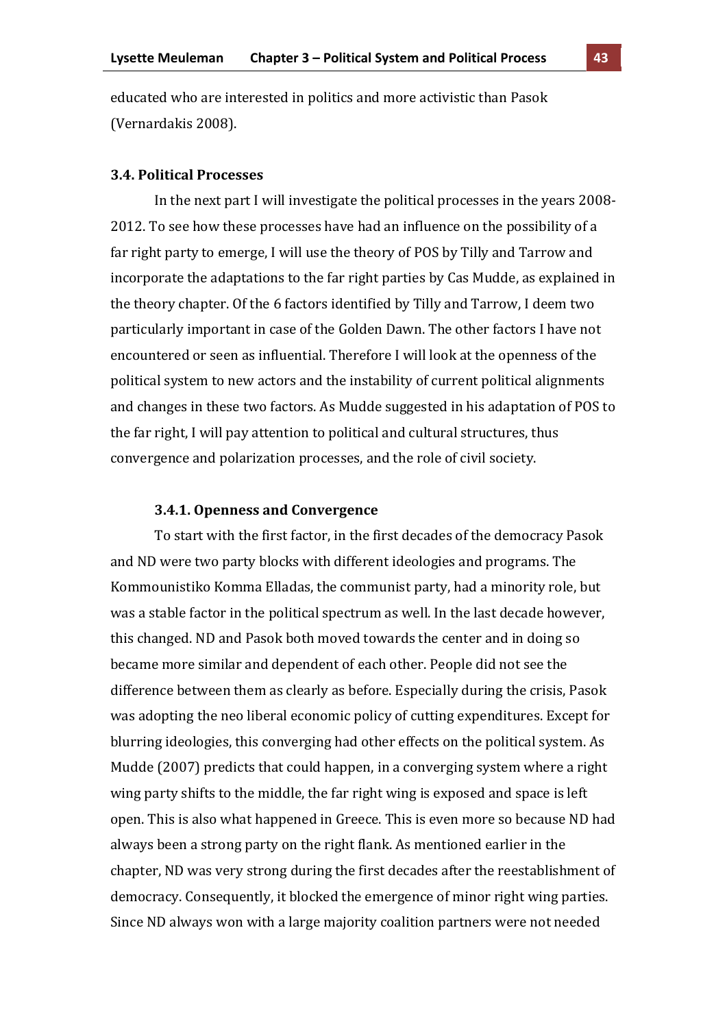educated who are interested in politics and more activistic than Pasok (Vernardakis 2008).

### 3.4. Political Processes

In the next part I will investigate the political processes in the years 2008-2012. To see how these processes have had an influence on the possibility of a far right party to emerge, I will use the theory of POS by Tilly and Tarrow and incorporate the adaptations to the far right parties by Cas Mudde, as explained in the theory chapter. Of the 6 factors identified by Tilly and Tarrow, I deem two particularly important in case of the Golden Dawn. The other factors I have not encountered or seen as influential. Therefore I will look at the openness of the political system to new actors and the instability of current political alignments and changes in these two factors. As Mudde suggested in his adaptation of POS to the far right, I will pay attention to political and cultural structures, thus convergence and polarization processes, and the role of civil society.

#### 3.4.1. Openness and Convergence

To start with the first factor, in the first decades of the democracy Pasok and ND were two party blocks with different ideologies and programs. The Kommounistiko Komma Elladas, the communist party, had a minority role, but was a stable factor in the political spectrum as well. In the last decade however, this changed. ND and Pasok both moved towards the center and in doing so became more similar and dependent of each other. People did not see the difference between them as clearly as before. Especially during the crisis, Pasok was adopting the neo liberal economic policy of cutting expenditures. Except for blurring ideologies, this converging had other effects on the political system. As Mudde (2007) predicts that could happen, in a converging system where a right wing party shifts to the middle, the far right wing is exposed and space is left open. This is also what happened in Greece. This is even more so because ND had always been a strong party on the right flank. As mentioned earlier in the chapter, ND was very strong during the first decades after the reestablishment of democracy. Consequently, it blocked the emergence of minor right wing parties. Since ND always won with a large majority coalition partners were not needed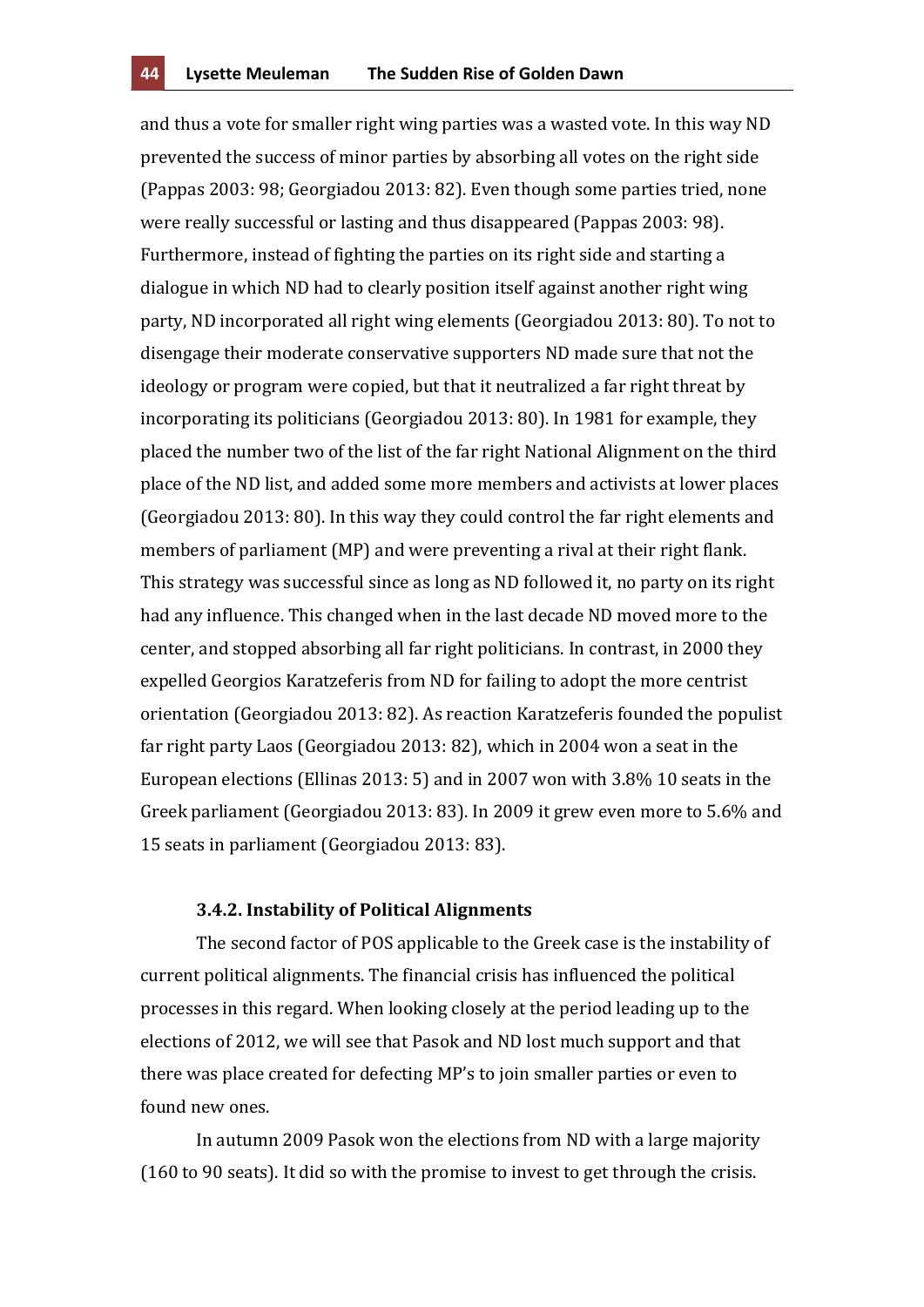and thus a vote for smaller right wing parties was a wasted vote. In this way ND prevented the success of minor parties by absorbing all votes on the right side (Pappas 2003: 98; Georgiadou 2013: 82). Even though some parties tried, none were really successful or lasting and thus disappeared (Pappas 2003: 98). Furthermore, instead of fighting the parties on its right side and starting a dialogue in which ND had to clearly position itself against another right wing party, ND incorporated all right wing elements (Georgiadou 2013: 80). To not to disengage their moderate conservative supporters ND made sure that not the ideology or program were copied, but that it neutralized a far right threat by incorporating its politicians (Georgiadou 2013: 80). In 1981 for example, they placed the number two of the list of the far right National Alignment on the third place of the ND list, and added some more members and activists at lower places (Georgiadou 2013: 80). In this way they could control the far right elements and members of parliament (MP) and were preventing a rival at their right flank. This strategy was successful since as long as ND followed it, no party on its right had any influence. This changed when in the last decade ND moved more to the center, and stopped absorbing all far right politicians. In contrast, in 2000 they expelled Georgios Karatzeferis from ND for failing to adopt the more centrist orientation (Georgiadou 2013: 82). As reaction Karatzeferis founded the populist far right party Laos (Georgiadou 2013: 82), which in 2004 won a seat in the European elections (Ellinas 2013: 5) and in 2007 won with 3.8% 10 seats in the Greek parliament (Georgiadou 2013: 83). In 2009 it grew even more to 5.6% and 15 seats in parliament (Georgiadou 2013: 83).

### 3.4.2. Instability of Political Alignments

The second factor of POS applicable to the Greek case is the instability of current political alignments. The financial crisis has influenced the political processes in this regard. When looking closely at the period leading up to the elections of 2012, we will see that Pasok and ND lost much support and that there was place created for defecting MP's to join smaller parties or even to found new ones.

In autumn 2009 Pasok won the elections from ND with a large majority (160 to 90 seats). It did so with the promise to invest to get through the crisis.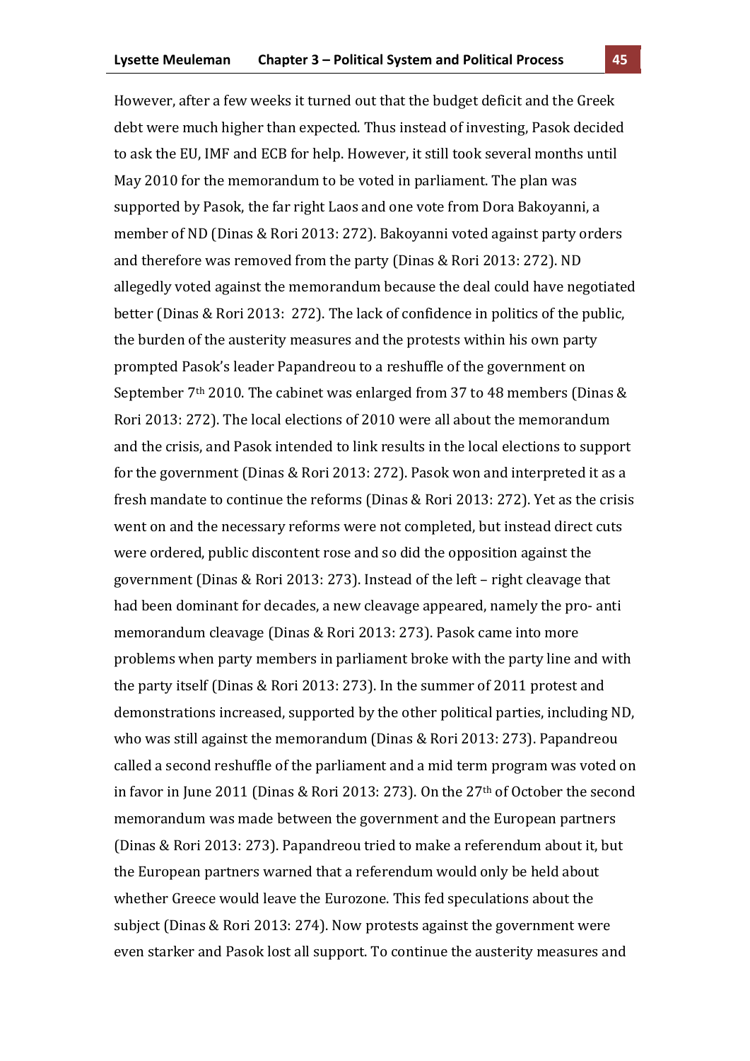However, after a few weeks it turned out that the budget deficit and the Greek debt were much higher than expected. Thus instead of investing, Pasok decided to ask the EU, IMF and ECB for help. However, it still took several months until May 2010 for the memorandum to be voted in parliament. The plan was supported by Pasok, the far right Laos and one vote from Dora Bakoyanni, a member of ND (Dinas & Rori 2013: 272). Bakoyanni voted against party orders and therefore was removed from the party (Dinas & Rori 2013: 272). ND allegedly voted against the memorandum because the deal could have negotiated better (Dinas & Rori 2013: 272). The lack of confidence in politics of the public, the burden of the austerity measures and the protests within his own party prompted Pasok's leader Papandreou to a reshuffle of the government on September 7th 2010. The cabinet was enlarged from 37 to 48 members (Dinas & Rori 2013: 272). The local elections of 2010 were all about the memorandum and the crisis, and Pasok intended to link results in the local elections to support for the government (Dinas & Rori 2013: 272). Pasok won and interpreted it as a fresh mandate to continue the reforms (Dinas & Rori 2013: 272). Yet as the crisis went on and the necessary reforms were not completed, but instead direct cuts were ordered, public discontent rose and so did the opposition against the government (Dinas & Rori 2013: 273). Instead of the left – right cleavage that had been dominant for decades, a new cleavage appeared, namely the pro- anti memorandum cleavage (Dinas & Rori 2013: 273). Pasok came into more problems when party members in parliament broke with the party line and with the party itself (Dinas & Rori 2013: 273). In the summer of 2011 protest and demonstrations increased, supported by the other political parties, including ND, who was still against the memorandum (Dinas & Rori 2013: 273). Papandreou called a second reshuffle of the parliament and a mid term program was voted on in favor in June 2011 (Dinas & Rori 2013: 273). On the 27th of October the second memorandum was made between the government and the European partners (Dinas & Rori 2013: 273). Papandreou tried to make a referendum about it, but the European partners warned that a referendum would only be held about whether Greece would leave the Eurozone. This fed speculations about the subject (Dinas & Rori 2013: 274). Now protests against the government were even starker and Pasok lost all support. To continue the austerity measures and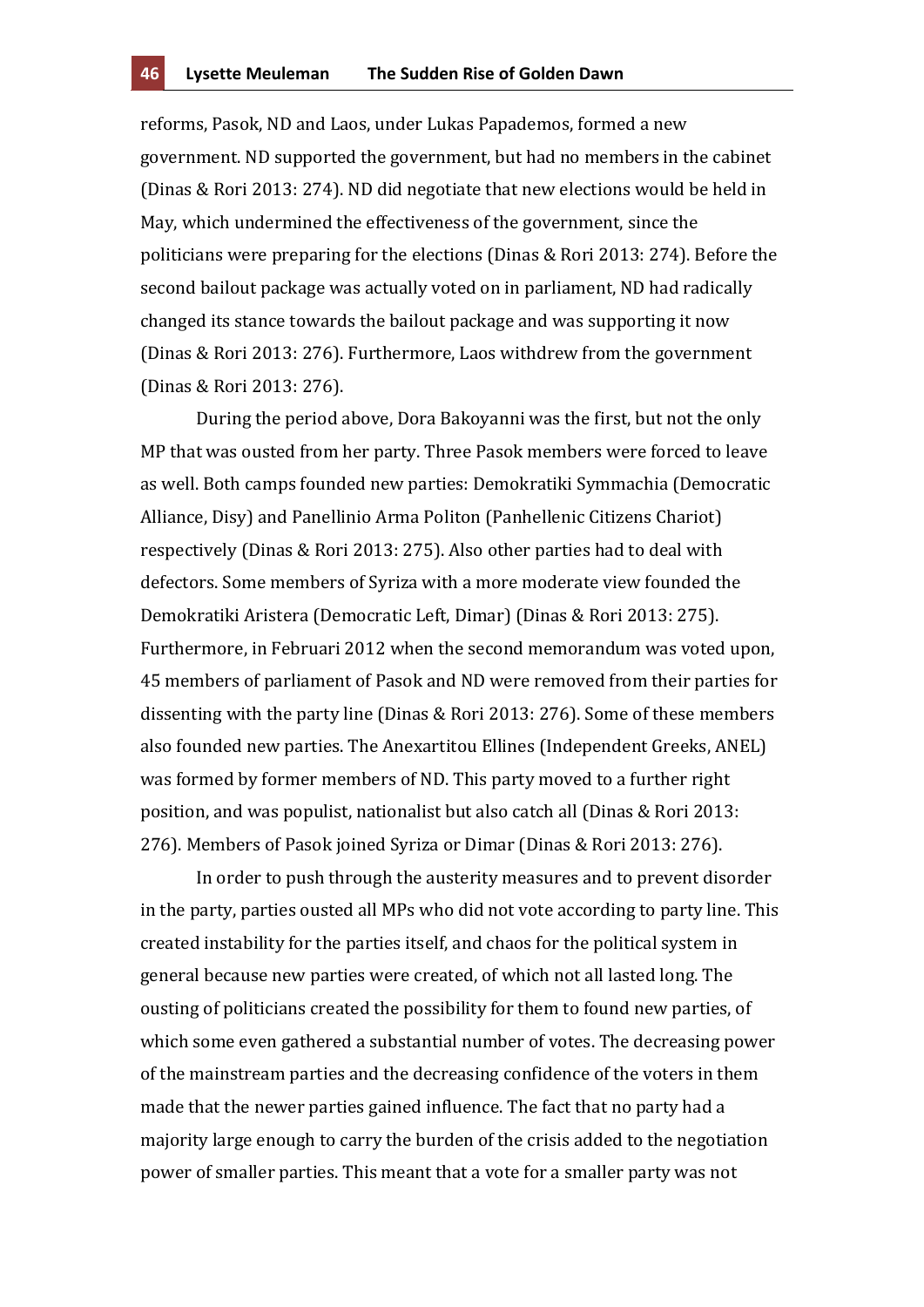reforms, Pasok, ND and Laos, under Lukas Papademos, formed a new government. ND supported the government, but had no members in the cabinet (Dinas & Rori 2013: 274). ND did negotiate that new elections would be held in May, which undermined the effectiveness of the government, since the politicians were preparing for the elections (Dinas & Rori 2013: 274). Before the second bailout package was actually voted on in parliament, ND had radically changed its stance towards the bailout package and was supporting it now (Dinas & Rori 2013: 276). Furthermore, Laos withdrew from the government (Dinas & Rori 2013: 276).

During the period above, Dora Bakoyanni was the first, but not the only MP that was ousted from her party. Three Pasok members were forced to leave as well. Both camps founded new parties: Demokratiki Symmachia (Democratic Alliance, Disy) and Panellinio Arma Politon (Panhellenic Citizens Chariot) respectively (Dinas & Rori 2013: 275). Also other parties had to deal with defectors. Some members of Syriza with a more moderate view founded the Demokratiki Aristera (Democratic Left, Dimar) (Dinas & Rori 2013: 275). Furthermore, in Februari 2012 when the second memorandum was voted upon, 45 members of parliament of Pasok and ND were removed from their parties for dissenting with the party line (Dinas & Rori 2013: 276). Some of these members also founded new parties. The Anexartitou Ellines (Independent Greeks, ANEL) was formed by former members of ND. This party moved to a further right position, and was populist, nationalist but also catch all (Dinas & Rori 2013: 276). Members of Pasok joined Syriza or Dimar (Dinas & Rori 2013: 276).

In order to push through the austerity measures and to prevent disorder in the party, parties ousted all MPs who did not vote according to party line. This created instability for the parties itself, and chaos for the political system in general because new parties were created, of which not all lasted long. The ousting of politicians created the possibility for them to found new parties, of which some even gathered a substantial number of votes. The decreasing power of the mainstream parties and the decreasing confidence of the voters in them made that the newer parties gained influence. The fact that no party had a majority large enough to carry the burden of the crisis added to the negotiation power of smaller parties. This meant that a vote for a smaller party was not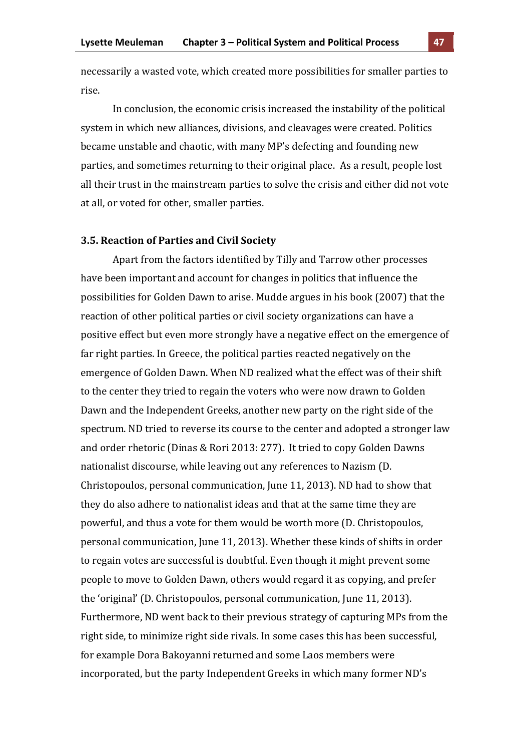necessarily a wasted vote, which created more possibilities for smaller parties to rise.

In conclusion, the economic crisis increased the instability of the political system in which new alliances, divisions, and cleavages were created. Politics became unstable and chaotic, with many MP's defecting and founding new parties, and sometimes returning to their original place. As a result, people lost all their trust in the mainstream parties to solve the crisis and either did not vote at all, or voted for other, smaller parties.

### 3.5. Reaction of Parties and Civil Society

Apart from the factors identified by Tilly and Tarrow other processes have been important and account for changes in politics that influence the possibilities for Golden Dawn to arise. Mudde argues in his book (2007) that the reaction of other political parties or civil society organizations can have a positive effect but even more strongly have a negative effect on the emergence of far right parties. In Greece, the political parties reacted negatively on the emergence of Golden Dawn. When ND realized what the effect was of their shift to the center they tried to regain the voters who were now drawn to Golden Dawn and the Independent Greeks, another new party on the right side of the spectrum. ND tried to reverse its course to the center and adopted a stronger law and order rhetoric (Dinas & Rori 2013: 277). It tried to copy Golden Dawns nationalist discourse, while leaving out any references to Nazism (D. Christopoulos, personal communication, June 11, 2013). ND had to show that they do also adhere to nationalist ideas and that at the same time they are powerful, and thus a vote for them would be worth more (D. Christopoulos, personal communication, June 11, 2013). Whether these kinds of shifts in order to regain votes are successful is doubtful. Even though it might prevent some people to move to Golden Dawn, others would regard it as copying, and prefer the 'original' (D. Christopoulos, personal communication, June 11, 2013). Furthermore, ND went back to their previous strategy of capturing MPs from the right side, to minimize right side rivals. In some cases this has been successful, for example Dora Bakoyanni returned and some Laos members were incorporated, but the party Independent Greeks in which many former ND's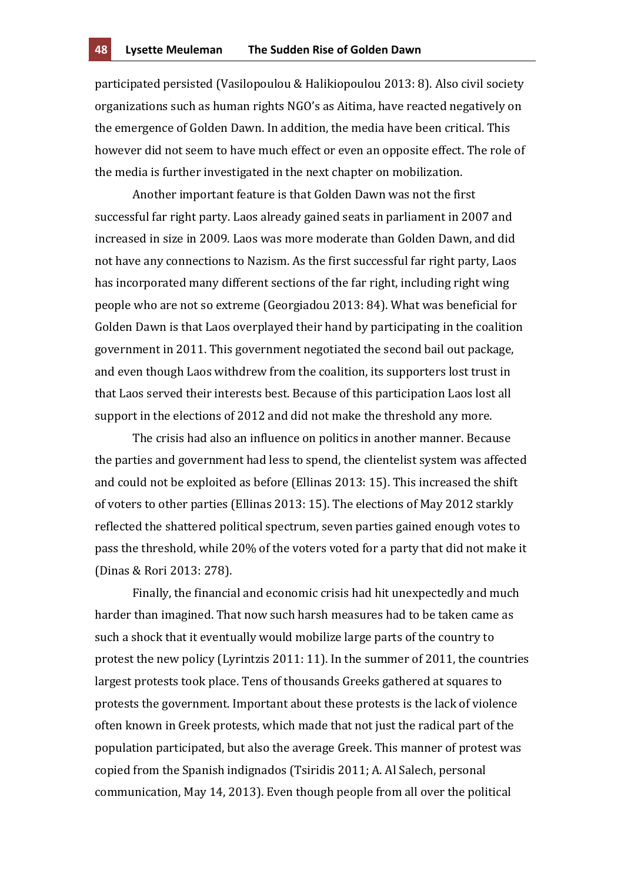participated persisted (Vasilopoulou & Halikiopoulou 2013: 8). Also civil society organizations such as human rights NGO's as Aitima, have reacted negatively on the emergence of Golden Dawn. In addition, the media have been critical. This however did not seem to have much effect or even an opposite effect. The role of the media is further investigated in the next chapter on mobilization.

Another important feature is that Golden Dawn was not the first successful far right party. Laos already gained seats in parliament in 2007 and increased in size in 2009. Laos was more moderate than Golden Dawn, and did not have any connections to Nazism. As the first successful far right party, Laos has incorporated many different sections of the far right, including right wing people who are not so extreme (Georgiadou 2013: 84). What was beneficial for Golden Dawn is that Laos overplayed their hand by participating in the coalition government in 2011. This government negotiated the second bail out package, and even though Laos withdrew from the coalition, its supporters lost trust in that Laos served their interests best. Because of this participation Laos lost all support in the elections of 2012 and did not make the threshold any more.

The crisis had also an influence on politics in another manner. Because the parties and government had less to spend, the clientelist system was affected and could not be exploited as before (Ellinas 2013: 15). This increased the shift of voters to other parties (Ellinas 2013: 15). The elections of May 2012 starkly reflected the shattered political spectrum, seven parties gained enough votes to pass the threshold, while 20% of the voters voted for a party that did not make it (Dinas & Rori 2013: 278).

Finally, the financial and economic crisis had hit unexpectedly and much harder than imagined. That now such harsh measures had to be taken came as such a shock that it eventually would mobilize large parts of the country to protest the new policy (Lyrintzis 2011: 11). In the summer of 2011, the countries largest protests took place. Tens of thousands Greeks gathered at squares to protests the government. Important about these protests is the lack of violence often known in Greek protests, which made that not just the radical part of the population participated, but also the average Greek. This manner of protest was copied from the Spanish indignados (Tsiridis 2011; A. Al Salech, personal communication, May 14, 2013). Even though people from all over the political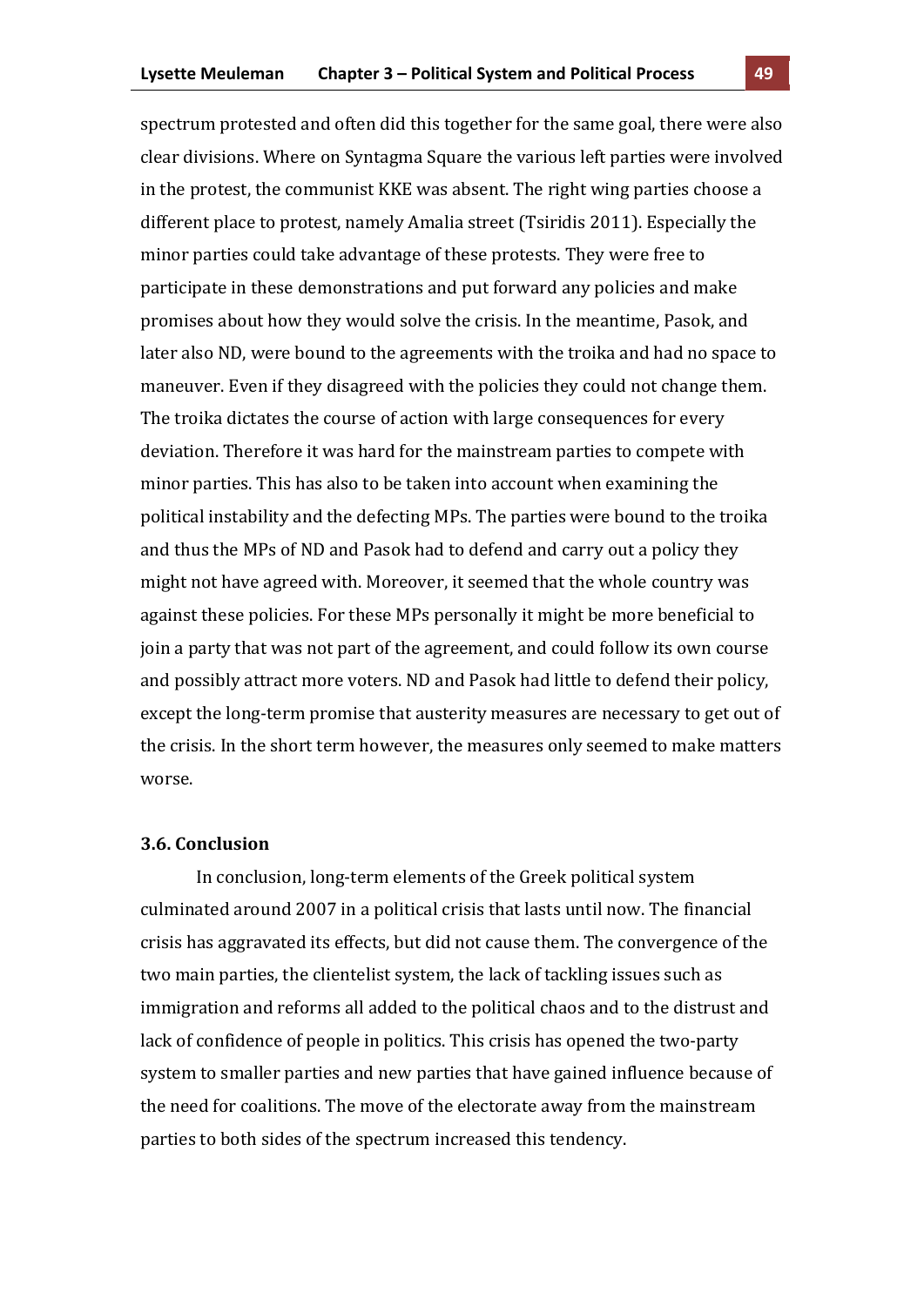spectrum protested and often did this together for the same goal, there were also clear divisions. Where on Syntagma Square the various left parties were involved in the protest, the communist KKE was absent. The right wing parties choose a different place to protest, namely Amalia street (Tsiridis 2011). Especially the minor parties could take advantage of these protests. They were free to participate in these demonstrations and put forward any policies and make promises about how they would solve the crisis. In the meantime, Pasok, and later also ND, were bound to the agreements with the troika and had no space to maneuver. Even if they disagreed with the policies they could not change them. The troika dictates the course of action with large consequences for every deviation. Therefore it was hard for the mainstream parties to compete with minor parties. This has also to be taken into account when examining the political instability and the defecting MPs. The parties were bound to the troika and thus the MPs of ND and Pasok had to defend and carry out a policy they might not have agreed with. Moreover, it seemed that the whole country was against these policies. For these MPs personally it might be more beneficial to join a party that was not part of the agreement, and could follow its own course and possibly attract more voters. ND and Pasok had little to defend their policy, except the long-term promise that austerity measures are necessary to get out of the crisis. In the short term however, the measures only seemed to make matters worse.

### 3.6. Conclusion

In conclusion, long-term elements of the Greek political system culminated around 2007 in a political crisis that lasts until now. The financial crisis has aggravated its effects, but did not cause them. The convergence of the two main parties, the clientelist system, the lack of tackling issues such as immigration and reforms all added to the political chaos and to the distrust and lack of confidence of people in politics. This crisis has opened the two-party system to smaller parties and new parties that have gained influence because of the need for coalitions. The move of the electorate away from the mainstream parties to both sides of the spectrum increased this tendency.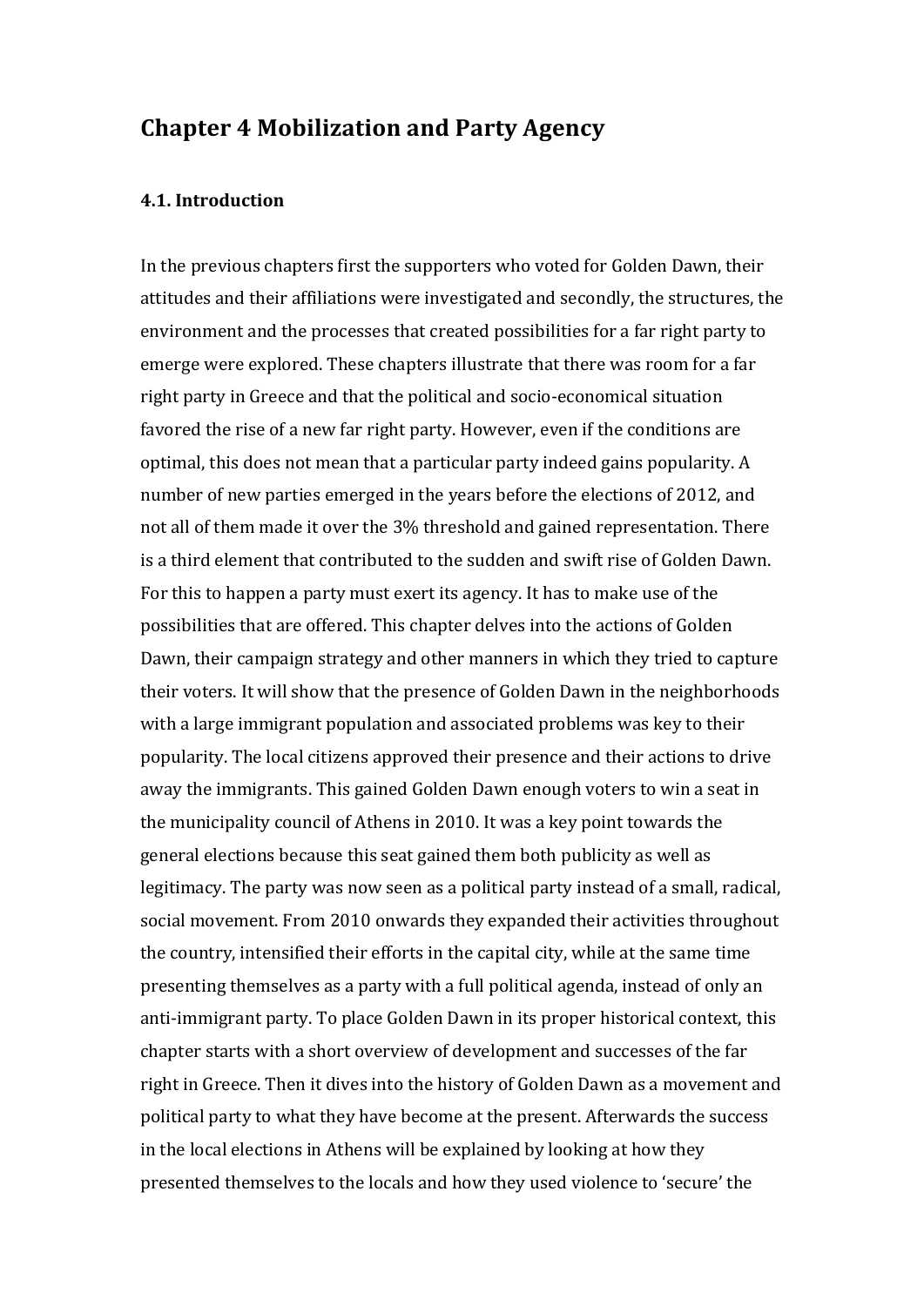# Chapter 4 Mobilization and Party Agency

## 4.1. Introduction

In the previous chapters first the supporters who voted for Golden Dawn, their attitudes and their affiliations were investigated and secondly, the structures, the environment and the processes that created possibilities for a far right party to emerge were explored. These chapters illustrate that there was room for a far right party in Greece and that the political and socio-economical situation favored the rise of a new far right party. However, even if the conditions are optimal, this does not mean that a particular party indeed gains popularity. A number of new parties emerged in the years before the elections of 2012, and not all of them made it over the 3% threshold and gained representation. There is a third element that contributed to the sudden and swift rise of Golden Dawn. For this to happen a party must exert its agency. It has to make use of the possibilities that are offered. This chapter delves into the actions of Golden Dawn, their campaign strategy and other manners in which they tried to capture their voters. It will show that the presence of Golden Dawn in the neighborhoods with a large immigrant population and associated problems was key to their popularity. The local citizens approved their presence and their actions to drive away the immigrants. This gained Golden Dawn enough voters to win a seat in the municipality council of Athens in 2010. It was a key point towards the general elections because this seat gained them both publicity as well as legitimacy. The party was now seen as a political party instead of a small, radical, social movement. From 2010 onwards they expanded their activities throughout the country, intensified their efforts in the capital city, while at the same time presenting themselves as a party with a full political agenda, instead of only an anti-immigrant party. To place Golden Dawn in its proper historical context, this chapter starts with a short overview of development and successes of the far right in Greece. Then it dives into the history of Golden Dawn as a movement and political party to what they have become at the present. Afterwards the success in the local elections in Athens will be explained by looking at how they presented themselves to the locals and how they used violence to 'secure' the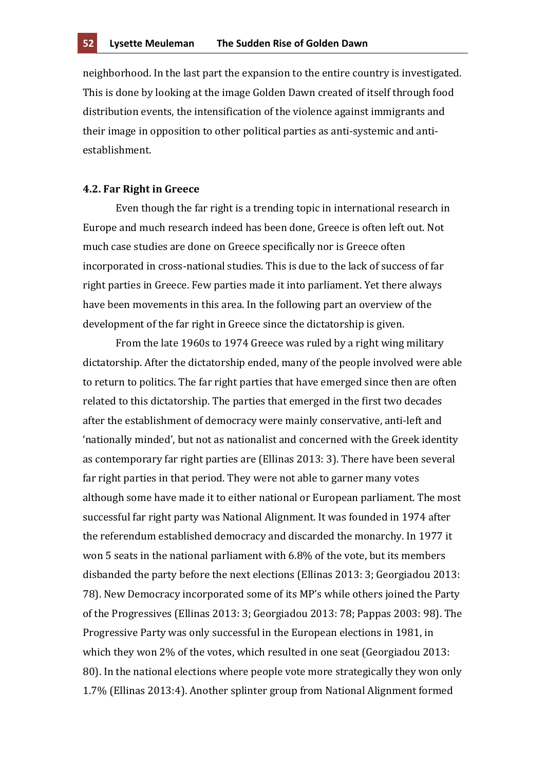neighborhood. In the last part the expansion to the entire country is investigated. This is done by looking at the image Golden Dawn created of itself through food distribution events, the intensification of the violence against immigrants and their image in opposition to other political parties as anti-systemic and anti-establishment.

### 4.2. Far Right in Greece

Even though the far right is a trending topic in international research in Europe and much research indeed has been done, Greece is often left out. Not much case studies are done on Greece specifically nor is Greece often incorporated in cross-national studies. This is due to the lack of success of far right parties in Greece. Few parties made it into parliament. Yet there always have been movements in this area. In the following part an overview of the development of the far right in Greece since the dictatorship is given.

From the late 1960s to 1974 Greece was ruled by a right wing military dictatorship. After the dictatorship ended, many of the people involved were able to return to politics. The far right parties that have emerged since then are often related to this dictatorship. The parties that emerged in the first two decades after the establishment of democracy were mainly conservative, anti-left and 'nationally minded', but not as nationalist and concerned with the Greek identity as contemporary far right parties are (Ellinas 2013: 3). There have been several far right parties in that period. They were not able to garner many votes although some have made it to either national or European parliament. The most successful far right party was National Alignment. It was founded in 1974 after the referendum established democracy and discarded the monarchy. In 1977 it won 5 seats in the national parliament with 6.8% of the vote, but its members disbanded the party before the next elections (Ellinas 2013: 3; Georgiadou 2013: 78). New Democracy incorporated some of its MP's while others joined the Party of the Progressives (Ellinas 2013: 3; Georgiadou 2013: 78; Pappas 2003: 98). The Progressive Party was only successful in the European elections in 1981, in which they won 2% of the votes, which resulted in one seat (Georgiadou 2013: 80). In the national elections where people vote more strategically they won only 1.7% (Ellinas 2013:4). Another splinter group from National Alignment formed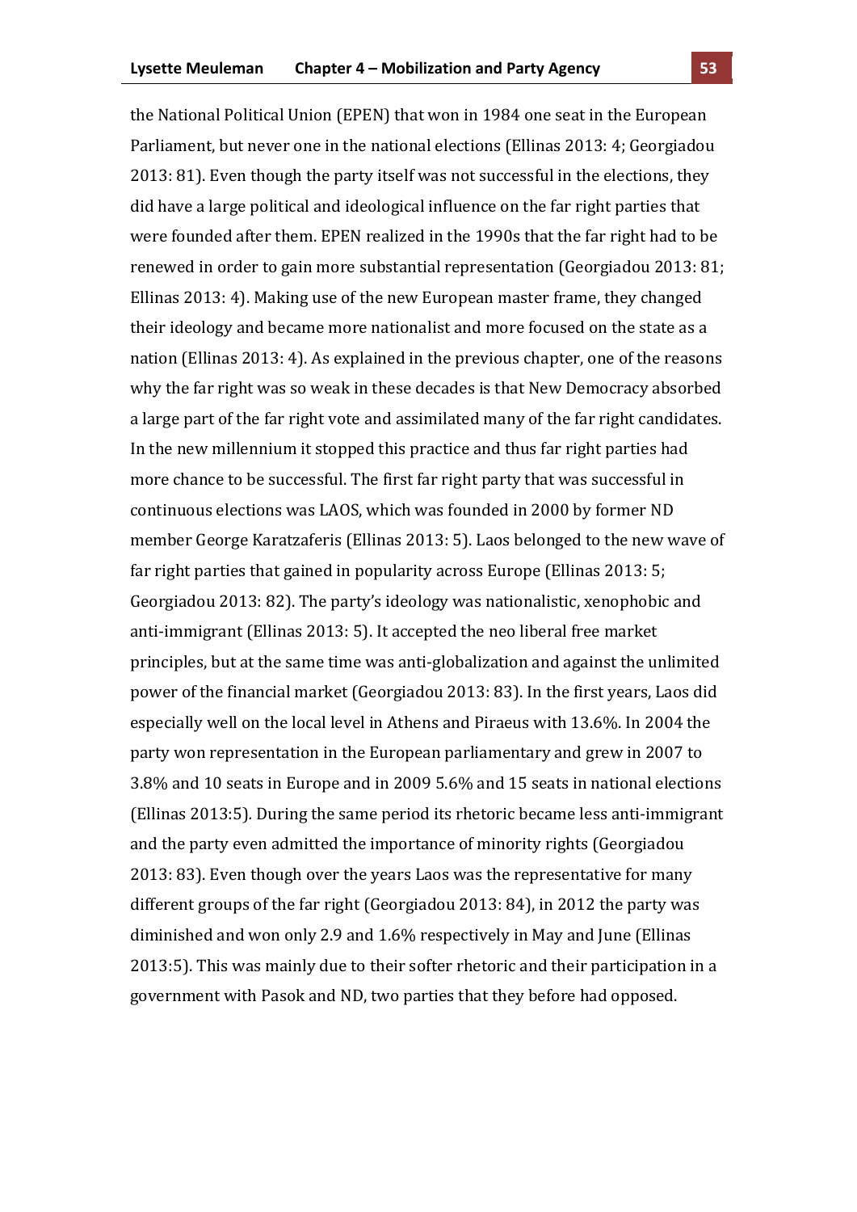the National Political Union (EPEN) that won in 1984 one seat in the European Parliament, but never one in the national elections (Ellinas 2013: 4; Georgiadou 2013: 81). Even though the party itself was not successful in the elections, they did have a large political and ideological influence on the far right parties that were founded after them. EPEN realized in the 1990s that the far right had to be renewed in order to gain more substantial representation (Georgiadou 2013: 81; Ellinas 2013: 4). Making use of the new European master frame, they changed their ideology and became more nationalist and more focused on the state as a nation (Ellinas 2013: 4). As explained in the previous chapter, one of the reasons why the far right was so weak in these decades is that New Democracy absorbed a large part of the far right vote and assimilated many of the far right candidates. In the new millennium it stopped this practice and thus far right parties had more chance to be successful. The first far right party that was successful in continuous elections was LAOS, which was founded in 2000 by former ND member George Karatzaferis (Ellinas 2013: 5). Laos belonged to the new wave of far right parties that gained in popularity across Europe (Ellinas 2013: 5; Georgiadou 2013: 82). The party's ideology was nationalistic, xenophobic and anti-immigrant (Ellinas 2013: 5). It accepted the neo liberal free market principles, but at the same time was anti-globalization and against the unlimited power of the financial market (Georgiadou 2013: 83). In the first years, Laos did especially well on the local level in Athens and Piraeus with 13.6%. In 2004 the party won representation in the European parliamentary and grew in 2007 to 3.8% and 10 seats in Europe and in 2009 5.6% and 15 seats in national elections (Ellinas 2013:5). During the same period its rhetoric became less anti-immigrant and the party even admitted the importance of minority rights (Georgiadou 2013: 83). Even though over the years Laos was the representative for many different groups of the far right (Georgiadou 2013: 84), in 2012 the party was diminished and won only 2.9 and 1.6% respectively in May and June (Ellinas 2013:5). This was mainly due to their softer rhetoric and their participation in a government with Pasok and ND, two parties that they before had opposed.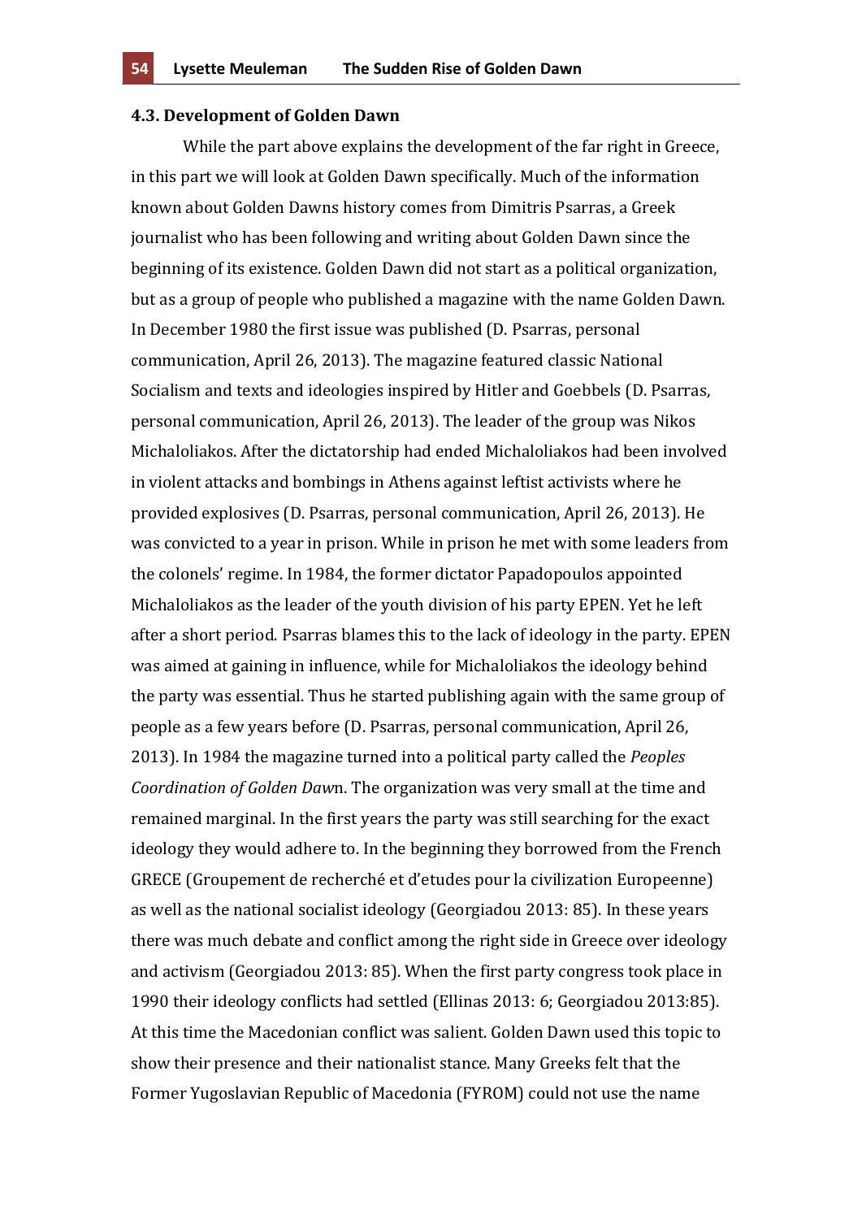### 4.3. Development of Golden Dawn

While the part above explains the development of the far right in Greece, in this part we will look at Golden Dawn specifically. Much of the information known about Golden Dawns history comes from Dimitris Psarras, a Greek journalist who has been following and writing about Golden Dawn since the beginning of its existence. Golden Dawn did not start as a political organization, but as a group of people who published a magazine with the name Golden Dawn. In December 1980 the first issue was published (D. Psarras, personal communication, April 26, 2013). The magazine featured classic National Socialism and texts and ideologies inspired by Hitler and Goebbels (D. Psarras, personal communication, April 26, 2013). The leader of the group was Nikos Michaloliakos. After the dictatorship had ended Michaloliakos had been involved in violent attacks and bombings in Athens against leftist activists where he provided explosives (D. Psarras, personal communication, April 26, 2013). He was convicted to a year in prison. While in prison he met with some leaders from the colonels' regime. In 1984, the former dictator Papadopoulos appointed Michaloliakos as the leader of the youth division of his party EPEN. Yet he left after a short period. Psarras blames this to the lack of ideology in the party. EPEN was aimed at gaining in influence, while for Michaloliakos the ideology behind the party was essential. Thus he started publishing again with the same group of people as a few years before (D. Psarras, personal communication, April 26, 2013). In 1984 the magazine turned into a political party called the *Peoples Coordination of Golden Daw*n. The organization was very small at the time and remained marginal. In the first years the party was still searching for the exact ideology they would adhere to. In the beginning they borrowed from the French GRECE (Groupement de recherché et d'etudes pour la civilization Europeenne) as well as the national socialist ideology (Georgiadou 2013: 85). In these years there was much debate and conflict among the right side in Greece over ideology and activism (Georgiadou 2013: 85). When the first party congress took place in 1990 their ideology conflicts had settled (Ellinas 2013: 6; Georgiadou 2013:85). At this time the Macedonian conflict was salient. Golden Dawn used this topic to show their presence and their nationalist stance. Many Greeks felt that the Former Yugoslavian Republic of Macedonia (FYROM) could not use the name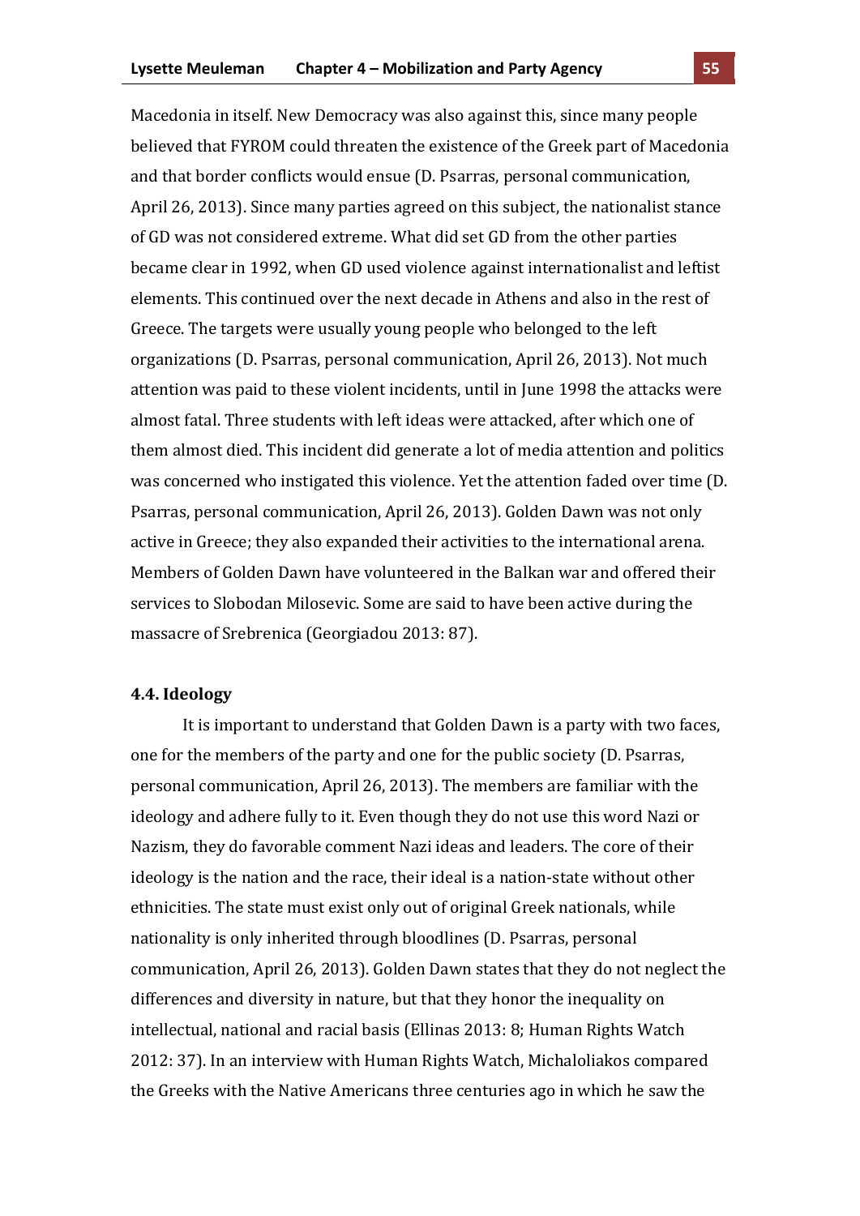Macedonia in itself. New Democracy was also against this, since many people believed that FYROM could threaten the existence of the Greek part of Macedonia and that border conflicts would ensue (D. Psarras, personal communication, April 26, 2013). Since many parties agreed on this subject, the nationalist stance of GD was not considered extreme. What did set GD from the other parties became clear in 1992, when GD used violence against internationalist and leftist elements. This continued over the next decade in Athens and also in the rest of Greece. The targets were usually young people who belonged to the left organizations (D. Psarras, personal communication, April 26, 2013). Not much attention was paid to these violent incidents, until in June 1998 the attacks were almost fatal. Three students with left ideas were attacked, after which one of them almost died. This incident did generate a lot of media attention and politics was concerned who instigated this violence. Yet the attention faded over time (D. Psarras, personal communication, April 26, 2013). Golden Dawn was not only active in Greece; they also expanded their activities to the international arena. Members of Golden Dawn have volunteered in the Balkan war and offered their services to Slobodan Milosevic. Some are said to have been active during the massacre of Srebrenica (Georgiadou 2013: 87).

### 4.4. Ideology

It is important to understand that Golden Dawn is a party with two faces, one for the members of the party and one for the public society (D. Psarras, personal communication, April 26, 2013). The members are familiar with the ideology and adhere fully to it. Even though they do not use this word Nazi or Nazism, they do favorable comment Nazi ideas and leaders. The core of their ideology is the nation and the race, their ideal is a nation-state without other ethnicities. The state must exist only out of original Greek nationals, while nationality is only inherited through bloodlines (D. Psarras, personal communication, April 26, 2013). Golden Dawn states that they do not neglect the differences and diversity in nature, but that they honor the inequality on intellectual, national and racial basis (Ellinas 2013: 8; Human Rights Watch 2012: 37). In an interview with Human Rights Watch, Michaloliakos compared the Greeks with the Native Americans three centuries ago in which he saw the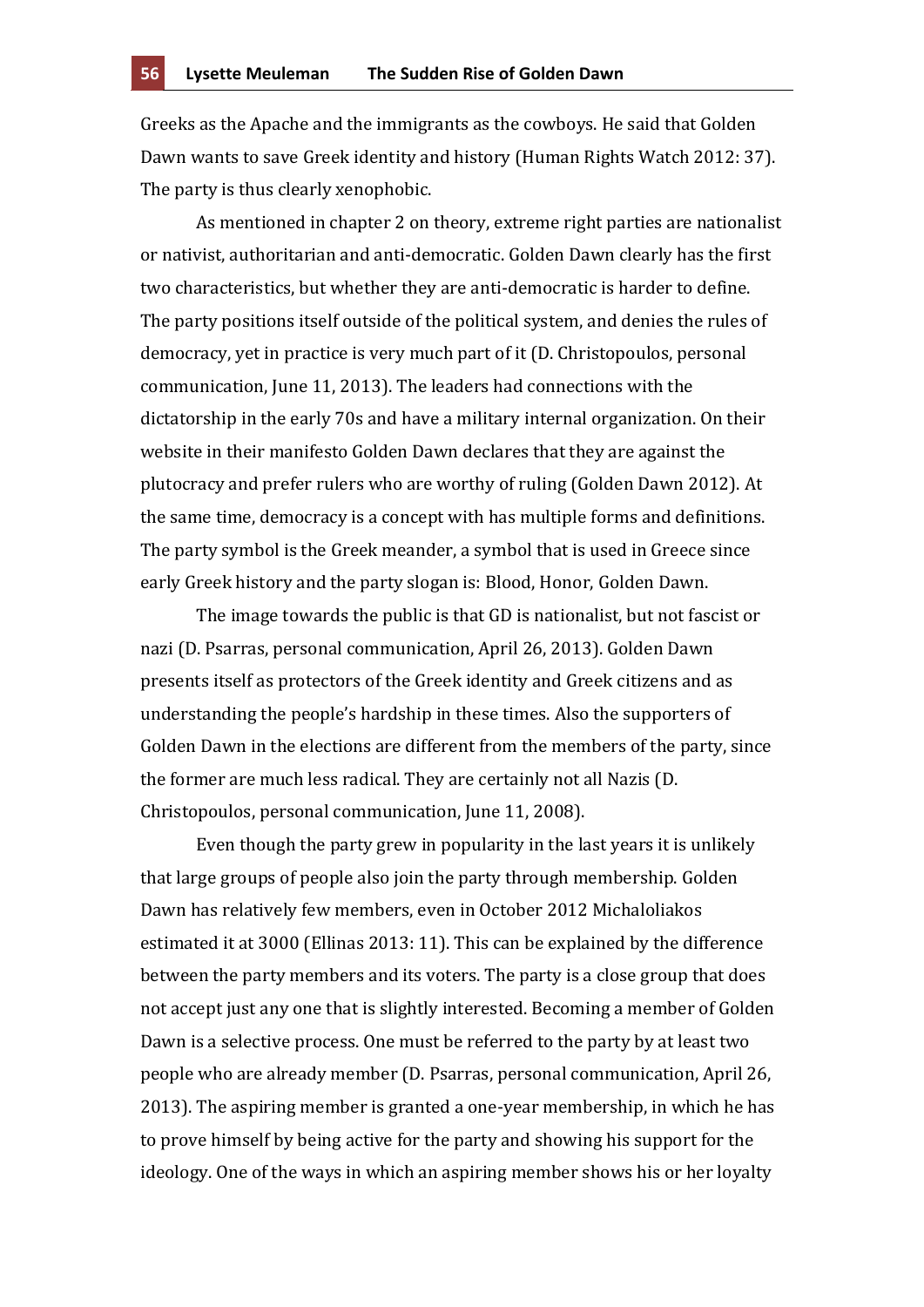Greeks as the Apache and the immigrants as the cowboys. He said that Golden Dawn wants to save Greek identity and history (Human Rights Watch 2012: 37). The party is thus clearly xenophobic.

As mentioned in chapter 2 on theory, extreme right parties are nationalist or nativist, authoritarian and anti-democratic. Golden Dawn clearly has the first two characteristics, but whether they are anti-democratic is harder to define. The party positions itself outside of the political system, and denies the rules of democracy, yet in practice is very much part of it (D. Christopoulos, personal communication, June 11, 2013). The leaders had connections with the dictatorship in the early 70s and have a military internal organization. On their website in their manifesto Golden Dawn declares that they are against the plutocracy and prefer rulers who are worthy of ruling (Golden Dawn 2012). At the same time, democracy is a concept with has multiple forms and definitions. The party symbol is the Greek meander, a symbol that is used in Greece since early Greek history and the party slogan is: Blood, Honor, Golden Dawn.

The image towards the public is that GD is nationalist, but not fascist or nazi (D. Psarras, personal communication, April 26, 2013). Golden Dawn presents itself as protectors of the Greek identity and Greek citizens and as understanding the people's hardship in these times. Also the supporters of Golden Dawn in the elections are different from the members of the party, since the former are much less radical. They are certainly not all Nazis (D. Christopoulos, personal communication, June 11, 2008).

Even though the party grew in popularity in the last years it is unlikely that large groups of people also join the party through membership. Golden Dawn has relatively few members, even in October 2012 Michaloliakos estimated it at 3000 (Ellinas 2013: 11). This can be explained by the difference between the party members and its voters. The party is a close group that does not accept just any one that is slightly interested. Becoming a member of Golden Dawn is a selective process. One must be referred to the party by at least two people who are already member (D. Psarras, personal communication, April 26, 2013). The aspiring member is granted a one-year membership, in which he has to prove himself by being active for the party and showing his support for the ideology. One of the ways in which an aspiring member shows his or her loyalty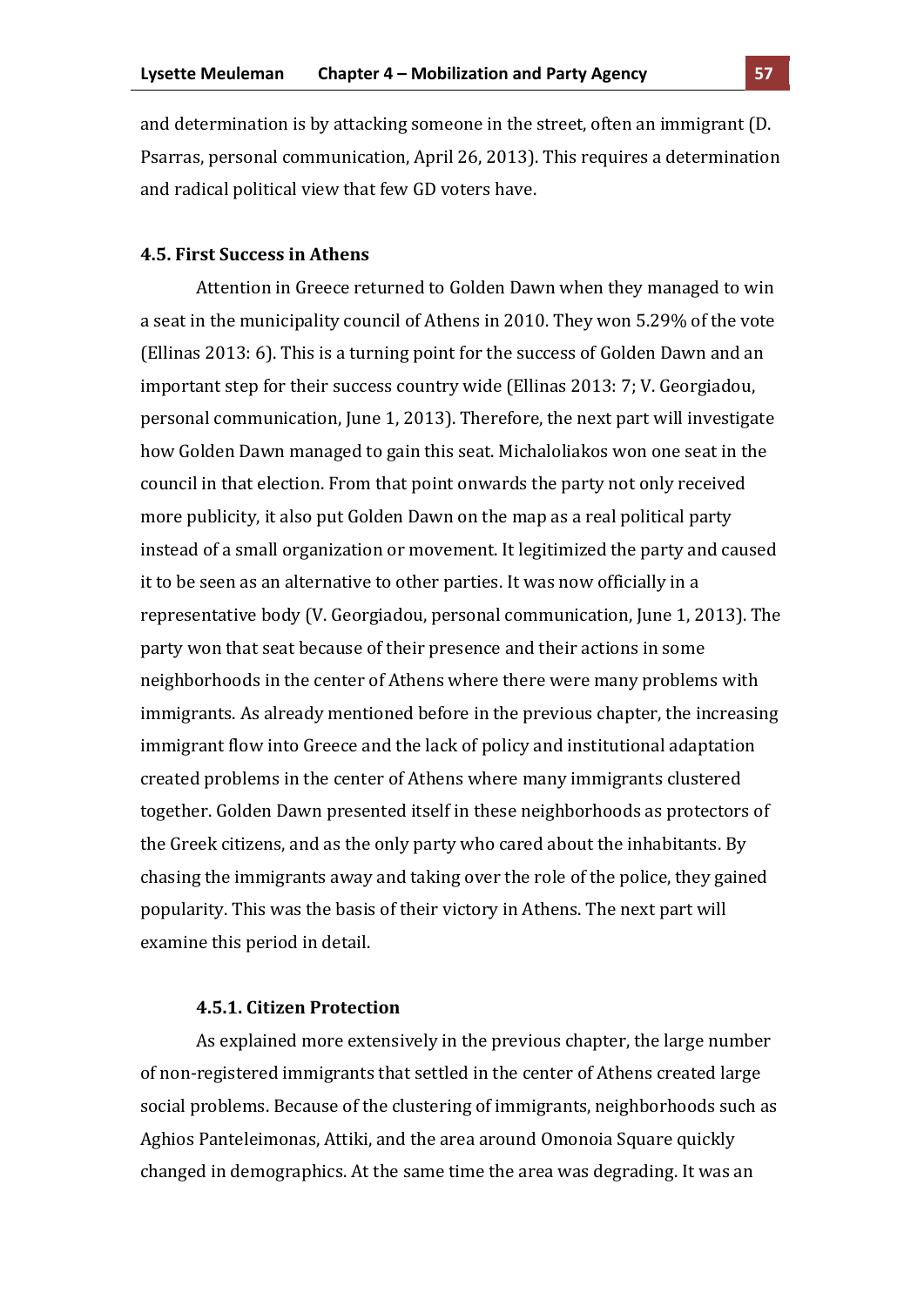and determination is by attacking someone in the street, often an immigrant (D. Psarras, personal communication, April 26, 2013). This requires a determination and radical political view that few GD voters have.

### 4.5. First Success in Athens

Attention in Greece returned to Golden Dawn when they managed to win a seat in the municipality council of Athens in 2010. They won 5.29% of the vote (Ellinas 2013: 6). This is a turning point for the success of Golden Dawn and an important step for their success country wide (Ellinas 2013: 7; V. Georgiadou, personal communication, June 1, 2013). Therefore, the next part will investigate how Golden Dawn managed to gain this seat. Michaloliakos won one seat in the council in that election. From that point onwards the party not only received more publicity, it also put Golden Dawn on the map as a real political party instead of a small organization or movement. It legitimized the party and caused it to be seen as an alternative to other parties. It was now officially in a representative body (V. Georgiadou, personal communication, June 1, 2013). The party won that seat because of their presence and their actions in some neighborhoods in the center of Athens where there were many problems with immigrants. As already mentioned before in the previous chapter, the increasing immigrant flow into Greece and the lack of policy and institutional adaptation created problems in the center of Athens where many immigrants clustered together. Golden Dawn presented itself in these neighborhoods as protectors of the Greek citizens, and as the only party who cared about the inhabitants. By chasing the immigrants away and taking over the role of the police, they gained popularity. This was the basis of their victory in Athens. The next part will examine this period in detail.

#### 4.5.1. Citizen Protection

As explained more extensively in the previous chapter, the large number of non-registered immigrants that settled in the center of Athens created large social problems. Because of the clustering of immigrants, neighborhoods such as Aghios Panteleimonas, Attiki, and the area around Omonoia Square quickly changed in demographics. At the same time the area was degrading. It was an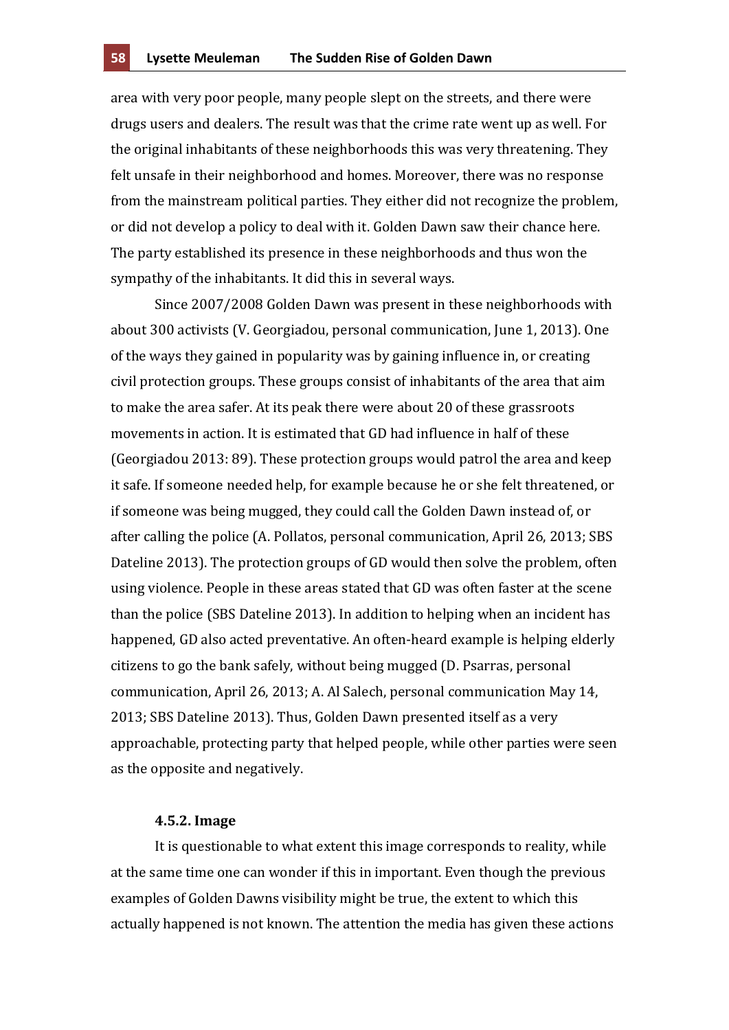area with very poor people, many people slept on the streets, and there were drugs users and dealers. The result was that the crime rate went up as well. For the original inhabitants of these neighborhoods this was very threatening. They felt unsafe in their neighborhood and homes. Moreover, there was no response from the mainstream political parties. They either did not recognize the problem, or did not develop a policy to deal with it. Golden Dawn saw their chance here. The party established its presence in these neighborhoods and thus won the sympathy of the inhabitants. It did this in several ways.

Since 2007/2008 Golden Dawn was present in these neighborhoods with about 300 activists (V. Georgiadou, personal communication, June 1, 2013). One of the ways they gained in popularity was by gaining influence in, or creating civil protection groups. These groups consist of inhabitants of the area that aim to make the area safer. At its peak there were about 20 of these grassroots movements in action. It is estimated that GD had influence in half of these (Georgiadou 2013: 89). These protection groups would patrol the area and keep it safe. If someone needed help, for example because he or she felt threatened, or if someone was being mugged, they could call the Golden Dawn instead of, or after calling the police (A. Pollatos, personal communication, April 26, 2013; SBS Dateline 2013). The protection groups of GD would then solve the problem, often using violence. People in these areas stated that GD was often faster at the scene than the police (SBS Dateline 2013). In addition to helping when an incident has happened, GD also acted preventative. An often-heard example is helping elderly citizens to go the bank safely, without being mugged (D. Psarras, personal communication, April 26, 2013; A. Al Salech, personal communication May 14, 2013; SBS Dateline 2013). Thus, Golden Dawn presented itself as a very approachable, protecting party that helped people, while other parties were seen as the opposite and negatively.

#### 4.5.2. Image

It is questionable to what extent this image corresponds to reality, while at the same time one can wonder if this in important. Even though the previous examples of Golden Dawns visibility might be true, the extent to which this actually happened is not known. The attention the media has given these actions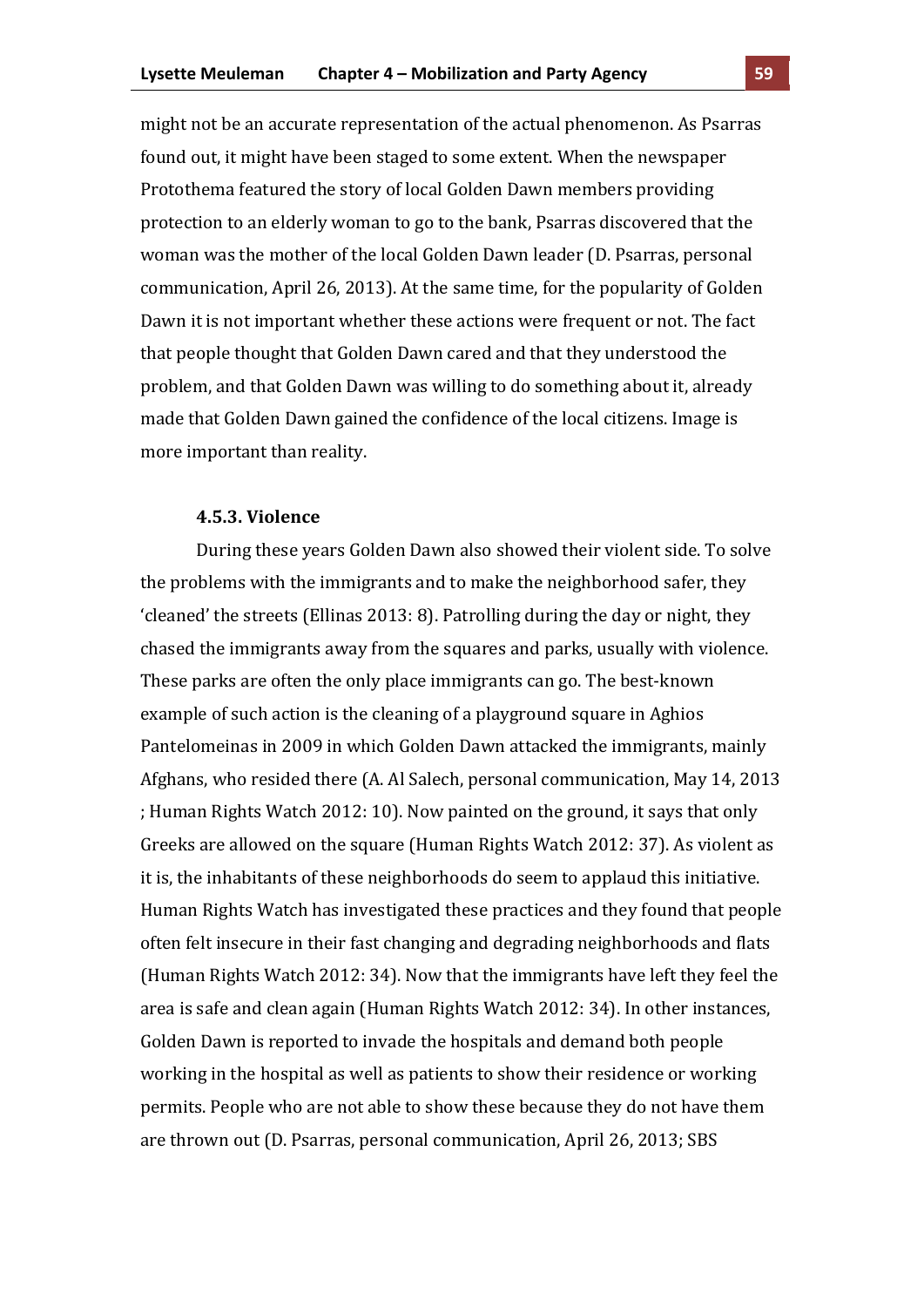might not be an accurate representation of the actual phenomenon. As Psarras found out, it might have been staged to some extent. When the newspaper Protothema featured the story of local Golden Dawn members providing protection to an elderly woman to go to the bank, Psarras discovered that the woman was the mother of the local Golden Dawn leader (D. Psarras, personal communication, April 26, 2013). At the same time, for the popularity of Golden Dawn it is not important whether these actions were frequent or not. The fact that people thought that Golden Dawn cared and that they understood the problem, and that Golden Dawn was willing to do something about it, already made that Golden Dawn gained the confidence of the local citizens. Image is more important than reality.

### 4.5.3. Violence

During these years Golden Dawn also showed their violent side. To solve the problems with the immigrants and to make the neighborhood safer, they 'cleaned' the streets (Ellinas 2013: 8). Patrolling during the day or night, they chased the immigrants away from the squares and parks, usually with violence. These parks are often the only place immigrants can go. The best-known example of such action is the cleaning of a playground square in Aghios Pantelomeinas in 2009 in which Golden Dawn attacked the immigrants, mainly Afghans, who resided there (A. Al Salech, personal communication, May 14, 2013 ; Human Rights Watch 2012: 10). Now painted on the ground, it says that only Greeks are allowed on the square (Human Rights Watch 2012: 37). As violent as it is, the inhabitants of these neighborhoods do seem to applaud this initiative. Human Rights Watch has investigated these practices and they found that people often felt insecure in their fast changing and degrading neighborhoods and flats (Human Rights Watch 2012: 34). Now that the immigrants have left they feel the area is safe and clean again (Human Rights Watch 2012: 34). In other instances, Golden Dawn is reported to invade the hospitals and demand both people working in the hospital as well as patients to show their residence or working permits. People who are not able to show these because they do not have them are thrown out (D. Psarras, personal communication, April 26, 2013; SBS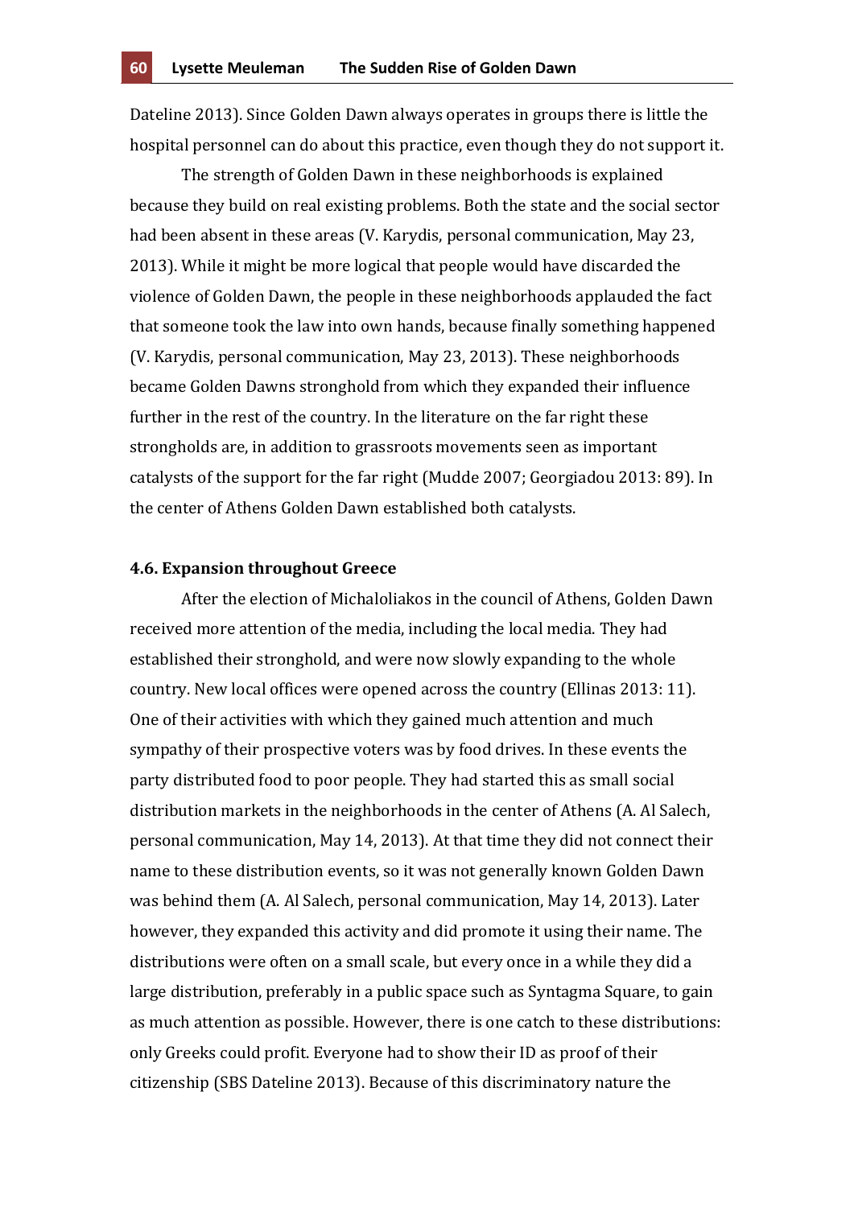Dateline 2013). Since Golden Dawn always operates in groups there is little the hospital personnel can do about this practice, even though they do not support it.

The strength of Golden Dawn in these neighborhoods is explained because they build on real existing problems. Both the state and the social sector had been absent in these areas (V. Karydis, personal communication, May 23, 2013). While it might be more logical that people would have discarded the violence of Golden Dawn, the people in these neighborhoods applauded the fact that someone took the law into own hands, because finally something happened (V. Karydis, personal communication, May 23, 2013). These neighborhoods became Golden Dawns stronghold from which they expanded their influence further in the rest of the country. In the literature on the far right these strongholds are, in addition to grassroots movements seen as important catalysts of the support for the far right (Mudde 2007; Georgiadou 2013: 89). In the center of Athens Golden Dawn established both catalysts.

### 4.6. Expansion throughout Greece

After the election of Michaloliakos in the council of Athens, Golden Dawn received more attention of the media, including the local media. They had established their stronghold, and were now slowly expanding to the whole country. New local offices were opened across the country (Ellinas 2013: 11). One of their activities with which they gained much attention and much sympathy of their prospective voters was by food drives. In these events the party distributed food to poor people. They had started this as small social distribution markets in the neighborhoods in the center of Athens (A. Al Salech, personal communication, May 14, 2013). At that time they did not connect their name to these distribution events, so it was not generally known Golden Dawn was behind them (A. Al Salech, personal communication, May 14, 2013). Later however, they expanded this activity and did promote it using their name. The distributions were often on a small scale, but every once in a while they did a large distribution, preferably in a public space such as Syntagma Square, to gain as much attention as possible. However, there is one catch to these distributions: only Greeks could profit. Everyone had to show their ID as proof of their citizenship (SBS Dateline 2013). Because of this discriminatory nature the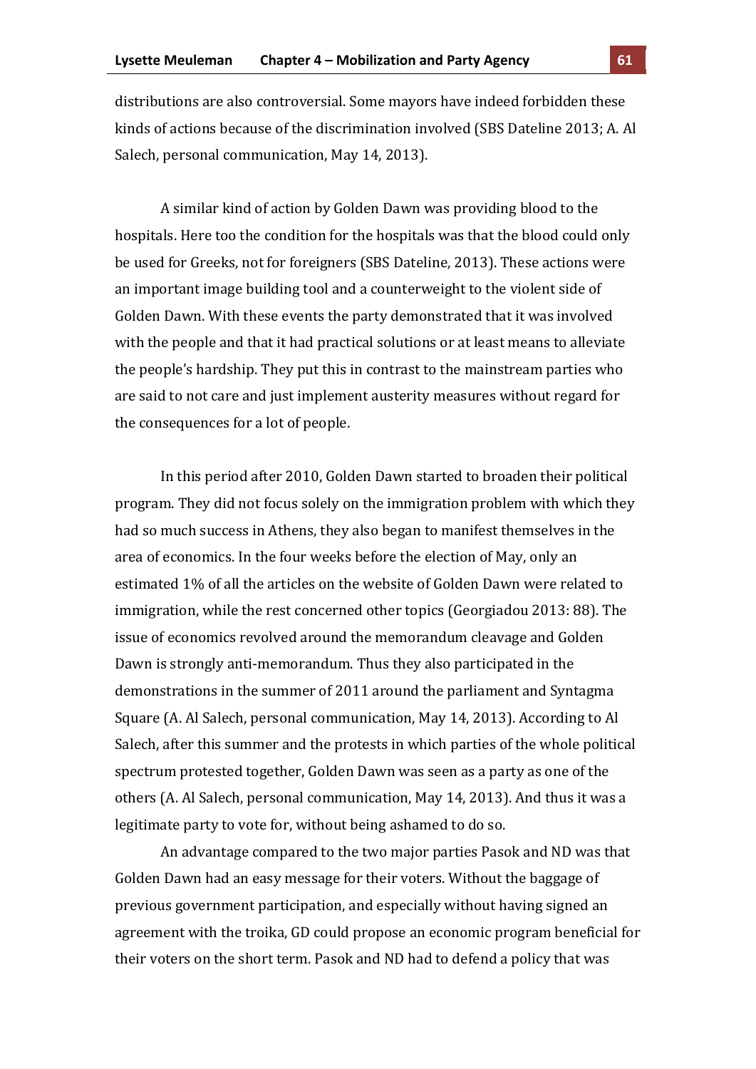distributions are also controversial. Some mayors have indeed forbidden these kinds of actions because of the discrimination involved (SBS Dateline 2013; A. Al Salech, personal communication, May 14, 2013).

A similar kind of action by Golden Dawn was providing blood to the hospitals. Here too the condition for the hospitals was that the blood could only be used for Greeks, not for foreigners (SBS Dateline, 2013). These actions were an important image building tool and a counterweight to the violent side of Golden Dawn. With these events the party demonstrated that it was involved with the people and that it had practical solutions or at least means to alleviate the people's hardship. They put this in contrast to the mainstream parties who are said to not care and just implement austerity measures without regard for the consequences for a lot of people.

In this period after 2010, Golden Dawn started to broaden their political program. They did not focus solely on the immigration problem with which they had so much success in Athens, they also began to manifest themselves in the area of economics. In the four weeks before the election of May, only an estimated 1% of all the articles on the website of Golden Dawn were related to immigration, while the rest concerned other topics (Georgiadou 2013: 88). The issue of economics revolved around the memorandum cleavage and Golden Dawn is strongly anti-memorandum. Thus they also participated in the demonstrations in the summer of 2011 around the parliament and Syntagma Square (A. Al Salech, personal communication, May 14, 2013). According to Al Salech, after this summer and the protests in which parties of the whole political spectrum protested together, Golden Dawn was seen as a party as one of the others (A. Al Salech, personal communication, May 14, 2013). And thus it was a legitimate party to vote for, without being ashamed to do so.

An advantage compared to the two major parties Pasok and ND was that Golden Dawn had an easy message for their voters. Without the baggage of previous government participation, and especially without having signed an agreement with the troika, GD could propose an economic program beneficial for their voters on the short term. Pasok and ND had to defend a policy that was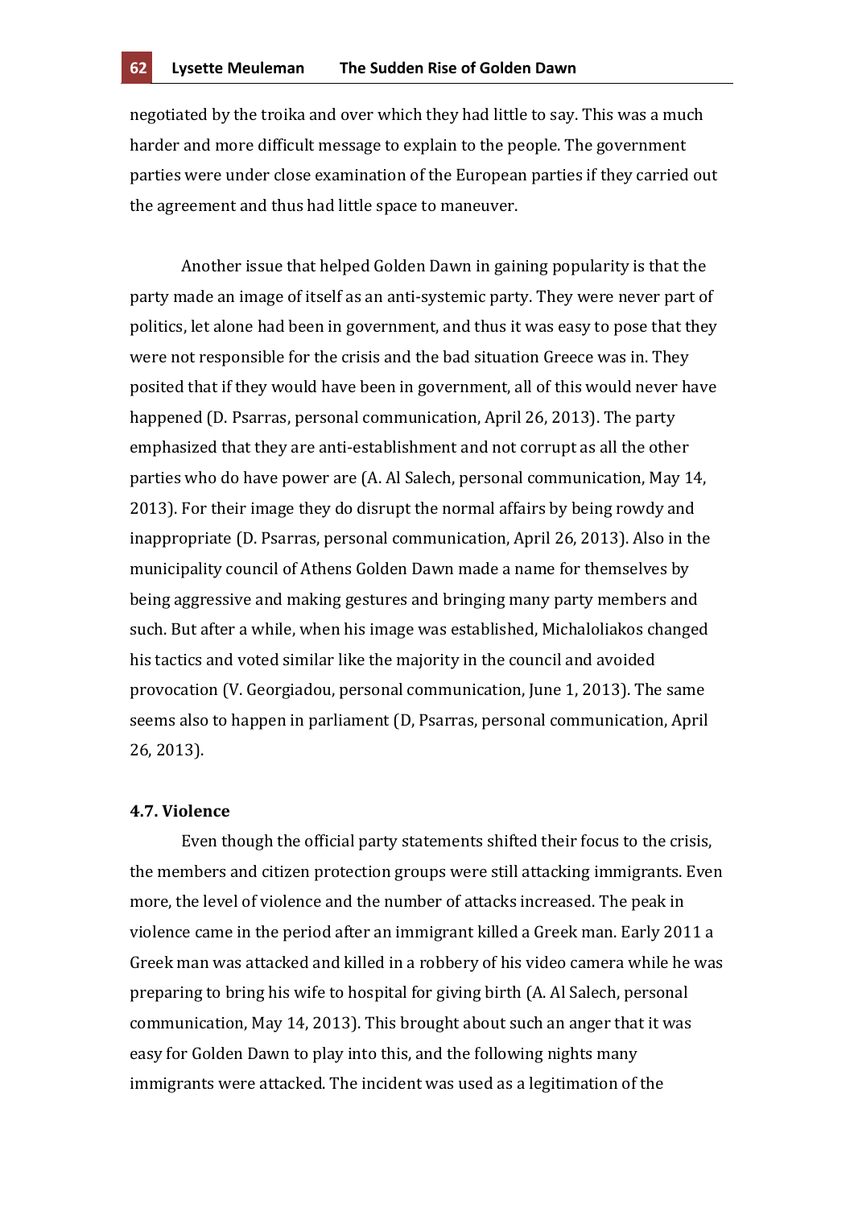negotiated by the troika and over which they had little to say. This was a much harder and more difficult message to explain to the people. The government parties were under close examination of the European parties if they carried out the agreement and thus had little space to maneuver.

Another issue that helped Golden Dawn in gaining popularity is that the party made an image of itself as an anti-systemic party. They were never part of politics, let alone had been in government, and thus it was easy to pose that they were not responsible for the crisis and the bad situation Greece was in. They posited that if they would have been in government, all of this would never have happened (D. Psarras, personal communication, April 26, 2013). The party emphasized that they are anti-establishment and not corrupt as all the other parties who do have power are (A. Al Salech, personal communication, May 14, 2013). For their image they do disrupt the normal affairs by being rowdy and inappropriate (D. Psarras, personal communication, April 26, 2013). Also in the municipality council of Athens Golden Dawn made a name for themselves by being aggressive and making gestures and bringing many party members and such. But after a while, when his image was established, Michaloliakos changed his tactics and voted similar like the majority in the council and avoided provocation (V. Georgiadou, personal communication, June 1, 2013). The same seems also to happen in parliament (D, Psarras, personal communication, April 26, 2013).

### 4.7. Violence

Even though the official party statements shifted their focus to the crisis, the members and citizen protection groups were still attacking immigrants. Even more, the level of violence and the number of attacks increased. The peak in violence came in the period after an immigrant killed a Greek man. Early 2011 a Greek man was attacked and killed in a robbery of his video camera while he was preparing to bring his wife to hospital for giving birth (A. Al Salech, personal communication, May 14, 2013). This brought about such an anger that it was easy for Golden Dawn to play into this, and the following nights many immigrants were attacked. The incident was used as a legitimation of the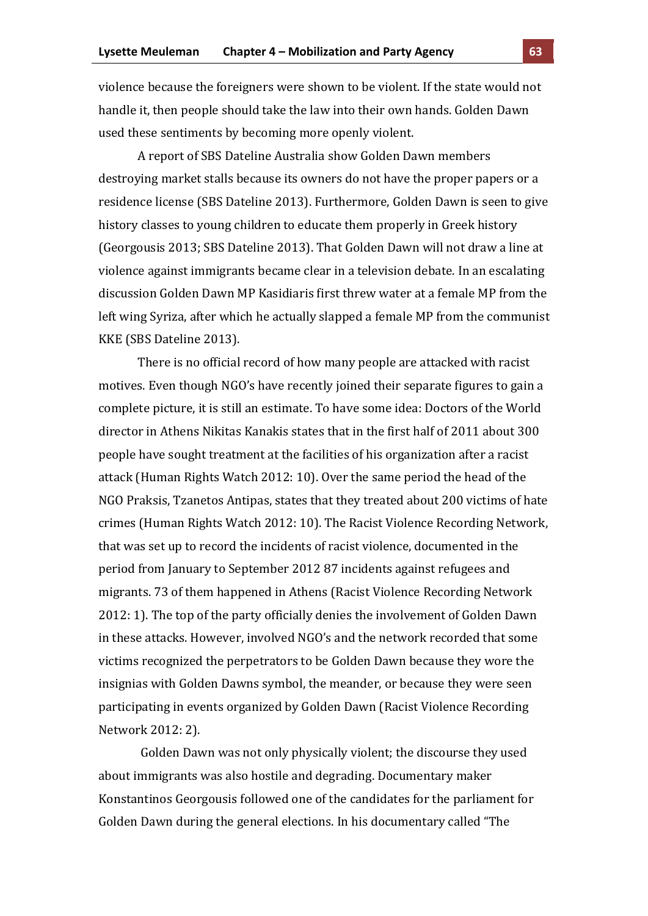violence because the foreigners were shown to be violent. If the state would not handle it, then people should take the law into their own hands. Golden Dawn used these sentiments by becoming more openly violent.

A report of SBS Dateline Australia show Golden Dawn members destroying market stalls because its owners do not have the proper papers or a residence license (SBS Dateline 2013). Furthermore, Golden Dawn is seen to give history classes to young children to educate them properly in Greek history (Georgousis 2013; SBS Dateline 2013). That Golden Dawn will not draw a line at violence against immigrants became clear in a television debate. In an escalating discussion Golden Dawn MP Kasidiaris first threw water at a female MP from the left wing Syriza, after which he actually slapped a female MP from the communist KKE (SBS Dateline 2013).

There is no official record of how many people are attacked with racist motives. Even though NGO's have recently joined their separate figures to gain a complete picture, it is still an estimate. To have some idea: Doctors of the World director in Athens Nikitas Kanakis states that in the first half of 2011 about 300 people have sought treatment at the facilities of his organization after a racist attack (Human Rights Watch 2012: 10). Over the same period the head of the NGO Praksis, Tzanetos Antipas, states that they treated about 200 victims of hate crimes (Human Rights Watch 2012: 10). The Racist Violence Recording Network, that was set up to record the incidents of racist violence, documented in the period from January to September 2012 87 incidents against refugees and migrants. 73 of them happened in Athens (Racist Violence Recording Network 2012: 1). The top of the party officially denies the involvement of Golden Dawn in these attacks. However, involved NGO's and the network recorded that some victims recognized the perpetrators to be Golden Dawn because they wore the insignias with Golden Dawns symbol, the meander, or because they were seen participating in events organized by Golden Dawn (Racist Violence Recording Network 2012: 2).

Golden Dawn was not only physically violent; the discourse they used about immigrants was also hostile and degrading. Documentary maker Konstantinos Georgousis followed one of the candidates for the parliament for Golden Dawn during the general elections. In his documentary called "The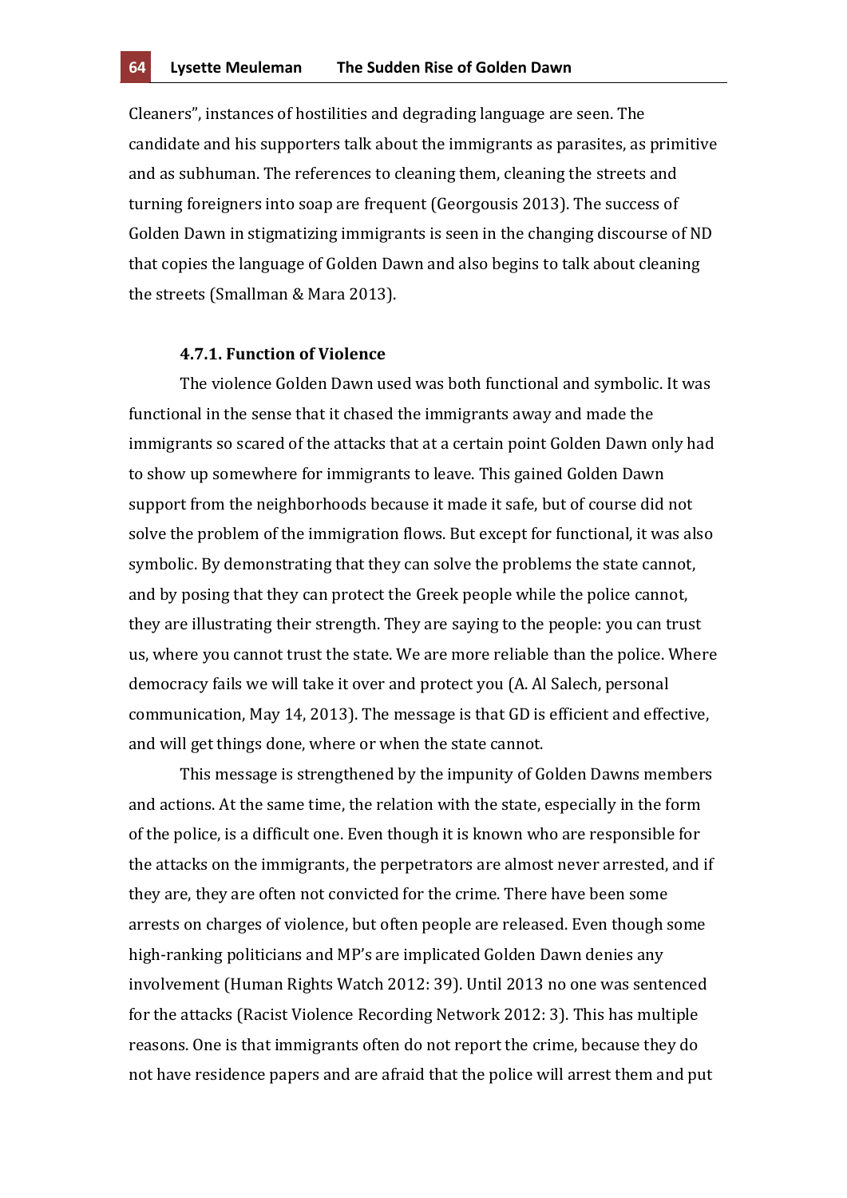Cleaners", instances of hostilities and degrading language are seen. The candidate and his supporters talk about the immigrants as parasites, as primitive and as subhuman. The references to cleaning them, cleaning the streets and turning foreigners into soap are frequent (Georgousis 2013). The success of Golden Dawn in stigmatizing immigrants is seen in the changing discourse of ND that copies the language of Golden Dawn and also begins to talk about cleaning the streets (Smallman & Mara 2013).

#### 4.7.1. Function of Violence

The violence Golden Dawn used was both functional and symbolic. It was functional in the sense that it chased the immigrants away and made the immigrants so scared of the attacks that at a certain point Golden Dawn only had to show up somewhere for immigrants to leave. This gained Golden Dawn support from the neighborhoods because it made it safe, but of course did not solve the problem of the immigration flows. But except for functional, it was also symbolic. By demonstrating that they can solve the problems the state cannot, and by posing that they can protect the Greek people while the police cannot, they are illustrating their strength. They are saying to the people: you can trust us, where you cannot trust the state. We are more reliable than the police. Where democracy fails we will take it over and protect you (A. Al Salech, personal communication, May 14, 2013). The message is that GD is efficient and effective, and will get things done, where or when the state cannot.

This message is strengthened by the impunity of Golden Dawns members and actions. At the same time, the relation with the state, especially in the form of the police, is a difficult one. Even though it is known who are responsible for the attacks on the immigrants, the perpetrators are almost never arrested, and if they are, they are often not convicted for the crime. There have been some arrests on charges of violence, but often people are released. Even though some high-ranking politicians and MP's are implicated Golden Dawn denies any involvement (Human Rights Watch 2012: 39). Until 2013 no one was sentenced for the attacks (Racist Violence Recording Network 2012: 3). This has multiple reasons. One is that immigrants often do not report the crime, because they do not have residence papers and are afraid that the police will arrest them and put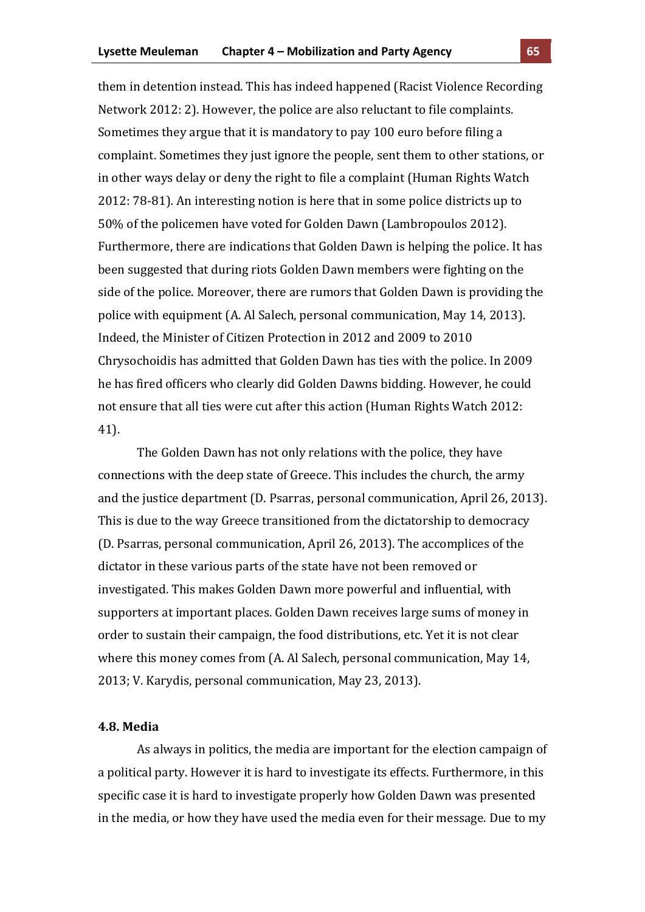them in detention instead. This has indeed happened (Racist Violence Recording Network 2012: 2). However, the police are also reluctant to file complaints. Sometimes they argue that it is mandatory to pay 100 euro before filing a complaint. Sometimes they just ignore the people, sent them to other stations, or in other ways delay or deny the right to file a complaint (Human Rights Watch 2012: 78-81). An interesting notion is here that in some police districts up to 50% of the policemen have voted for Golden Dawn (Lambropoulos 2012). Furthermore, there are indications that Golden Dawn is helping the police. It has been suggested that during riots Golden Dawn members were fighting on the side of the police. Moreover, there are rumors that Golden Dawn is providing the police with equipment (A. Al Salech, personal communication, May 14, 2013). Indeed, the Minister of Citizen Protection in 2012 and 2009 to 2010 Chrysochoidis has admitted that Golden Dawn has ties with the police. In 2009 he has fired officers who clearly did Golden Dawns bidding. However, he could not ensure that all ties were cut after this action (Human Rights Watch 2012: 41).

The Golden Dawn has not only relations with the police, they have connections with the deep state of Greece. This includes the church, the army and the justice department (D. Psarras, personal communication, April 26, 2013). This is due to the way Greece transitioned from the dictatorship to democracy (D. Psarras, personal communication, April 26, 2013). The accomplices of the dictator in these various parts of the state have not been removed or investigated. This makes Golden Dawn more powerful and influential, with supporters at important places. Golden Dawn receives large sums of money in order to sustain their campaign, the food distributions, etc. Yet it is not clear where this money comes from (A. Al Salech, personal communication, May 14, 2013; V. Karydis, personal communication, May 23, 2013).

### 4.8. Media

As always in politics, the media are important for the election campaign of a political party. However it is hard to investigate its effects. Furthermore, in this specific case it is hard to investigate properly how Golden Dawn was presented in the media, or how they have used the media even for their message. Due to my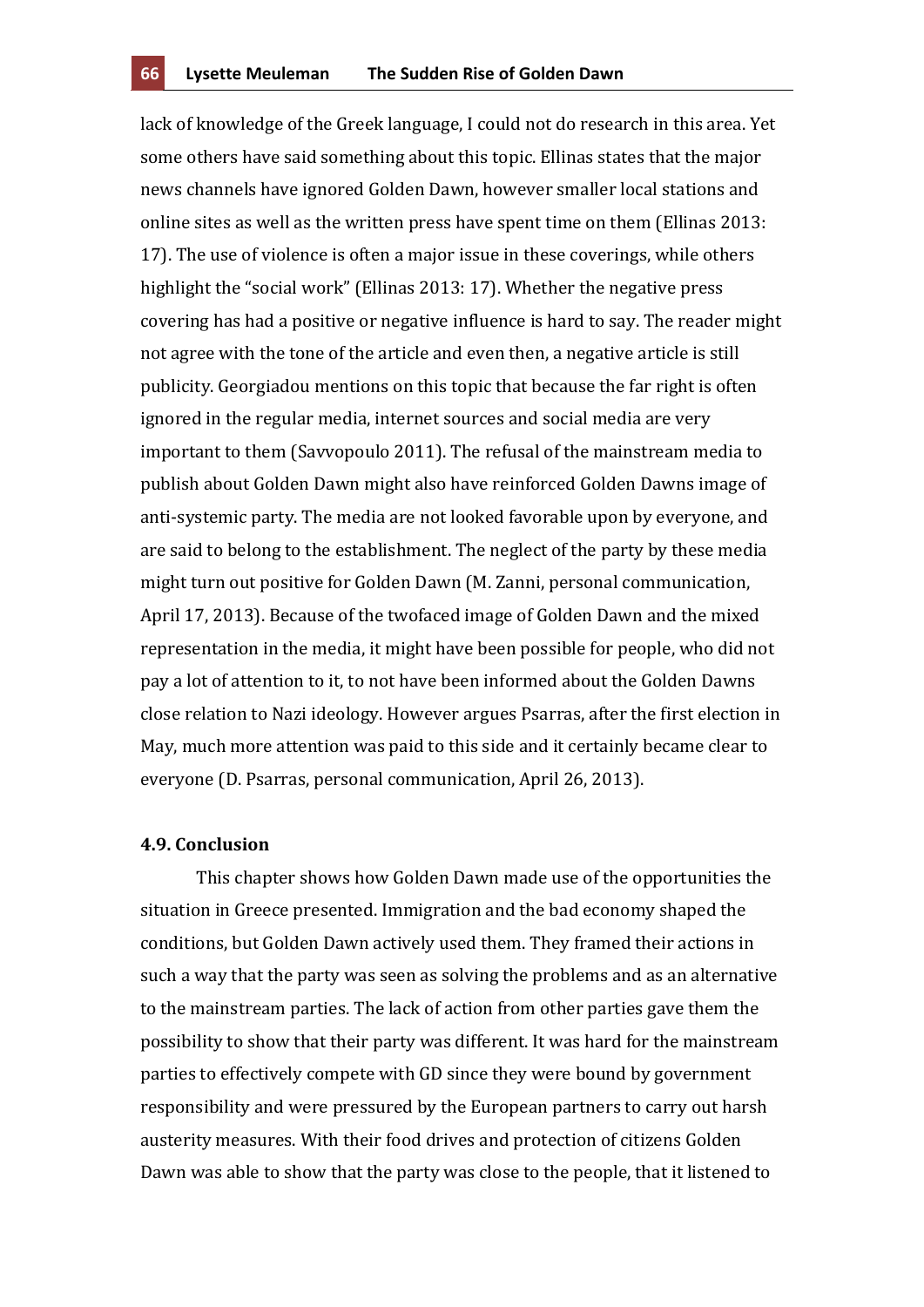lack of knowledge of the Greek language, I could not do research in this area. Yet some others have said something about this topic. Ellinas states that the major news channels have ignored Golden Dawn, however smaller local stations and online sites as well as the written press have spent time on them (Ellinas 2013: 17). The use of violence is often a major issue in these coverings, while others highlight the "social work" (Ellinas 2013: 17). Whether the negative press covering has had a positive or negative influence is hard to say. The reader might not agree with the tone of the article and even then, a negative article is still publicity. Georgiadou mentions on this topic that because the far right is often ignored in the regular media, internet sources and social media are very important to them (Savvopoulo 2011). The refusal of the mainstream media to publish about Golden Dawn might also have reinforced Golden Dawns image of anti-systemic party. The media are not looked favorable upon by everyone, and are said to belong to the establishment. The neglect of the party by these media might turn out positive for Golden Dawn (M. Zanni, personal communication, April 17, 2013). Because of the twofaced image of Golden Dawn and the mixed representation in the media, it might have been possible for people, who did not pay a lot of attention to it, to not have been informed about the Golden Dawns close relation to Nazi ideology. However argues Psarras, after the first election in May, much more attention was paid to this side and it certainly became clear to everyone (D. Psarras, personal communication, April 26, 2013).

### 4.9. Conclusion

This chapter shows how Golden Dawn made use of the opportunities the situation in Greece presented. Immigration and the bad economy shaped the conditions, but Golden Dawn actively used them. They framed their actions in such a way that the party was seen as solving the problems and as an alternative to the mainstream parties. The lack of action from other parties gave them the possibility to show that their party was different. It was hard for the mainstream parties to effectively compete with GD since they were bound by government responsibility and were pressured by the European partners to carry out harsh austerity measures. With their food drives and protection of citizens Golden Dawn was able to show that the party was close to the people, that it listened to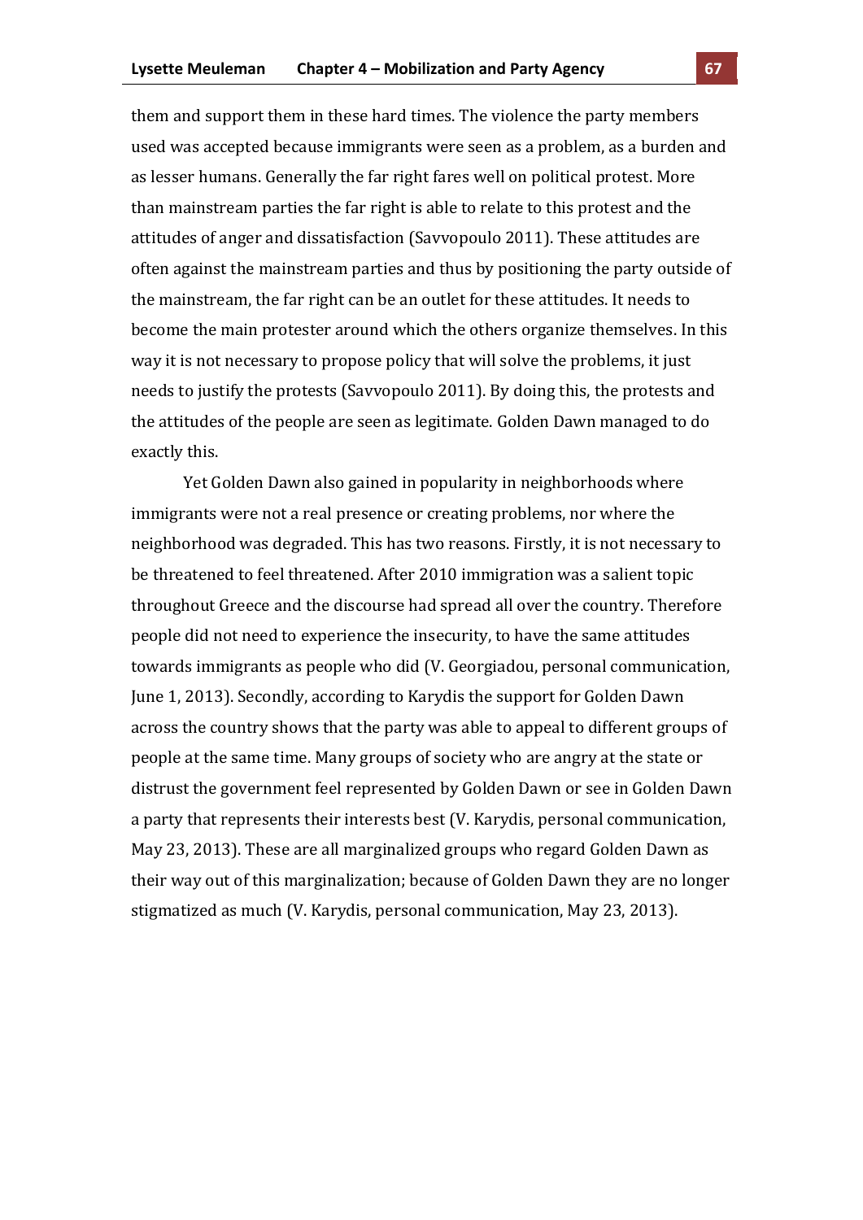them and support them in these hard times. The violence the party members used was accepted because immigrants were seen as a problem, as a burden and as lesser humans. Generally the far right fares well on political protest. More than mainstream parties the far right is able to relate to this protest and the attitudes of anger and dissatisfaction (Savvopoulo 2011). These attitudes are often against the mainstream parties and thus by positioning the party outside of the mainstream, the far right can be an outlet for these attitudes. It needs to become the main protester around which the others organize themselves. In this way it is not necessary to propose policy that will solve the problems, it just needs to justify the protests (Savvopoulo 2011). By doing this, the protests and the attitudes of the people are seen as legitimate. Golden Dawn managed to do exactly this.

Yet Golden Dawn also gained in popularity in neighborhoods where immigrants were not a real presence or creating problems, nor where the neighborhood was degraded. This has two reasons. Firstly, it is not necessary to be threatened to feel threatened. After 2010 immigration was a salient topic throughout Greece and the discourse had spread all over the country. Therefore people did not need to experience the insecurity, to have the same attitudes towards immigrants as people who did (V. Georgiadou, personal communication, June 1, 2013). Secondly, according to Karydis the support for Golden Dawn across the country shows that the party was able to appeal to different groups of people at the same time. Many groups of society who are angry at the state or distrust the government feel represented by Golden Dawn or see in Golden Dawn a party that represents their interests best (V. Karydis, personal communication, May 23, 2013). These are all marginalized groups who regard Golden Dawn as their way out of this marginalization; because of Golden Dawn they are no longer stigmatized as much (V. Karydis, personal communication, May 23, 2013).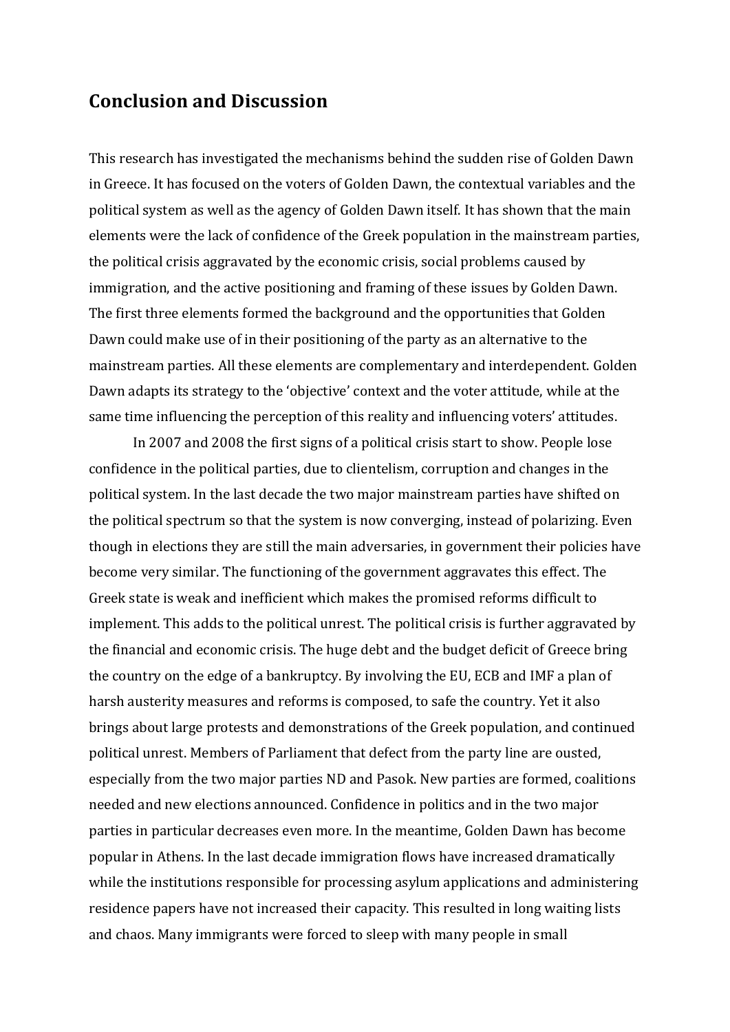## Conclusion and Discussion

This research has investigated the mechanisms behind the sudden rise of Golden Dawn in Greece. It has focused on the voters of Golden Dawn, the contextual variables and the political system as well as the agency of Golden Dawn itself. It has shown that the main elements were the lack of confidence of the Greek population in the mainstream parties, the political crisis aggravated by the economic crisis, social problems caused by immigration, and the active positioning and framing of these issues by Golden Dawn. The first three elements formed the background and the opportunities that Golden Dawn could make use of in their positioning of the party as an alternative to the mainstream parties. All these elements are complementary and interdependent. Golden Dawn adapts its strategy to the 'objective' context and the voter attitude, while at the same time influencing the perception of this reality and influencing voters' attitudes.

In 2007 and 2008 the first signs of a political crisis start to show. People lose confidence in the political parties, due to clientelism, corruption and changes in the political system. In the last decade the two major mainstream parties have shifted on the political spectrum so that the system is now converging, instead of polarizing. Even though in elections they are still the main adversaries, in government their policies have become very similar. The functioning of the government aggravates this effect. The Greek state is weak and inefficient which makes the promised reforms difficult to implement. This adds to the political unrest. The political crisis is further aggravated by the financial and economic crisis. The huge debt and the budget deficit of Greece bring the country on the edge of a bankruptcy. By involving the EU, ECB and IMF a plan of harsh austerity measures and reforms is composed, to safe the country. Yet it also brings about large protests and demonstrations of the Greek population, and continued political unrest. Members of Parliament that defect from the party line are ousted, especially from the two major parties ND and Pasok. New parties are formed, coalitions needed and new elections announced. Confidence in politics and in the two major parties in particular decreases even more. In the meantime, Golden Dawn has become popular in Athens. In the last decade immigration flows have increased dramatically while the institutions responsible for processing asylum applications and administering residence papers have not increased their capacity. This resulted in long waiting lists and chaos. Many immigrants were forced to sleep with many people in small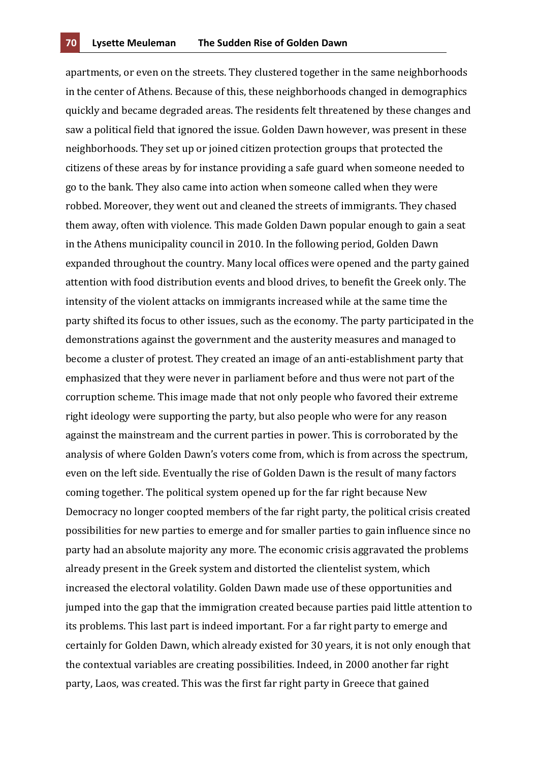apartments, or even on the streets. They clustered together in the same neighborhoods in the center of Athens. Because of this, these neighborhoods changed in demographics quickly and became degraded areas. The residents felt threatened by these changes and saw a political field that ignored the issue. Golden Dawn however, was present in these neighborhoods. They set up or joined citizen protection groups that protected the citizens of these areas by for instance providing a safe guard when someone needed to go to the bank. They also came into action when someone called when they were robbed. Moreover, they went out and cleaned the streets of immigrants. They chased them away, often with violence. This made Golden Dawn popular enough to gain a seat in the Athens municipality council in 2010. In the following period, Golden Dawn expanded throughout the country. Many local offices were opened and the party gained attention with food distribution events and blood drives, to benefit the Greek only. The intensity of the violent attacks on immigrants increased while at the same time the party shifted its focus to other issues, such as the economy. The party participated in the demonstrations against the government and the austerity measures and managed to become a cluster of protest. They created an image of an anti-establishment party that emphasized that they were never in parliament before and thus were not part of the corruption scheme. This image made that not only people who favored their extreme right ideology were supporting the party, but also people who were for any reason against the mainstream and the current parties in power. This is corroborated by the analysis of where Golden Dawn's voters come from, which is from across the spectrum, even on the left side. Eventually the rise of Golden Dawn is the result of many factors coming together. The political system opened up for the far right because New Democracy no longer coopted members of the far right party, the political crisis created possibilities for new parties to emerge and for smaller parties to gain influence since no party had an absolute majority any more. The economic crisis aggravated the problems already present in the Greek system and distorted the clientelist system, which increased the electoral volatility. Golden Dawn made use of these opportunities and jumped into the gap that the immigration created because parties paid little attention to its problems. This last part is indeed important. For a far right party to emerge and certainly for Golden Dawn, which already existed for 30 years, it is not only enough that the contextual variables are creating possibilities. Indeed, in 2000 another far right party, Laos, was created. This was the first far right party in Greece that gained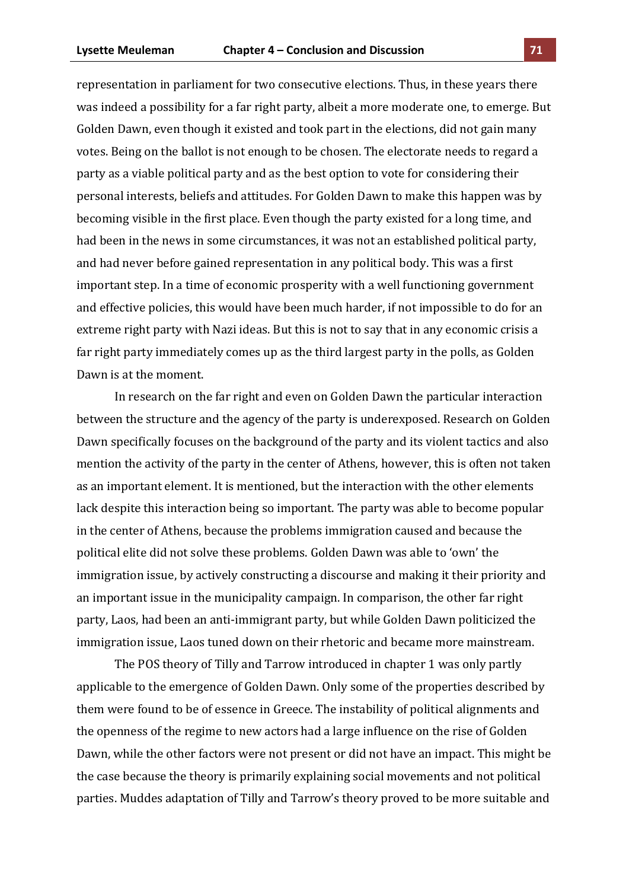representation in parliament for two consecutive elections. Thus, in these years there was indeed a possibility for a far right party, albeit a more moderate one, to emerge. But Golden Dawn, even though it existed and took part in the elections, did not gain many votes. Being on the ballot is not enough to be chosen. The electorate needs to regard a party as a viable political party and as the best option to vote for considering their personal interests, beliefs and attitudes. For Golden Dawn to make this happen was by becoming visible in the first place. Even though the party existed for a long time, and had been in the news in some circumstances, it was not an established political party, and had never before gained representation in any political body. This was a first important step. In a time of economic prosperity with a well functioning government and effective policies, this would have been much harder, if not impossible to do for an extreme right party with Nazi ideas. But this is not to say that in any economic crisis a far right party immediately comes up as the third largest party in the polls, as Golden Dawn is at the moment.

In research on the far right and even on Golden Dawn the particular interaction between the structure and the agency of the party is underexposed. Research on Golden Dawn specifically focuses on the background of the party and its violent tactics and also mention the activity of the party in the center of Athens, however, this is often not taken as an important element. It is mentioned, but the interaction with the other elements lack despite this interaction being so important. The party was able to become popular in the center of Athens, because the problems immigration caused and because the political elite did not solve these problems. Golden Dawn was able to 'own' the immigration issue, by actively constructing a discourse and making it their priority and an important issue in the municipality campaign. In comparison, the other far right party, Laos, had been an anti-immigrant party, but while Golden Dawn politicized the immigration issue, Laos tuned down on their rhetoric and became more mainstream.

The POS theory of Tilly and Tarrow introduced in chapter 1 was only partly applicable to the emergence of Golden Dawn. Only some of the properties described by them were found to be of essence in Greece. The instability of political alignments and the openness of the regime to new actors had a large influence on the rise of Golden Dawn, while the other factors were not present or did not have an impact. This might be the case because the theory is primarily explaining social movements and not political parties. Muddes adaptation of Tilly and Tarrow's theory proved to be more suitable and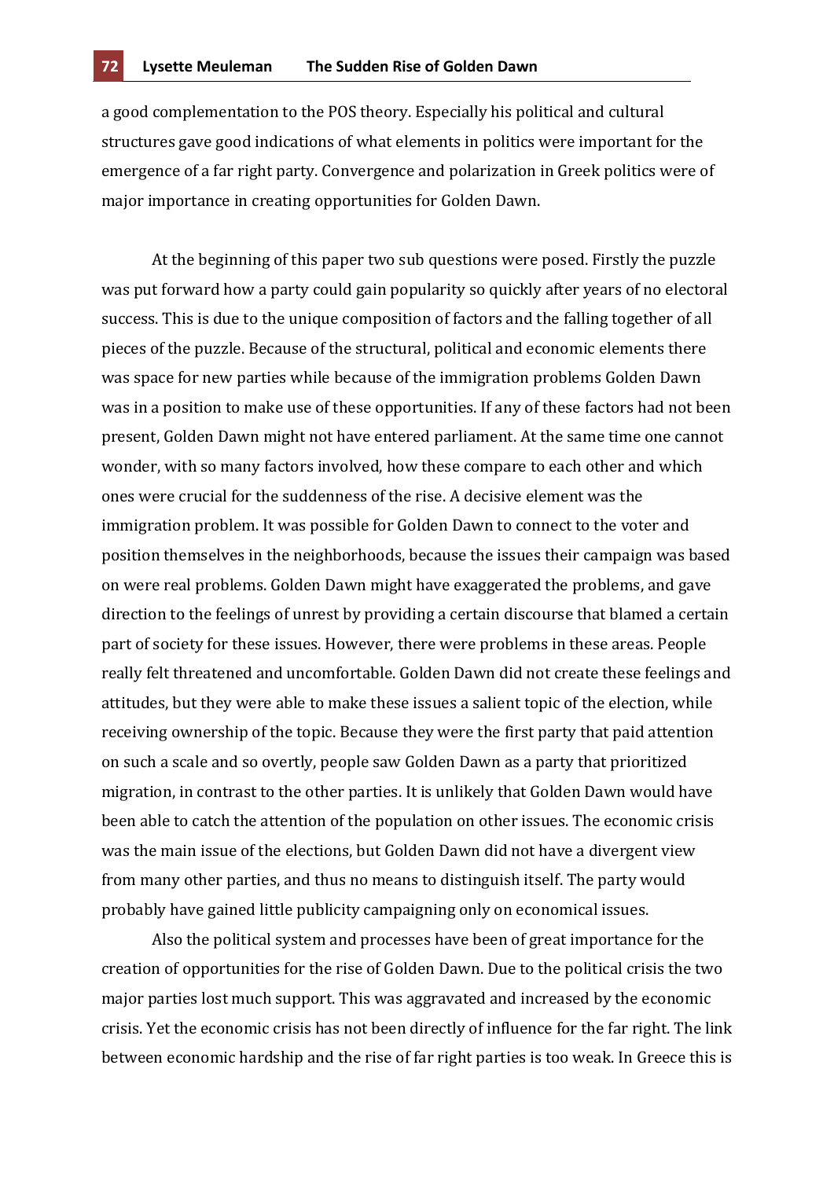a good complementation to the POS theory. Especially his political and cultural structures gave good indications of what elements in politics were important for the emergence of a far right party. Convergence and polarization in Greek politics were of major importance in creating opportunities for Golden Dawn.

At the beginning of this paper two sub questions were posed. Firstly the puzzle was put forward how a party could gain popularity so quickly after years of no electoral success. This is due to the unique composition of factors and the falling together of all pieces of the puzzle. Because of the structural, political and economic elements there was space for new parties while because of the immigration problems Golden Dawn was in a position to make use of these opportunities. If any of these factors had not been present, Golden Dawn might not have entered parliament. At the same time one cannot wonder, with so many factors involved, how these compare to each other and which ones were crucial for the suddenness of the rise. A decisive element was the immigration problem. It was possible for Golden Dawn to connect to the voter and position themselves in the neighborhoods, because the issues their campaign was based on were real problems. Golden Dawn might have exaggerated the problems, and gave direction to the feelings of unrest by providing a certain discourse that blamed a certain part of society for these issues. However, there were problems in these areas. People really felt threatened and uncomfortable. Golden Dawn did not create these feelings and attitudes, but they were able to make these issues a salient topic of the election, while receiving ownership of the topic. Because they were the first party that paid attention on such a scale and so overtly, people saw Golden Dawn as a party that prioritized migration, in contrast to the other parties. It is unlikely that Golden Dawn would have been able to catch the attention of the population on other issues. The economic crisis was the main issue of the elections, but Golden Dawn did not have a divergent view from many other parties, and thus no means to distinguish itself. The party would probably have gained little publicity campaigning only on economical issues.

Also the political system and processes have been of great importance for the creation of opportunities for the rise of Golden Dawn. Due to the political crisis the two major parties lost much support. This was aggravated and increased by the economic crisis. Yet the economic crisis has not been directly of influence for the far right. The link between economic hardship and the rise of far right parties is too weak. In Greece this is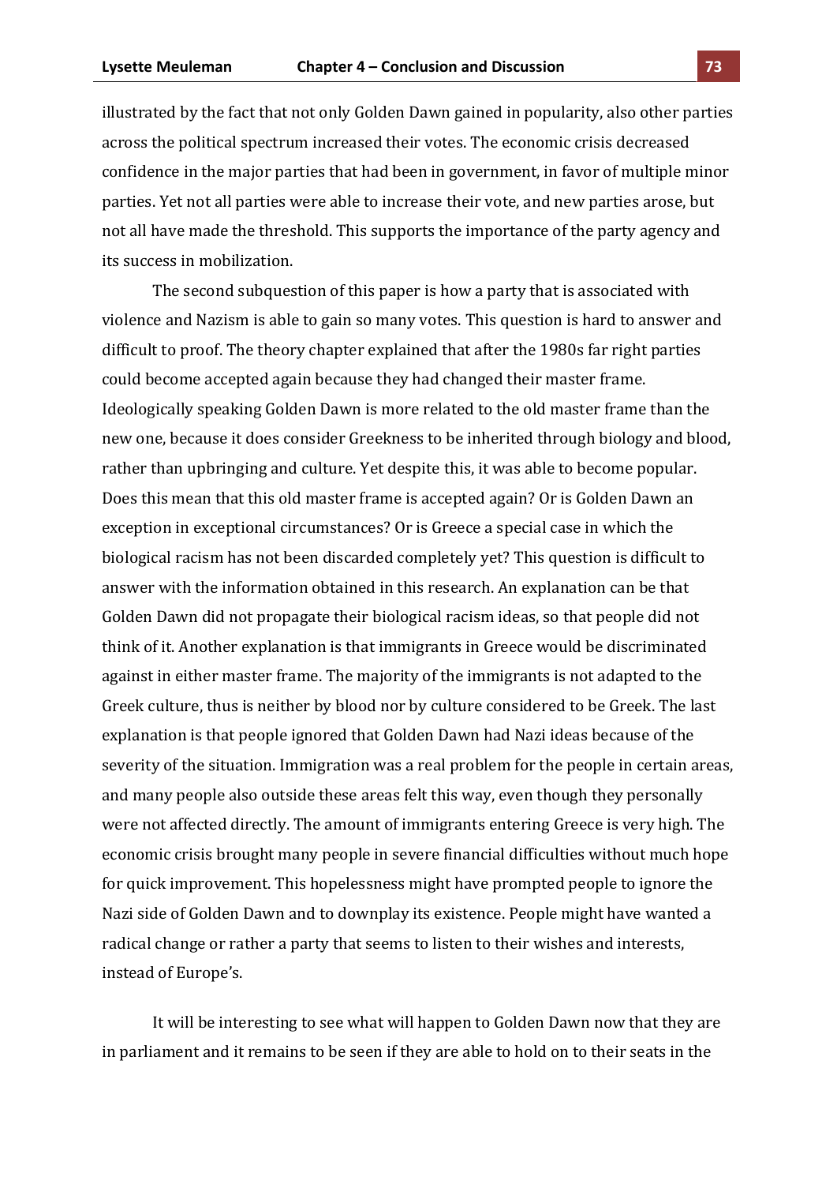illustrated by the fact that not only Golden Dawn gained in popularity, also other parties across the political spectrum increased their votes. The economic crisis decreased confidence in the major parties that had been in government, in favor of multiple minor parties. Yet not all parties were able to increase their vote, and new parties arose, but not all have made the threshold. This supports the importance of the party agency and its success in mobilization.

The second subquestion of this paper is how a party that is associated with violence and Nazism is able to gain so many votes. This question is hard to answer and difficult to proof. The theory chapter explained that after the 1980s far right parties could become accepted again because they had changed their master frame. Ideologically speaking Golden Dawn is more related to the old master frame than the new one, because it does consider Greekness to be inherited through biology and blood, rather than upbringing and culture. Yet despite this, it was able to become popular. Does this mean that this old master frame is accepted again? Or is Golden Dawn an exception in exceptional circumstances? Or is Greece a special case in which the biological racism has not been discarded completely yet? This question is difficult to answer with the information obtained in this research. An explanation can be that Golden Dawn did not propagate their biological racism ideas, so that people did not think of it. Another explanation is that immigrants in Greece would be discriminated against in either master frame. The majority of the immigrants is not adapted to the Greek culture, thus is neither by blood nor by culture considered to be Greek. The last explanation is that people ignored that Golden Dawn had Nazi ideas because of the severity of the situation. Immigration was a real problem for the people in certain areas, and many people also outside these areas felt this way, even though they personally were not affected directly. The amount of immigrants entering Greece is very high. The economic crisis brought many people in severe financial difficulties without much hope for quick improvement. This hopelessness might have prompted people to ignore the Nazi side of Golden Dawn and to downplay its existence. People might have wanted a radical change or rather a party that seems to listen to their wishes and interests, instead of Europe's.

It will be interesting to see what will happen to Golden Dawn now that they are in parliament and it remains to be seen if they are able to hold on to their seats in the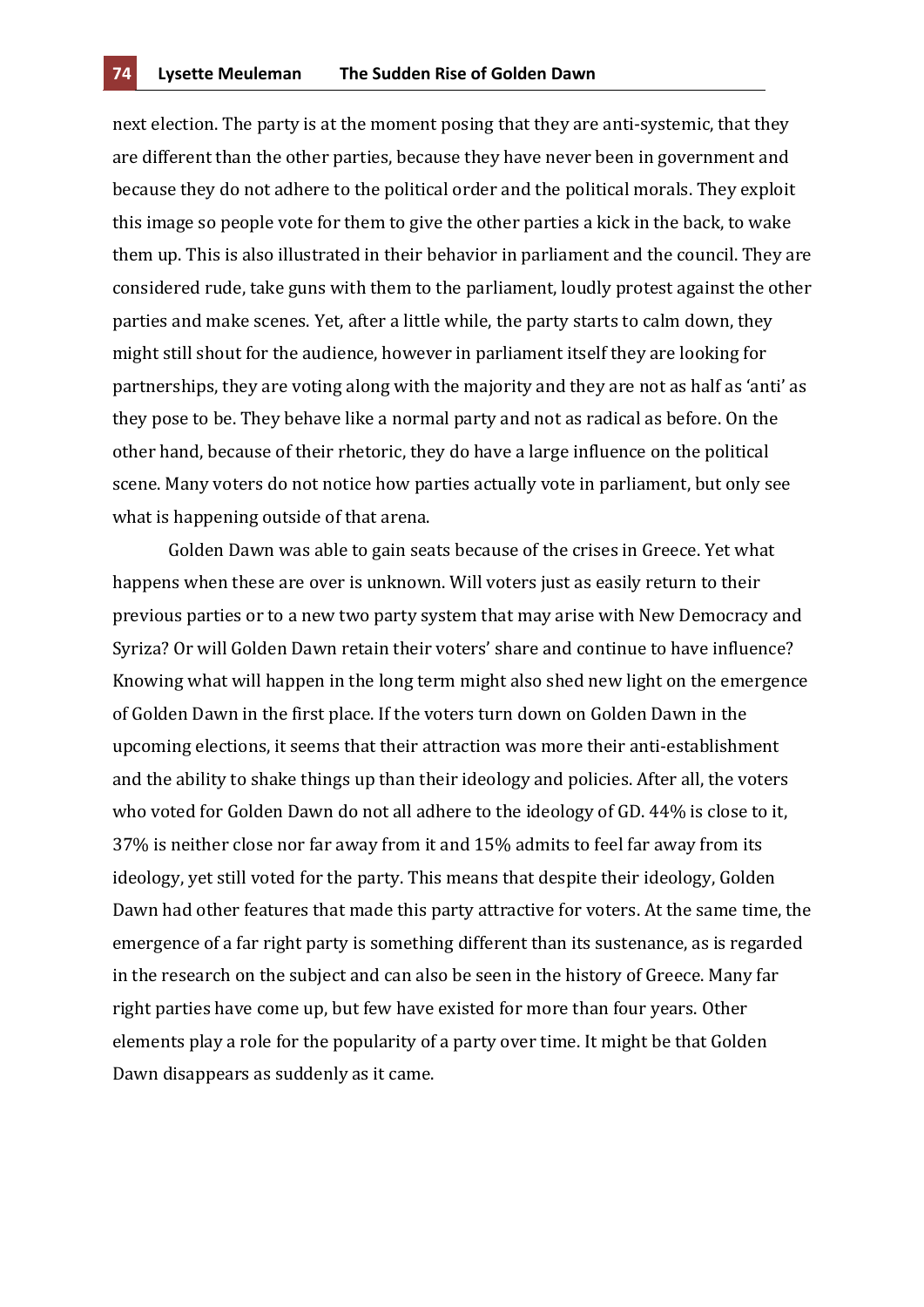next election. The party is at the moment posing that they are anti-systemic, that they are different than the other parties, because they have never been in government and because they do not adhere to the political order and the political morals. They exploit this image so people vote for them to give the other parties a kick in the back, to wake them up. This is also illustrated in their behavior in parliament and the council. They are considered rude, take guns with them to the parliament, loudly protest against the other parties and make scenes. Yet, after a little while, the party starts to calm down, they might still shout for the audience, however in parliament itself they are looking for partnerships, they are voting along with the majority and they are not as half as 'anti' as they pose to be. They behave like a normal party and not as radical as before. On the other hand, because of their rhetoric, they do have a large influence on the political scene. Many voters do not notice how parties actually vote in parliament, but only see what is happening outside of that arena.

Golden Dawn was able to gain seats because of the crises in Greece. Yet what happens when these are over is unknown. Will voters just as easily return to their previous parties or to a new two party system that may arise with New Democracy and Syriza? Or will Golden Dawn retain their voters' share and continue to have influence? Knowing what will happen in the long term might also shed new light on the emergence of Golden Dawn in the first place. If the voters turn down on Golden Dawn in the upcoming elections, it seems that their attraction was more their anti-establishment and the ability to shake things up than their ideology and policies. After all, the voters who voted for Golden Dawn do not all adhere to the ideology of GD. 44% is close to it, 37% is neither close nor far away from it and 15% admits to feel far away from its ideology, yet still voted for the party. This means that despite their ideology, Golden Dawn had other features that made this party attractive for voters. At the same time, the emergence of a far right party is something different than its sustenance, as is regarded in the research on the subject and can also be seen in the history of Greece. Many far right parties have come up, but few have existed for more than four years. Other elements play a role for the popularity of a party over time. It might be that Golden Dawn disappears as suddenly as it came.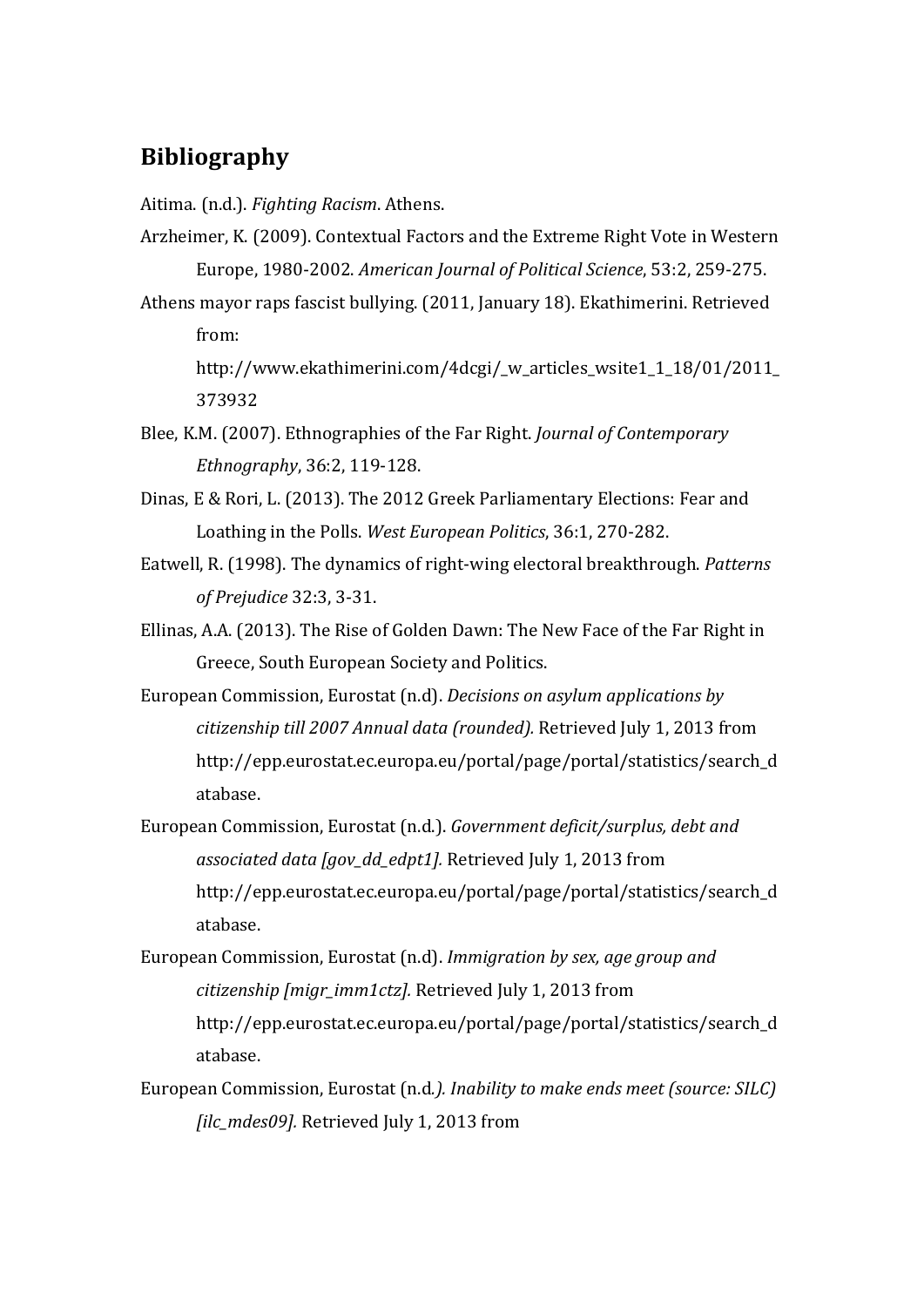## Bibliography

Aitima. (n.d.). *Fighting Racism*. Athens.

Arzheimer, K. (2009). Contextual Factors and the Extreme Right Vote in Western Europe, 1980-2002. *American Journal of Political Science*, 53:2, 259-275.

Athens mayor raps fascist bullying. (2011, January 18). Ekathimerini. Retrieved from: http://www.ekathimerini.com/4dcgi/_w_articles_wsite1_1_18/01/2011_373932

Blee, K.M. (2007). Ethnographies of the Far Right. *Journal of Contemporary Ethnography*, 36:2, 119-128.

Dinas, E & Rori, L. (2013). The 2012 Greek Parliamentary Elections: Fear and Loathing in the Polls. *West European Politics*, 36:1, 270-282.

Eatwell, R. (1998). The dynamics of right-wing electoral breakthrough. *Patterns of Prejudice* 32:3, 3-31.

Ellinas, A.A. (2013). The Rise of Golden Dawn: The New Face of the Far Right in Greece, South European Society and Politics.

European Commission, Eurostat (n.d). *Decisions on asylum applications by citizenship till 2007 Annual data (rounded).* Retrieved July 1, 2013 from http://epp.eurostat.ec.europa.eu/portal/page/portal/statistics/search_database.

European Commission, Eurostat (n.d.). *Government deficit/surplus, debt and associated data [gov_dd_edpt1].* Retrieved July 1, 2013 from http://epp.eurostat.ec.europa.eu/portal/page/portal/statistics/search_database.

European Commission, Eurostat (n.d). *Immigration by sex, age group and citizenship [migr_imm1ctz].* Retrieved July 1, 2013 from http://epp.eurostat.ec.europa.eu/portal/page/portal/statistics/search_database.

European Commission, Eurostat (n.d*.). Inability to make ends meet (source: SILC) [ilc_mdes09].* Retrieved July 1, 2013 from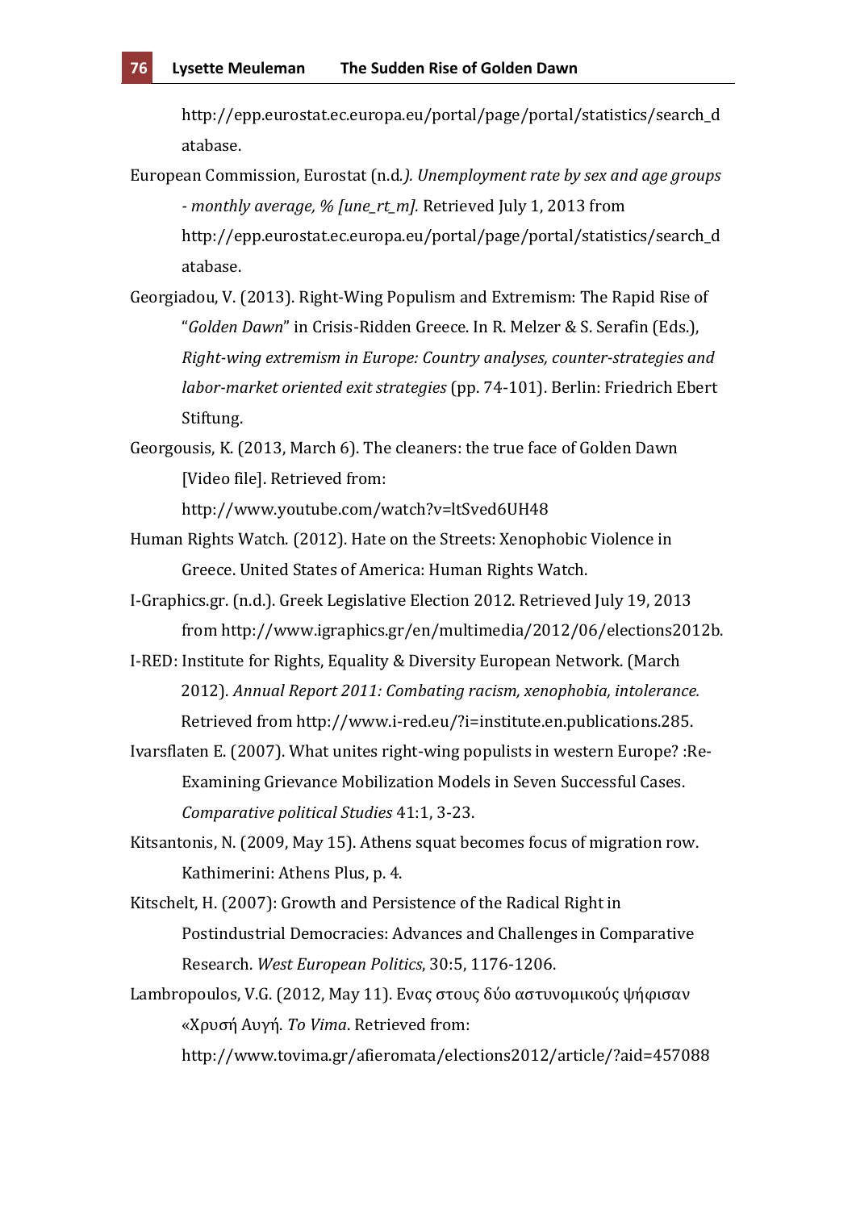http://epp.eurostat.ec.europa.eu/portal/page/portal/statistics/search_database.

European Commission, Eurostat (n.d*.). Unemployment rate by sex and age groups - monthly average, % [une_rt_m].* Retrieved July 1, 2013 from http://epp.eurostat.ec.europa.eu/portal/page/portal/statistics/search_database.

Georgiadou, V. (2013). Right-Wing Populism and Extremism: The Rapid Rise of "*Golden Dawn*" in Crisis-Ridden Greece. In R. Melzer & S. Serafin (Eds.), *Right-wing extremism in Europe: Country analyses, counter-strategies and labor-market oriented exit strategies* (pp. 74-101). Berlin: Friedrich Ebert Stiftung.

Georgousis, K. (2013, March 6). The cleaners: the true face of Golden Dawn [Video file]. Retrieved from: http://www.youtube.com/watch?v=ltSved6UH48

Human Rights Watch. (2012). Hate on the Streets: Xenophobic Violence in Greece. United States of America: Human Rights Watch.

I-Graphics.gr. (n.d.). Greek Legislative Election 2012. Retrieved July 19, 2013 from http://www.igraphics.gr/en/multimedia/2012/06/elections2012b.

I-RED: Institute for Rights, Equality & Diversity European Network. (March 2012). *Annual Report 2011: Combating racism, xenophobia, intolerance.* Retrieved from http://www.i-red.eu/?i=institute.en.publications.285.

Ivarsflaten E. (2007). What unites right-wing populists in western Europe? :Re-Examining Grievance Mobilization Models in Seven Successful Cases. *Comparative political Studies* 41:1, 3-23.

Kitsantonis, N. (2009, May 15). Athens squat becomes focus of migration row. Kathimerini: Athens Plus, p. 4.

Kitschelt, H. (2007): Growth and Persistence of the Radical Right in Postindustrial Democracies: Advances and Challenges in Comparative Research. *West European Politics*, 30:5, 1176-1206.

Lambropoulos, V.G. (2012, May 11). Ενας στους δύο αστυνομικούς ψήφισαν «Χρυσή Αυγή. *To Vima*. Retrieved from: http://www.tovima.gr/afieromata/elections2012/article/?aid=457088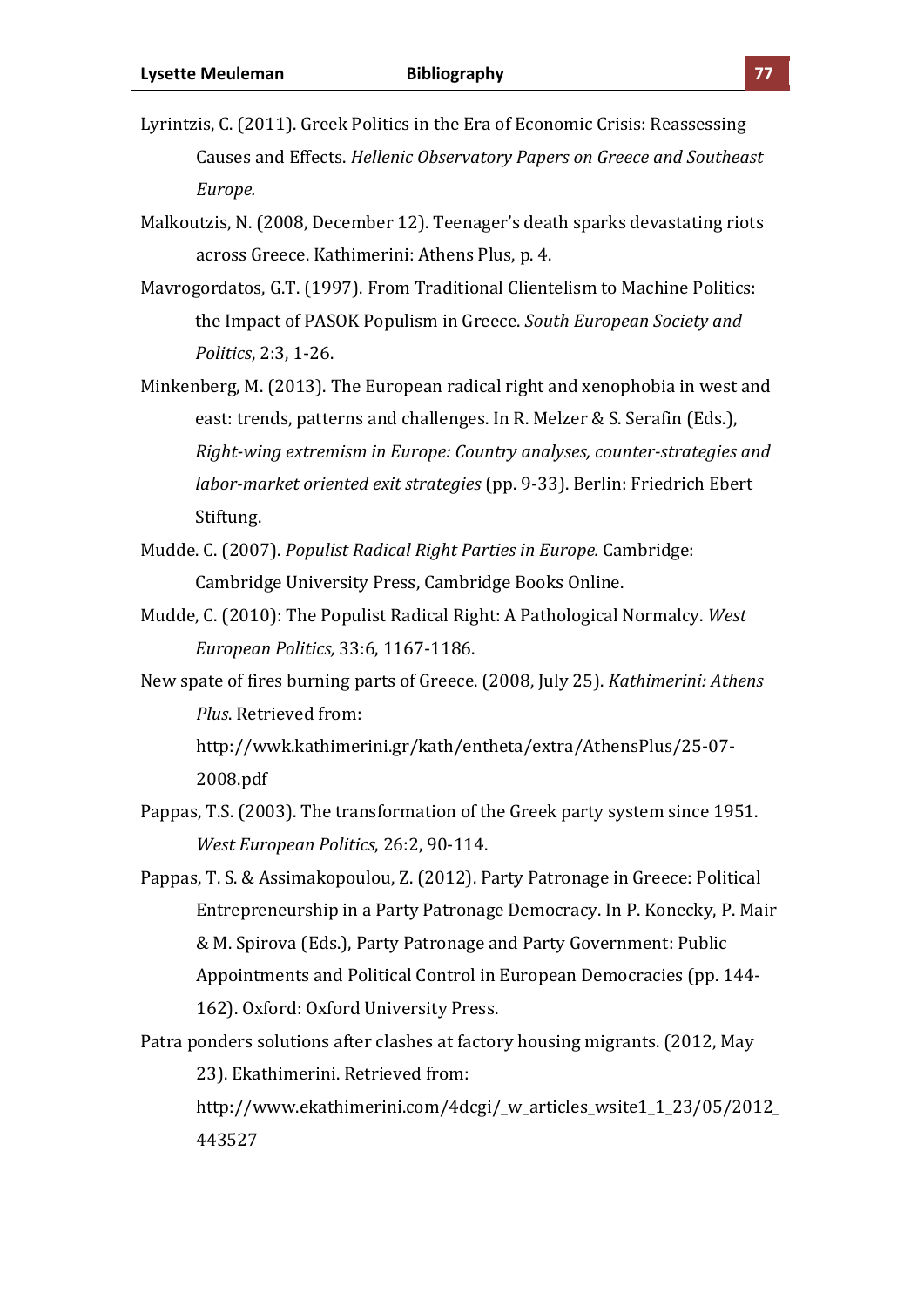Lyrintzis, C. (2011). Greek Politics in the Era of Economic Crisis: Reassessing Causes and Effects. *Hellenic Observatory Papers on Greece and Southeast Europe.*

Malkoutzis, N. (2008, December 12). Teenager's death sparks devastating riots across Greece. Kathimerini: Athens Plus, p. 4.

Mavrogordatos, G.T. (1997). From Traditional Clientelism to Machine Politics: the Impact of PASOK Populism in Greece. *South European Society and Politics*, 2:3, 1-26.

Minkenberg, M. (2013). The European radical right and xenophobia in west and east: trends, patterns and challenges. In R. Melzer & S. Serafin (Eds.), *Right-wing extremism in Europe: Country analyses, counter-strategies and labor-market oriented exit strategies* (pp. 9-33). Berlin: Friedrich Ebert Stiftung.

Mudde. C. (2007). *Populist Radical Right Parties in Europe.* Cambridge: Cambridge University Press, Cambridge Books Online.

Mudde, C. (2010): The Populist Radical Right: A Pathological Normalcy. *West European Politics,* 33:6, 1167-1186.

New spate of fires burning parts of Greece. (2008, July 25). *Kathimerini: Athens Plus*. Retrieved from: http://wwk.kathimerini.gr/kath/entheta/extra/AthensPlus/25-07-2008.pdf

Pappas, T.S. (2003). The transformation of the Greek party system since 1951. *West European Politics*, 26:2, 90-114.

Pappas, T. S. & Assimakopoulou, Z. (2012). Party Patronage in Greece: Political Entrepreneurship in a Party Patronage Democracy. In P. Konecky, P. Mair & M. Spirova (Eds.), Party Patronage and Party Government: Public Appointments and Political Control in European Democracies (pp. 144-162). Oxford: Oxford University Press.

Patra ponders solutions after clashes at factory housing migrants. (2012, May 23). Ekathimerini. Retrieved from: http://www.ekathimerini.com/4dcgi/_w_articles_wsite1_1_23/05/2012_443527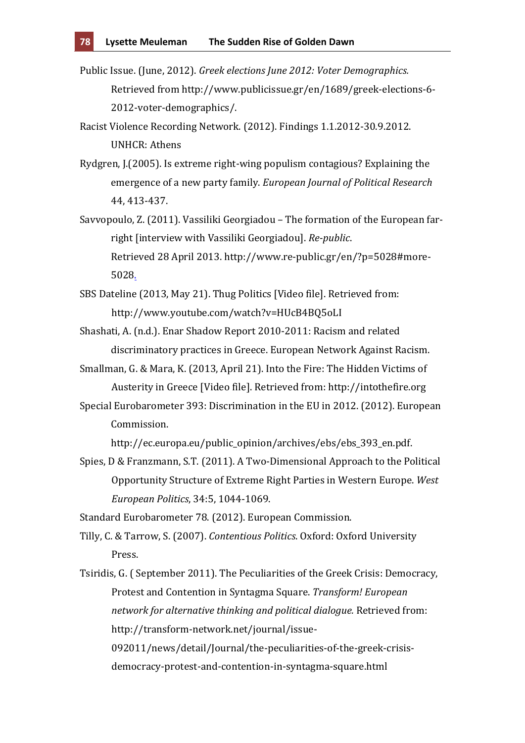Public Issue. (June, 2012). *Greek elections June 2012: Voter Demographics.* Retrieved from http://www.publicissue.gr/en/1689/greek-elections-6-2012-voter-demographics/.

Racist Violence Recording Network. (2012). Findings 1.1.2012-30.9.2012. UNHCR: Athens

Rydgren, J.(2005). Is extreme right-wing populism contagious? Explaining the emergence of a new party family. *European Journal of Political Research* 44, 413-437.

Savvopoulo, Z. (2011). Vassiliki Georgiadou – The formation of the European far-right [interview with Vassiliki Georgiadou]. *Re-public*. Retrieved 28 April 2013. http://www.re-public.gr/en/?p=5028#more-5028.

SBS Dateline (2013, May 21). Thug Politics [Video file]. Retrieved from: http://www.youtube.com/watch?v=HUcB4BQ5oLI

Shashati, A. (n.d.). Enar Shadow Report 2010-2011: Racism and related discriminatory practices in Greece. European Network Against Racism.

Smallman, G. & Mara, K. (2013, April 21). Into the Fire: The Hidden Victims of Austerity in Greece [Video file]. Retrieved from: http://intothefire.org

Special Eurobarometer 393: Discrimination in the EU in 2012. (2012). European Commission. http://ec.europa.eu/public_opinion/archives/ebs/ebs_393_en.pdf.

Spies, D & Franzmann, S.T. (2011). A Two-Dimensional Approach to the Political Opportunity Structure of Extreme Right Parties in Western Europe. *West European Politics*, 34:5, 1044-1069.

Standard Eurobarometer 78. (2012). European Commission.

Tilly, C. & Tarrow, S. (2007). *Contentious Politics*. Oxford: Oxford University Press.

Tsiridis, G. ( September 2011). The Peculiarities of the Greek Crisis: Democracy, Protest and Contention in Syntagma Square. *Transform! European network for alternative thinking and political dialogue.* Retrieved from: http://transform-network.net/journal/issue-092011/news/detail/Journal/the-peculiarities-of-the-greek-crisis-democracy-protest-and-contention-in-syntagma-square.html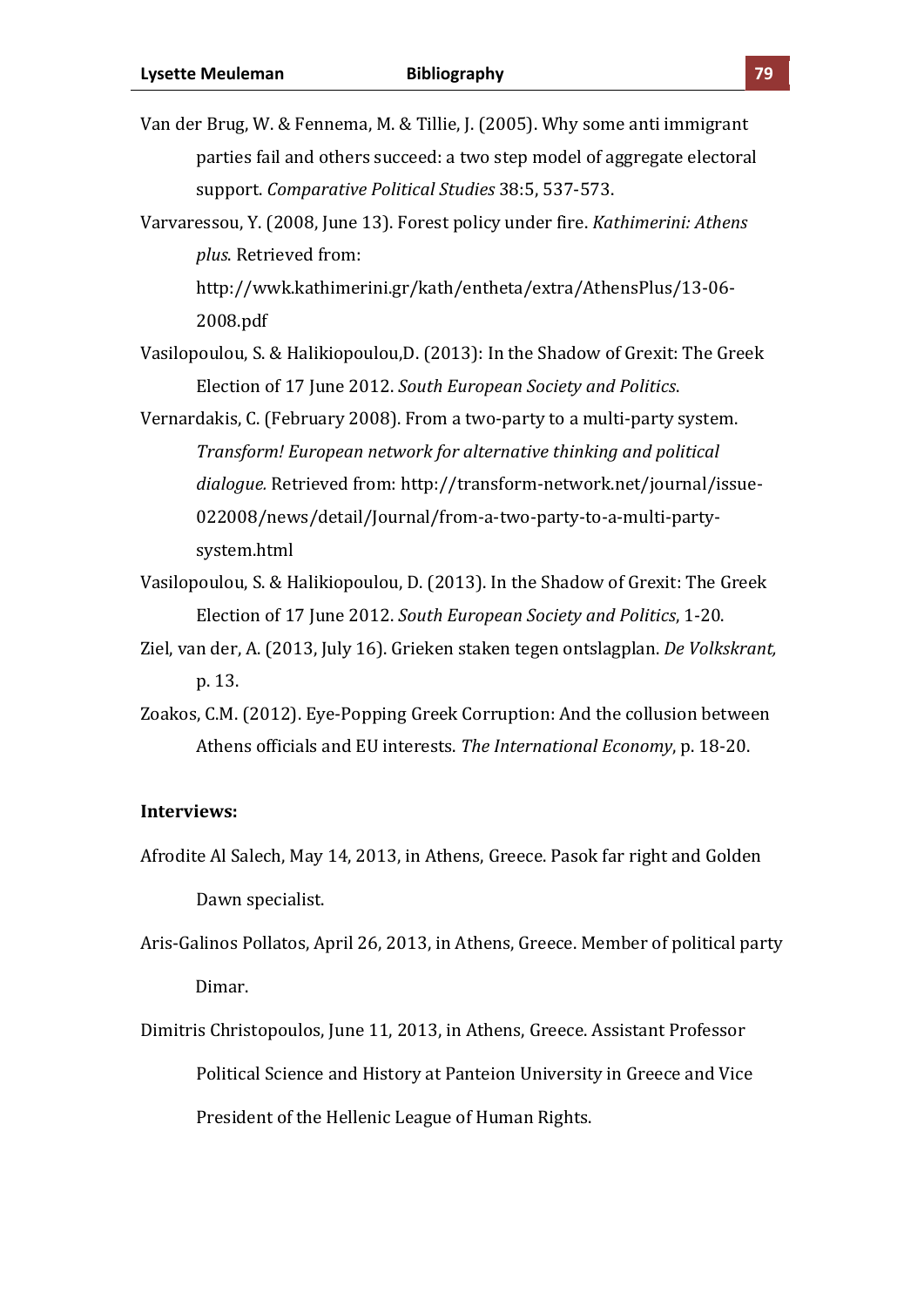Van der Brug, W. & Fennema, M. & Tillie, J. (2005). Why some anti immigrant parties fail and others succeed: a two step model of aggregate electoral support. *Comparative Political Studies* 38:5, 537-573.

Varvaressou, Y. (2008, June 13). Forest policy under fire. *Kathimerini: Athens plus*. Retrieved from: http://wwk.kathimerini.gr/kath/entheta/extra/AthensPlus/13-06-2008.pdf

Vasilopoulou, S. & Halikiopoulou,D. (2013): In the Shadow of Grexit: The Greek Election of 17 June 2012. *South European Society and Politics*.

Vernardakis, C. (February 2008). From a two-party to a multi-party system. *Transform! European network for alternative thinking and political dialogue.* Retrieved from: http://transform-network.net/journal/issue-022008/news/detail/Journal/from-a-two-party-to-a-multi-party-system.html

Vasilopoulou, S. & Halikiopoulou, D. (2013). In the Shadow of Grexit: The Greek Election of 17 June 2012. *South European Society and Politics*, 1-20.

Ziel, van der, A. (2013, July 16). Grieken staken tegen ontslagplan. *De Volkskrant,* p. 13.

Zoakos, C.M. (2012). Eye-Popping Greek Corruption: And the collusion between Athens officials and EU interests. *The International Economy*, p. 18-20.

**Interviews:**

Afrodite Al Salech, May 14, 2013, in Athens, Greece. Pasok far right and Golden Dawn specialist.

Aris-Galinos Pollatos, April 26, 2013, in Athens, Greece. Member of political party Dimar.

Dimitris Christopoulos, June 11, 2013, in Athens, Greece. Assistant Professor Political Science and History at Panteion University in Greece and Vice President of the Hellenic League of Human Rights.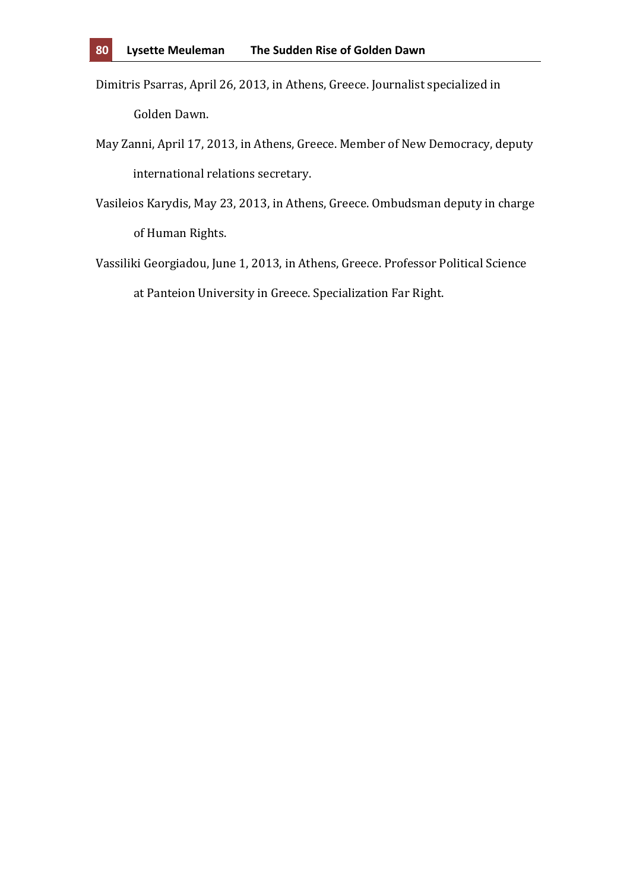Dimitris Psarras, April 26, 2013, in Athens, Greece. Journalist specialized in Golden Dawn.

May Zanni, April 17, 2013, in Athens, Greece. Member of New Democracy, deputy international relations secretary.

Vasileios Karydis, May 23, 2013, in Athens, Greece. Ombudsman deputy in charge of Human Rights.

Vassiliki Georgiadou, June 1, 2013, in Athens, Greece. Professor Political Science at Panteion University in Greece. Specialization Far Right.